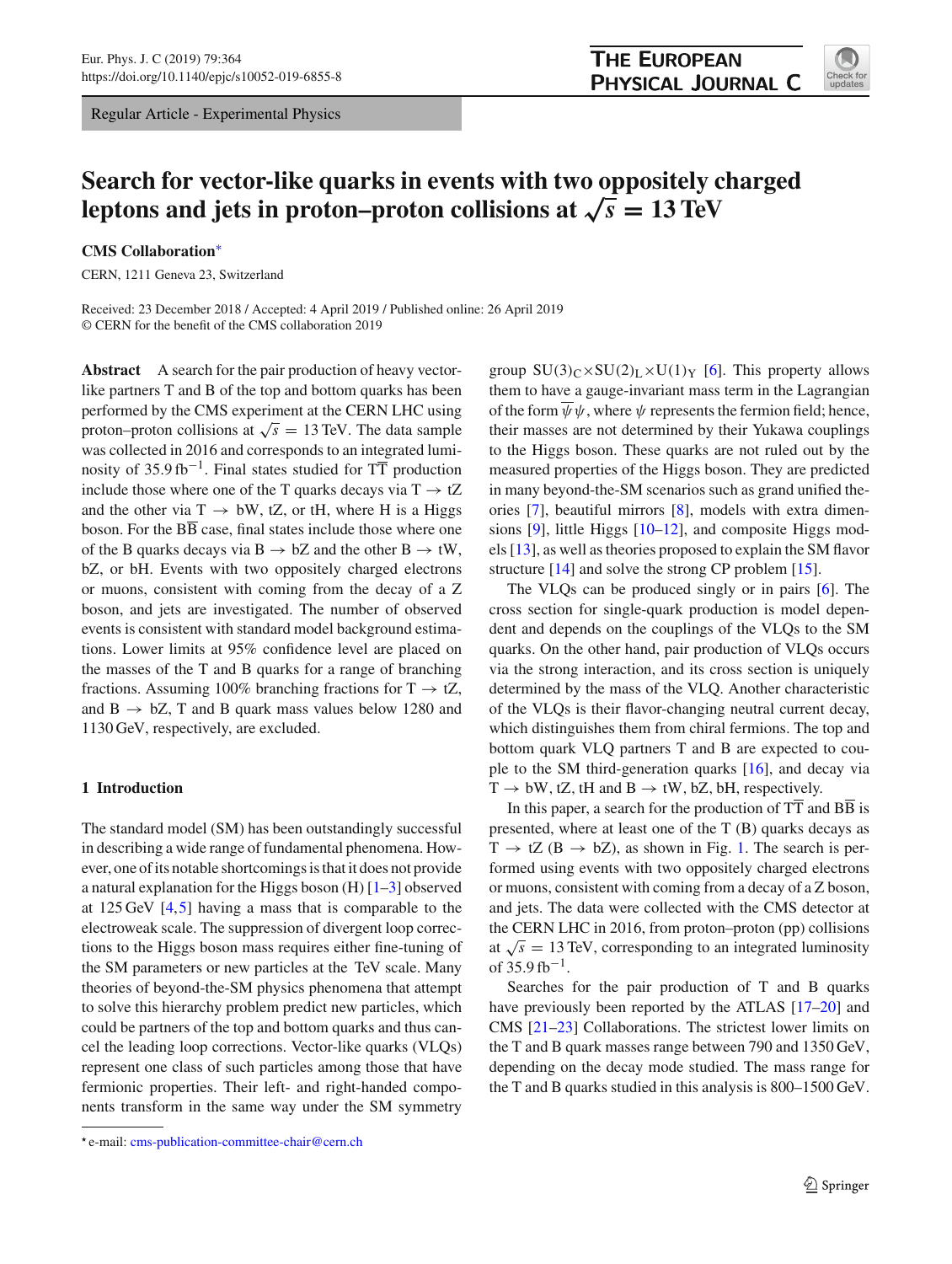Regular Article - Experimental Physics

# Search for vector-like quarks in events with two oppositely charged leptons and jets in proton–proton collisions at $\sqrt{s} = 13$ TeV

**CMS Collaboration***

CERN, 1211 Geneva 23, Switzerland

Received: 23 December 2018 / Accepted: 4 April 2019 / Published online: 26 April 2019
© CERN for the benefit of the CMS collaboration 2019

**Abstract** A search for the pair production of heavy vector-like partners T and B of the top and bottom quarks has been performed by the CMS experiment at the CERN LHC using proton–proton collisions at $\sqrt{s} = 13$ TeV. The data sample was collected in 2016 and corresponds to an integrated luminosity of $35.9\,\text{fb}^{-1}$. Final states studied for $\text{T}\overline{\text{T}}$ production include those where one of the T quarks decays via $\text{T} \rightarrow \text{tZ}$ and the other via $\text{T} \rightarrow \text{bW}$, tZ, or tH, where H is a Higgs boson. For the $\text{B}\overline{\text{B}}$ case, final states include those where one of the B quarks decays via $\text{B} \rightarrow \text{bZ}$ and the other $\text{B} \rightarrow \text{tW}$, bZ, or bH. Events with two oppositely charged electrons or muons, consistent with coming from the decay of a Z boson, and jets are investigated. The number of observed events is consistent with standard model background estimations. Lower limits at 95% confidence level are placed on the masses of the T and B quarks for a range of branching fractions. Assuming 100% branching fractions for $\text{T} \rightarrow \text{tZ}$, and $\text{B} \rightarrow \text{bZ}$, T and B quark mass values below 1280 and 1130 GeV, respectively, are excluded.

## 1 Introduction

The standard model (SM) has been outstandingly successful in describing a wide range of fundamental phenomena. However, one of its notable shortcomings is that it does not provide a natural explanation for the Higgs boson (H) [1–3] observed at 125 GeV [4,5] having a mass that is comparable to the electroweak scale. The suppression of divergent loop corrections to the Higgs boson mass requires either fine-tuning of the SM parameters or new particles at the TeV scale. Many theories of beyond-the-SM physics phenomena that attempt to solve this hierarchy problem predict new particles, which could be partners of the top and bottom quarks and thus cancel the leading loop corrections. Vector-like quarks (VLQs) represent one class of such particles among those that have fermionic properties. Their left- and right-handed components transform in the same way under the SM symmetry group $\text{SU(3)}_\text{C} \times \text{SU(2)}_\text{L} \times \text{U(1)}_\text{Y}$ [6]. This property allows them to have a gauge-invariant mass term in the Lagrangian of the form $\overline{\psi}\psi$, where $\psi$ represents the fermion field; hence, their masses are not determined by their Yukawa couplings to the Higgs boson. These quarks are not ruled out by the measured properties of the Higgs boson. They are predicted in many beyond-the-SM scenarios such as grand unified theories [7], beautiful mirrors [8], models with extra dimensions [9], little Higgs [10–12], and composite Higgs models [13], as well as theories proposed to explain the SM flavor structure [14] and solve the strong CP problem [15].

The VLQs can be produced singly or in pairs [6]. The cross section for single-quark production is model dependent and depends on the couplings of the VLQs to the SM quarks. On the other hand, pair production of VLQs occurs via the strong interaction, and its cross section is uniquely determined by the mass of the VLQ. Another characteristic of the VLQs is their flavor-changing neutral current decay, which distinguishes them from chiral fermions. The top and bottom quark VLQ partners T and B are expected to couple to the SM third-generation quarks [16], and decay via $\text{T} \rightarrow \text{bW}$, tZ, tH and $\text{B} \rightarrow \text{tW}$, bZ, bH, respectively.

In this paper, a search for the production of $\text{T}\overline{\text{T}}$ and $\text{B}\overline{\text{B}}$ is presented, where at least one of the T (B) quarks decays as $\text{T} \rightarrow \text{tZ}$ ($\text{B} \rightarrow \text{bZ}$), as shown in Fig. 1. The search is performed using events with two oppositely charged electrons or muons, consistent with coming from a decay of a Z boson, and jets. The data were collected with the CMS detector at the CERN LHC in 2016, from proton–proton (pp) collisions at $\sqrt{s} = 13$ TeV, corresponding to an integrated luminosity of $35.9\,\text{fb}^{-1}$.

Searches for the pair production of T and B quarks have previously been reported by the ATLAS [17–20] and CMS [21–23] Collaborations. The strictest lower limits on the T and B quark masses range between 790 and 1350 GeV, depending on the decay mode studied. The mass range for the T and B quarks studied in this analysis is 800–1500 GeV.

* e-mail: cms-publication-committee-chair@cern.ch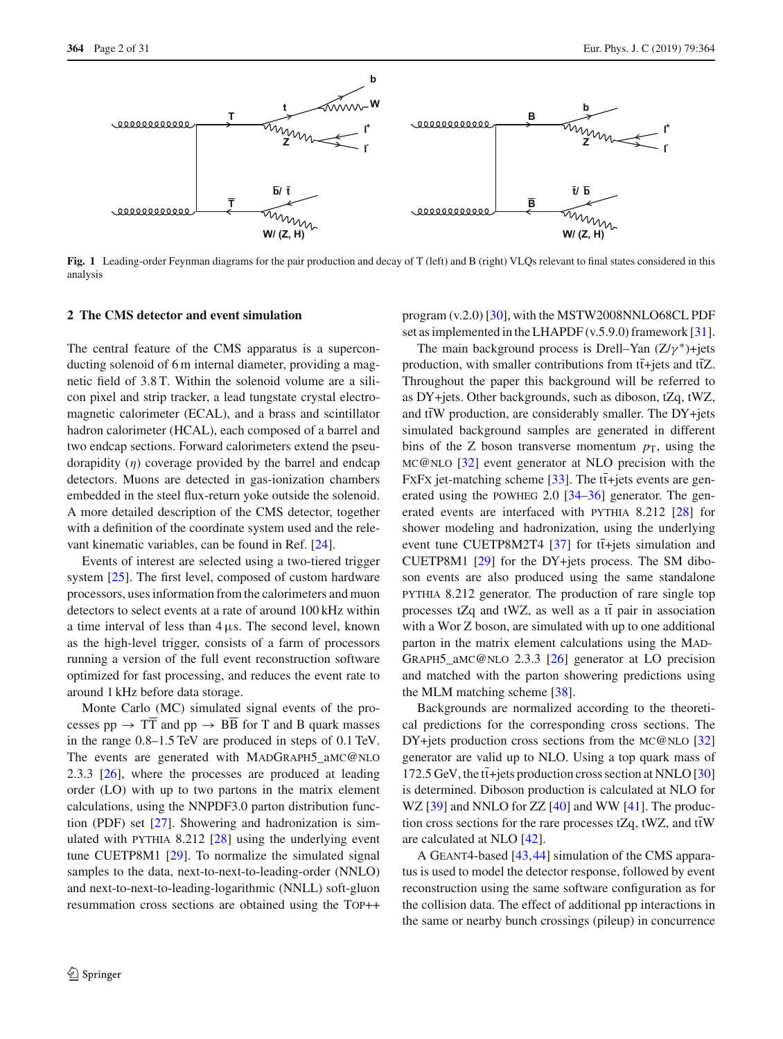Fig. 1 Leading-order Feynman diagrams for the pair production and decay of T (left) and B (right) VLQs relevant to final states considered in this analysis

## 2 The CMS detector and event simulation

The central feature of the CMS apparatus is a superconducting solenoid of 6 m internal diameter, providing a magnetic field of 3.8 T. Within the solenoid volume are a silicon pixel and strip tracker, a lead tungstate crystal electromagnetic calorimeter (ECAL), and a brass and scintillator hadron calorimeter (HCAL), each composed of a barrel and two endcap sections. Forward calorimeters extend the pseudorapidity ($\eta$) coverage provided by the barrel and endcap detectors. Muons are detected in gas-ionization chambers embedded in the steel flux-return yoke outside the solenoid. A more detailed description of the CMS detector, together with a definition of the coordinate system used and the relevant kinematic variables, can be found in Ref. [24].

Events of interest are selected using a two-tiered trigger system [25]. The first level, composed of custom hardware processors, uses information from the calorimeters and muon detectors to select events at a rate of around 100 kHz within a time interval of less than 4 $\mu$s. The second level, known as the high-level trigger, consists of a farm of processors running a version of the full event reconstruction software optimized for fast processing, and reduces the event rate to around 1 kHz before data storage.

Monte Carlo (MC) simulated signal events of the processes $pp \to T\overline{T}$ and $pp \to B\overline{B}$ for T and B quark masses in the range 0.8–1.5 TeV are produced in steps of 0.1 TeV. The events are generated with MadGraph5_aMC@NLO 2.3.3 [26], where the processes are produced at leading order (LO) with up to two partons in the matrix element calculations, using the NNPDF3.0 parton distribution function (PDF) set [27]. Showering and hadronization is simulated with pythia 8.212 [28] using the underlying event tune CUETP8M1 [29]. To normalize the simulated signal samples to the data, next-to-next-to-leading order (NNLO) and next-to-next-to-leading-logarithmic (NNLL) soft-gluon resummation cross sections are obtained using the Top++ program (v.2.0) [30], with the MSTW2008NNLO68CL PDF set as implemented in the LHAPDF (v.5.9.0) framework [31].

The main background process is Drell–Yan ($Z/\gamma^*$)+jets production, with smaller contributions from $t\bar{t}$+jets and $t\bar{t}Z$. Throughout the paper this background will be referred to as DY+jets. Other backgrounds, such as diboson, tZq, tWZ, and $t\bar{t}W$ production, are considerably smaller. The DY+jets simulated background samples are generated in different bins of the Z boson transverse momentum $p_T$, using the mc@nlo [32] event generator at NLO precision with the FxFx jet-matching scheme [33]. The $t\bar{t}$+jets events are generated using the powheg 2.0 [34–36] generator. The generated events are interfaced with pythia 8.212 [28] for shower modeling and hadronization, using the underlying event tune CUETP8M2T4 [37] for $t\bar{t}$+jets simulation and CUETP8M1 [29] for the DY+jets process. The SM diboson events are also produced using the same standalone pythia 8.212 generator. The production of rare single top processes tZq and tWZ, as well as a $t\bar{t}$ pair in association with a Wor Z boson, are simulated with up to one additional parton in the matrix element calculations using the MadGraph5_aMC@nlo 2.3.3 [26] generator at LO precision and matched with the parton showering predictions using the MLM matching scheme [38].

Backgrounds are normalized according to the theoretical predictions for the corresponding cross sections. The DY+jets production cross sections from the mc@nlo [32] generator are valid up to NLO. Using a top quark mass of 172.5 GeV, the $t\bar{t}$+jets production cross section at NNLO [30] is determined. Diboson production is calculated at NLO for WZ [39] and NNLO for ZZ [40] and WW [41]. The production cross sections for the rare processes tZq, tWZ, and $t\bar{t}W$ are calculated at NLO [42].

A Geant4-based [43,44] simulation of the CMS apparatus is used to model the detector response, followed by event reconstruction using the same software configuration as for the collision data. The effect of additional pp interactions in the same or nearby bunch crossings (pileup) in concurrence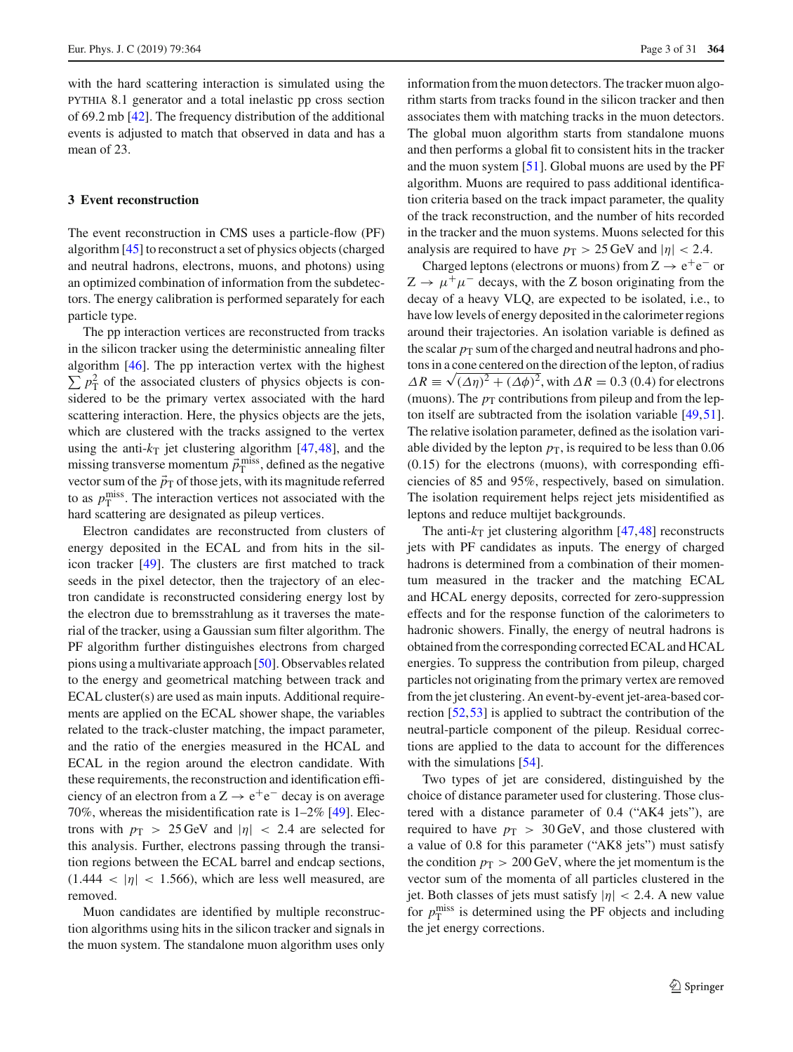with the hard scattering interaction is simulated using the PYTHIA 8.1 generator and a total inelastic pp cross section of 69.2 mb [42]. The frequency distribution of the additional events is adjusted to match that observed in data and has a mean of 23.

## 3 Event reconstruction

The event reconstruction in CMS uses a particle-flow (PF) algorithm [45] to reconstruct a set of physics objects (charged and neutral hadrons, electrons, muons, and photons) using an optimized combination of information from the subdetectors. The energy calibration is performed separately for each particle type.

The pp interaction vertices are reconstructed from tracks in the silicon tracker using the deterministic annealing filter algorithm [46]. The pp interaction vertex with the highest $\sum p_{\mathrm{T}}^2$ of the associated clusters of physics objects is considered to be the primary vertex associated with the hard scattering interaction. Here, the physics objects are the jets, which are clustered with the tracks assigned to the vertex using the anti-$k_{\mathrm{T}}$ jet clustering algorithm [47,48], and the missing transverse momentum $\vec{p}_{\mathrm{T}}^{\text{miss}}$, defined as the negative vector sum of the $\vec{p}_{\mathrm{T}}$ of those jets, with its magnitude referred to as $p_{\mathrm{T}}^{\text{miss}}$. The interaction vertices not associated with the hard scattering are designated as pileup vertices.

Electron candidates are reconstructed from clusters of energy deposited in the ECAL and from hits in the silicon tracker [49]. The clusters are first matched to track seeds in the pixel detector, then the trajectory of an electron candidate is reconstructed considering energy lost by the electron due to bremsstrahlung as it traverses the material of the tracker, using a Gaussian sum filter algorithm. The PF algorithm further distinguishes electrons from charged pions using a multivariate approach [50]. Observables related to the energy and geometrical matching between track and ECAL cluster(s) are used as main inputs. Additional requirements are applied on the ECAL shower shape, the variables related to the track-cluster matching, the impact parameter, and the ratio of the energies measured in the HCAL and ECAL in the region around the electron candidate. With these requirements, the reconstruction and identification efficiency of an electron from a $\mathrm{Z} \to \mathrm{e}^+\mathrm{e}^-$ decay is on average 70%, whereas the misidentification rate is 1–2% [49]. Electrons with $p_{\mathrm{T}} > 25\,\text{GeV}$ and $|\eta| < 2.4$ are selected for this analysis. Further, electrons passing through the transition regions between the ECAL barrel and endcap sections, $(1.444 < |\eta| < 1.566)$, which are less well measured, are removed.

Muon candidates are identified by multiple reconstruction algorithms using hits in the silicon tracker and signals in the muon system. The standalone muon algorithm uses only information from the muon detectors. The tracker muon algorithm starts from tracks found in the silicon tracker and then associates them with matching tracks in the muon detectors. The global muon algorithm starts from standalone muons and then performs a global fit to consistent hits in the tracker and the muon system [51]. Global muons are used by the PF algorithm. Muons are required to pass additional identification criteria based on the track impact parameter, the quality of the track reconstruction, and the number of hits recorded in the tracker and the muon systems. Muons selected for this analysis are required to have $p_{\mathrm{T}} > 25\,\text{GeV}$ and $|\eta| < 2.4$.

Charged leptons (electrons or muons) from $\mathrm{Z} \to \mathrm{e}^+\mathrm{e}^-$ or $\mathrm{Z} \to \mu^+\mu^-$ decays, with the Z boson originating from the decay of a heavy VLQ, are expected to be isolated, i.e., to have low levels of energy deposited in the calorimeter regions around their trajectories. An isolation variable is defined as the scalar $p_{\mathrm{T}}$ sum of the charged and neutral hadrons and photons in a cone centered on the direction of the lepton, of radius $\Delta R \equiv \sqrt{(\Delta\eta)^2 + (\Delta\phi)^2}$, with $\Delta R = 0.3$ (0.4) for electrons (muons). The $p_{\mathrm{T}}$ contributions from pileup and from the lepton itself are subtracted from the isolation variable [49,51]. The relative isolation parameter, defined as the isolation variable divided by the lepton $p_{\mathrm{T}}$, is required to be less than 0.06 (0.15) for the electrons (muons), with corresponding efficiencies of 85 and 95%, respectively, based on simulation. The isolation requirement helps reject jets misidentified as leptons and reduce multijet backgrounds.

The anti-$k_{\mathrm{T}}$ jet clustering algorithm [47,48] reconstructs jets with PF candidates as inputs. The energy of charged hadrons is determined from a combination of their momentum measured in the tracker and the matching ECAL and HCAL energy deposits, corrected for zero-suppression effects and for the response function of the calorimeters to hadronic showers. Finally, the energy of neutral hadrons is obtained from the corresponding corrected ECAL and HCAL energies. To suppress the contribution from pileup, charged particles not originating from the primary vertex are removed from the jet clustering. An event-by-event jet-area-based correction [52,53] is applied to subtract the contribution of the neutral-particle component of the pileup. Residual corrections are applied to the data to account for the differences with the simulations [54].

Two types of jet are considered, distinguished by the choice of distance parameter used for clustering. Those clustered with a distance parameter of 0.4 ("AK4 jets"), are required to have $p_{\mathrm{T}} > 30\,\text{GeV}$, and those clustered with a value of 0.8 for this parameter ("AK8 jets") must satisfy the condition $p_{\mathrm{T}} > 200\,\text{GeV}$, where the jet momentum is the vector sum of the momenta of all particles clustered in the jet. Both classes of jets must satisfy $|\eta| < 2.4$. A new value for $p_{\mathrm{T}}^{\text{miss}}$ is determined using the PF objects and including the jet energy corrections.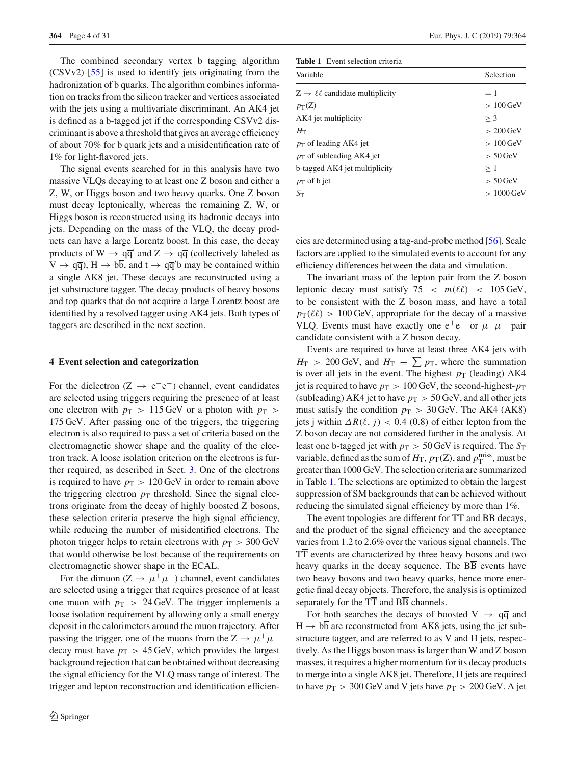The combined secondary vertex b tagging algorithm (CSVv2) [55] is used to identify jets originating from the hadronization of b quarks. The algorithm combines information on tracks from the silicon tracker and vertices associated with the jets using a multivariate discriminant. An AK4 jet is defined as a b-tagged jet if the corresponding CSVv2 discriminant is above a threshold that gives an average efficiency of about 70% for b quark jets and a misidentification rate of 1% for light-flavored jets.

The signal events searched for in this analysis have two massive VLQs decaying to at least one Z boson and either a Z, W, or Higgs boson and two heavy quarks. One Z boson must decay leptonically, whereas the remaining Z, W, or Higgs boson is reconstructed using its hadronic decays into jets. Depending on the mass of the VLQ, the decay products can have a large Lorentz boost. In this case, the decay products of $\mathrm{W} \to \mathrm{q}\overline{\mathrm{q}}'$ and $\mathrm{Z} \to \mathrm{q}\overline{\mathrm{q}}$ (collectively labeled as $\mathrm{V} \to \mathrm{q}\overline{\mathrm{q}}$), $\mathrm{H} \to \mathrm{b}\overline{\mathrm{b}}$, and $\mathrm{t} \to \mathrm{q}\overline{\mathrm{q}}'\mathrm{b}$ may be contained within a single AK8 jet. These decays are reconstructed using a jet substructure tagger. The decay products of heavy bosons and top quarks that do not acquire a large Lorentz boost are identified by a resolved tagger using AK4 jets. Both types of taggers are described in the next section.

## 4 Event selection and categorization

For the dielectron ($\mathrm{Z} \to \mathrm{e}^+\mathrm{e}^-$) channel, event candidates are selected using triggers requiring the presence of at least one electron with $p_{\mathrm{T}} > 115\,\mathrm{GeV}$ or a photon with $p_{\mathrm{T}} > 175\,\mathrm{GeV}$. After passing one of the triggers, the triggering electron is also required to pass a set of criteria based on the electromagnetic shower shape and the quality of the electron track. A loose isolation criterion on the electrons is further required, as described in Sect. 3. One of the electrons is required to have $p_{\mathrm{T}} > 120\,\mathrm{GeV}$ in order to remain above the triggering electron $p_{\mathrm{T}}$ threshold. Since the signal electrons originate from the decay of highly boosted Z bosons, these selection criteria preserve the high signal efficiency, while reducing the number of misidentified electrons. The photon trigger helps to retain electrons with $p_{\mathrm{T}} > 300\,\mathrm{GeV}$ that would otherwise be lost because of the requirements on electromagnetic shower shape in the ECAL.

For the dimuon ($\mathrm{Z} \to \mu^+\mu^-$) channel, event candidates are selected using a trigger that requires presence of at least one muon with $p_{\mathrm{T}} > 24\,\mathrm{GeV}$. The trigger implements a loose isolation requirement by allowing only a small energy deposit in the calorimeters around the muon trajectory. After passing the trigger, one of the muons from the $\mathrm{Z} \to \mu^+\mu^-$ decay must have $p_{\mathrm{T}} > 45\,\mathrm{GeV}$, which provides the largest background rejection that can be obtained without decreasing the signal efficiency for the VLQ mass range of interest. The trigger and lepton reconstruction and identification efficiencies are determined using a tag-and-probe method [56]. Scale factors are applied to the simulated events to account for any efficiency differences between the data and simulation.

**Table 1** Event selection criteria

| Variable | Selection |
|---|---|
| $\mathrm{Z} \to \ell\ell$ candidate multiplicity | $= 1$ |
| $p_{\mathrm{T}}(\mathrm{Z})$ | $> 100\,\mathrm{GeV}$ |
| AK4 jet multiplicity | $\geq 3$ |
| $H_{\mathrm{T}}$ | $> 200\,\mathrm{GeV}$ |
| $p_{\mathrm{T}}$ of leading AK4 jet | $> 100\,\mathrm{GeV}$ |
| $p_{\mathrm{T}}$ of subleading AK4 jet | $> 50\,\mathrm{GeV}$ |
| b-tagged AK4 jet multiplicity | $\geq 1$ |
| $p_{\mathrm{T}}$ of b jet | $> 50\,\mathrm{GeV}$ |
| $S_{\mathrm{T}}$ | $> 1000\,\mathrm{GeV}$ |

The invariant mass of the lepton pair from the Z boson leptonic decay must satisfy $75 < m(\ell\ell) < 105\,\mathrm{GeV}$, to be consistent with the Z boson mass, and have a total $p_{\mathrm{T}}(\ell\ell) > 100\,\mathrm{GeV}$, appropriate for the decay of a massive VLQ. Events must have exactly one $\mathrm{e}^+\mathrm{e}^-$ or $\mu^+\mu^-$ pair candidate consistent with a Z boson decay.

Events are required to have at least three AK4 jets with $H_{\mathrm{T}} > 200\,\mathrm{GeV}$, and $H_{\mathrm{T}} \equiv \sum p_{\mathrm{T}}$, where the summation is over all jets in the event. The highest $p_{\mathrm{T}}$ (leading) AK4 jet is required to have $p_{\mathrm{T}} > 100\,\mathrm{GeV}$, the second-highest-$p_{\mathrm{T}}$ (subleading) AK4 jet to have $p_{\mathrm{T}} > 50\,\mathrm{GeV}$, and all other jets must satisfy the condition $p_{\mathrm{T}} > 30\,\mathrm{GeV}$. The AK4 (AK8) jets j within $\Delta R(\ell, j) < 0.4$ (0.8) of either lepton from the Z boson decay are not considered further in the analysis. At least one b-tagged jet with $p_{\mathrm{T}} > 50\,\mathrm{GeV}$ is required. The $S_{\mathrm{T}}$ variable, defined as the sum of $H_{\mathrm{T}}$, $p_{\mathrm{T}}(\mathrm{Z})$, and $p_{\mathrm{T}}^{\mathrm{miss}}$, must be greater than 1000 GeV. The selection criteria are summarized in Table 1. The selections are optimized to obtain the largest suppression of SM backgrounds that can be achieved without reducing the simulated signal efficiency by more than 1%.

The event topologies are different for $\mathrm{T}\overline{\mathrm{T}}$ and $\mathrm{B}\overline{\mathrm{B}}$ decays, and the product of the signal efficiency and the acceptance varies from 1.2 to 2.6% over the various signal channels. The $\mathrm{T}\overline{\mathrm{T}}$ events are characterized by three heavy bosons and two heavy quarks in the decay sequence. The $\mathrm{B}\overline{\mathrm{B}}$ events have two heavy bosons and two heavy quarks, hence more energetic final decay objects. Therefore, the analysis is optimized separately for the $\mathrm{T}\overline{\mathrm{T}}$ and $\mathrm{B}\overline{\mathrm{B}}$ channels.

For both searches the decays of boosted $\mathrm{V} \to \mathrm{q}\overline{\mathrm{q}}$ and $\mathrm{H} \to \mathrm{b}\overline{\mathrm{b}}$ are reconstructed from AK8 jets, using the jet substructure tagger, and are referred to as V and H jets, respectively. As the Higgs boson mass is larger than W and Z boson masses, it requires a higher momentum for its decay products to merge into a single AK8 jet. Therefore, H jets are required to have $p_{\mathrm{T}} > 300\,\mathrm{GeV}$ and V jets have $p_{\mathrm{T}} > 200\,\mathrm{GeV}$. A jet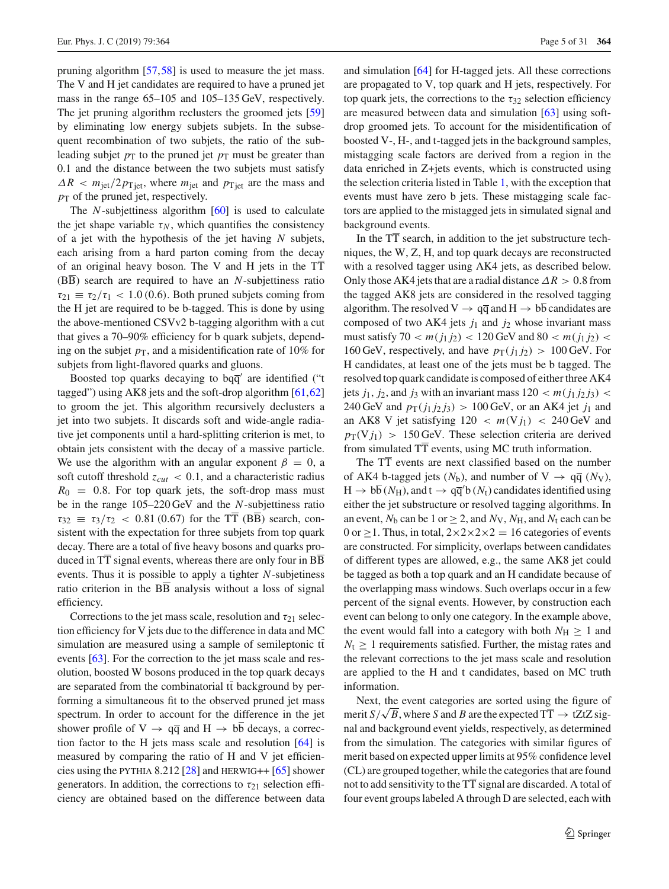pruning algorithm [57,58] is used to measure the jet mass. The V and H jet candidates are required to have a pruned jet mass in the range 65–105 and 105–135 GeV, respectively. The jet pruning algorithm reclusters the groomed jets [59] by eliminating low energy subjets subjets. In the subsequent recombination of two subjets, the ratio of the subleading subjet $p_{\mathrm{T}}$ to the pruned jet $p_{\mathrm{T}}$ must be greater than 0.1 and the distance between the two subjets must satisfy $\Delta R < m_{\mathrm{jet}}/2p_{\mathrm{T jet}}$, where $m_{\mathrm{jet}}$ and $p_{\mathrm{T jet}}$ are the mass and $p_{\mathrm{T}}$ of the pruned jet, respectively.

The $N$-subjettiness algorithm [60] is used to calculate the jet shape variable $\tau_N$, which quantifies the consistency of a jet with the hypothesis of a jet having $N$ subjets, each arising from a hard parton coming from the decay of an original heavy boson. The V and H jets in the $\mathrm{T\overline{T}}$ ($\mathrm{B\overline{B}}$) search are required to have an $N$-subjettiness ratio $\tau_{21} \equiv \tau_2/\tau_1 < 1.0\,(0.6)$. Both pruned subjets coming from the H jet are required to be b-tagged. This is done by using the above-mentioned CSVv2 b-tagging algorithm with a cut that gives a 70–90% efficiency for b quark subjets, depending on the subjet $p_{\mathrm{T}}$, and a misidentification rate of 10% for subjets from light-flavored quarks and gluons.

Boosted top quarks decaying to $\mathrm{bq\overline{q}'}$ are identified ("t tagged") using AK8 jets and the soft-drop algorithm [61,62] to groom the jet. This algorithm recursively declusters a jet into two subjets. It discards soft and wide-angle radiative jet components until a hard-splitting criterion is met, to obtain jets consistent with the decay of a massive particle. We use the algorithm with an angular exponent $\beta = 0$, a soft cutoff threshold $z_{cut} < 0.1$, and a characteristic radius $R_0 = 0.8$. For top quark jets, the soft-drop mass must be in the range 105–220 GeV and the $N$-subjettiness ratio $\tau_{32} \equiv \tau_3/\tau_2 < 0.81\,(0.67)$ for the $\mathrm{T\overline{T}}$ ($\mathrm{B\overline{B}}$) search, consistent with the expectation for three subjets from top quark decay. There are a total of five heavy bosons and quarks produced in $\mathrm{T\overline{T}}$ signal events, whereas there are only four in $\mathrm{B\overline{B}}$ events. Thus it is possible to apply a tighter $N$-subjettiness ratio criterion in the $\mathrm{B\overline{B}}$ analysis without a loss of signal efficiency.

Corrections to the jet mass scale, resolution and $\tau_{21}$ selection efficiency for V jets due to the difference in data and MC simulation are measured using a sample of semileptonic $\mathrm{t\overline{t}}$ events [63]. For the correction to the jet mass scale and resolution, boosted W bosons produced in the top quark decays are separated from the combinatorial $\mathrm{t\overline{t}}$ background by performing a simultaneous fit to the observed pruned jet mass spectrum. In order to account for the difference in the jet shower profile of $\mathrm{V} \to \mathrm{q\overline{q}}$ and $\mathrm{H} \to \mathrm{b\overline{b}}$ decays, a correction factor to the H jets mass scale and resolution [64] is measured by comparing the ratio of H and V jet efficiencies using the PYTHIA 8.212 [28] and HERWIG++ [65] shower generators. In addition, the corrections to $\tau_{21}$ selection efficiency are obtained based on the difference between data and simulation [64] for H-tagged jets. All these corrections are propagated to V, top quark and H jets, respectively. For top quark jets, the corrections to the $\tau_{32}$ selection efficiency are measured between data and simulation [63] using soft-drop groomed jets. To account for the misidentification of boosted V-, H-, and t-tagged jets in the background samples, mistagging scale factors are derived from a region in the data enriched in Z+jets events, which is constructed using the selection criteria listed in Table 1, with the exception that events must have zero b jets. These mistagging scale factors are applied to the mistagged jets in simulated signal and background events.

In the $\mathrm{T\overline{T}}$ search, in addition to the jet substructure techniques, the W, Z, H, and top quark decays are reconstructed with a resolved tagger using AK4 jets, as described below. Only those AK4 jets that are a radial distance $\Delta R > 0.8$ from the tagged AK8 jets are considered in the resolved tagging algorithm. The resolved $\mathrm{V} \to \mathrm{q\overline{q}}$ and $\mathrm{H} \to \mathrm{b\overline{b}}$ candidates are composed of two AK4 jets $j_1$ and $j_2$ whose invariant mass must satisfy $70 < m(j_1 j_2) < 120$ GeV and $80 < m(j_1 j_2) < 160$ GeV, respectively, and have $p_{\mathrm{T}}(j_1 j_2) > 100$ GeV. For H candidates, at least one of the jets must be b tagged. The resolved top quark candidate is composed of either three AK4 jets $j_1$, $j_2$, and $j_3$ with an invariant mass $120 < m(j_1 j_2 j_3) < 240$ GeV and $p_{\mathrm{T}}(j_1 j_2 j_3) > 100$ GeV, or an AK4 jet $j_1$ and an AK8 V jet satisfying $120 < m(\mathrm{V} j_1) < 240$ GeV and $p_{\mathrm{T}}(\mathrm{V} j_1) > 150$ GeV. These selection criteria are derived from simulated $\mathrm{T\overline{T}}$ events, using MC truth information.

The $\mathrm{T\overline{T}}$ events are next classified based on the number of AK4 b-tagged jets ($N_{\mathrm{b}}$), and number of $\mathrm{V} \to \mathrm{q\overline{q}}$ ($N_{\mathrm{V}}$), $\mathrm{H} \to \mathrm{b\overline{b}}$ ($N_{\mathrm{H}}$), and $\mathrm{t} \to \mathrm{q\overline{q}'b}$ ($N_{\mathrm{t}}$) candidates identified using either the jet substructure or resolved tagging algorithms. In an event, $N_{\mathrm{b}}$ can be 1 or $\geq 2$, and $N_{\mathrm{V}}$, $N_{\mathrm{H}}$, and $N_{\mathrm{t}}$ each can be 0 or $\geq 1$. Thus, in total, $2 \times 2 \times 2 \times 2 = 16$ categories of events are constructed. For simplicity, overlaps between candidates of different types are allowed, e.g., the same AK8 jet could be tagged as both a top quark and an H candidate because of the overlapping mass windows. Such overlaps occur in a few percent of the signal events. However, by construction each event can belong to only one category. In the example above, the event would fall into a category with both $N_{\mathrm{H}} \geq 1$ and $N_{\mathrm{t}} \geq 1$ requirements satisfied. Further, the mistag rates and the relevant corrections to the jet mass scale and resolution are applied to the H and t candidates, based on MC truth information.

Next, the event categories are sorted using the figure of merit $S/\sqrt{B}$, where $S$ and $B$ are the expected $\mathrm{T\overline{T}} \to \mathrm{tZtZ}$ signal and background event yields, respectively, as determined from the simulation. The categories with similar figures of merit based on expected upper limits at 95% confidence level (CL) are grouped together, while the categories that are found not to add sensitivity to the $\mathrm{T\overline{T}}$ signal are discarded. A total of four event groups labeled A through D are selected, each with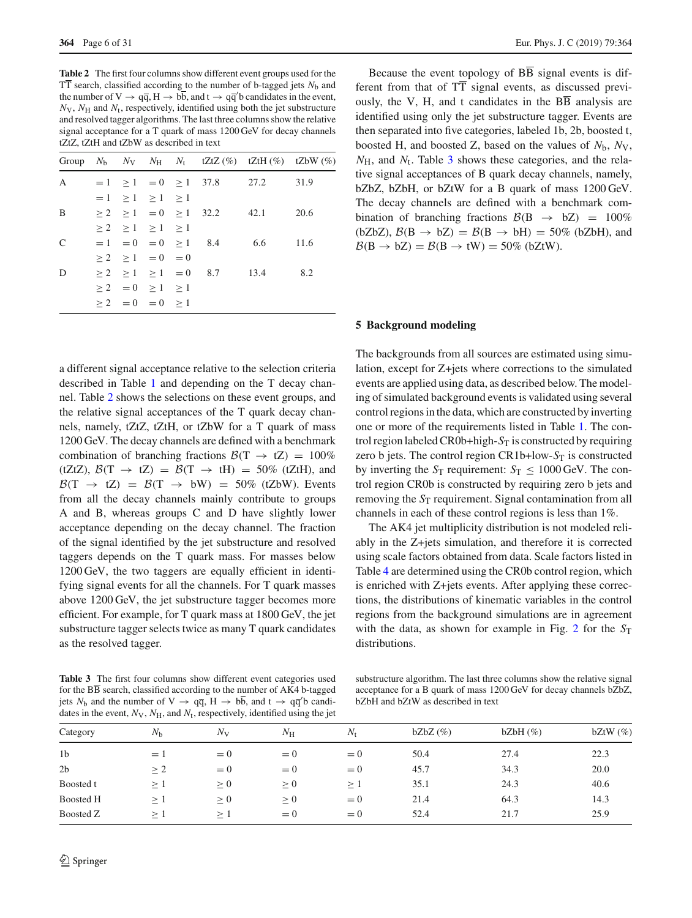**Table 2** The first four columns show different event groups used for the $\mathrm{T\overline{T}}$ search, classified according to the number of b-tagged jets $N_\mathrm{b}$ and the number of $\mathrm{V \to q\overline{q}}$, $\mathrm{H \to b\overline{b}}$, and $\mathrm{t \to q\overline{q}'b}$ candidates in the event, $N_\mathrm{V}$, $N_\mathrm{H}$ and $N_\mathrm{t}$, respectively, identified using both the jet substructure and resolved tagger algorithms. The last three columns show the relative signal acceptance for a T quark of mass 1200 GeV for decay channels tZtZ, tZtH and tZbW as described in text

| Group | $N_\mathrm{b}$ | $N_\mathrm{V}$ | $N_\mathrm{H}$ | $N_\mathrm{t}$ | tZtZ (%) | tZtH (%) | tZbW (%) |
|---|---|---|---|---|---|---|---|
| A | $=1$ | $\geq 1$ | $=0$ | $\geq 1$ | 37.8 | 27.2 | 31.9 |
| | $=1$ | $\geq 1$ | $\geq 1$ | $\geq 1$ | | | |
| B | $\geq 2$ | $\geq 1$ | $=0$ | $\geq 1$ | 32.2 | 42.1 | 20.6 |
| | $\geq 2$ | $\geq 1$ | $\geq 1$ | $\geq 1$ | | | |
| C | $=1$ | $=0$ | $=0$ | $\geq 1$ | 8.4 | 6.6 | 11.6 |
| | $\geq 2$ | $\geq 1$ | $=0$ | $=0$ | | | |
| D | $\geq 2$ | $\geq 1$ | $\geq 1$ | $=0$ | 8.7 | 13.4 | 8.2 |
| | $\geq 2$ | $=0$ | $\geq 1$ | $\geq 1$ | | | |
| | $\geq 2$ | $=0$ | $=0$ | $\geq 1$ | | | |

a different signal acceptance relative to the selection criteria described in Table 1 and depending on the T decay channel. Table 2 shows the selections on these event groups, and the relative signal acceptances of the T quark decay channels, namely, tZtZ, tZtH, or tZbW for a T quark of mass 1200 GeV. The decay channels are defined with a benchmark combination of branching fractions $\mathcal{B}(\mathrm{T \to tZ}) = 100\%$ (tZtZ), $\mathcal{B}(\mathrm{T \to tZ}) = \mathcal{B}(\mathrm{T \to tH}) = 50\%$ (tZtH), and $\mathcal{B}(\mathrm{T \to tZ}) = \mathcal{B}(\mathrm{T \to bW}) = 50\%$ (tZbW). Events from all the decay channels mainly contribute to groups A and B, whereas groups C and D have slightly lower acceptance depending on the decay channel. The fraction of the signal identified by the jet substructure and resolved taggers depends on the T quark mass. For masses below 1200 GeV, the two taggers are equally efficient in identifying signal events for all the channels. For T quark masses above 1200 GeV, the jet substructure tagger becomes more efficient. For example, for T quark mass at 1800 GeV, the jet substructure tagger selects twice as many T quark candidates as the resolved tagger.

Because the event topology of $\mathrm{B\overline{B}}$ signal events is different from that of $\mathrm{T\overline{T}}$ signal events, as discussed previously, the V, H, and t candidates in the $\mathrm{B\overline{B}}$ analysis are identified using only the jet substructure tagger. Events are then separated into five categories, labeled 1b, 2b, boosted t, boosted H, and boosted Z, based on the values of $N_\mathrm{b}$, $N_\mathrm{V}$, $N_\mathrm{H}$, and $N_\mathrm{t}$. Table 3 shows these categories, and the relative signal acceptances of B quark decay channels, namely, bZbZ, bZbH, or bZtW for a B quark of mass 1200 GeV. The decay channels are defined with a benchmark combination of branching fractions $\mathcal{B}(\mathrm{B \to bZ}) = 100\%$ (bZbZ), $\mathcal{B}(\mathrm{B \to bZ}) = \mathcal{B}(\mathrm{B \to bH}) = 50\%$ (bZbH), and $\mathcal{B}(\mathrm{B \to bZ}) = \mathcal{B}(\mathrm{B \to tW}) = 50\%$ (bZtW).

## 5 Background modeling

The backgrounds from all sources are estimated using simulation, except for Z+jets where corrections to the simulated events are applied using data, as described below. The modeling of simulated background events is validated using several control regions in the data, which are constructed by inverting one or more of the requirements listed in Table 1. The control region labeled CR0b+high-$S_\mathrm{T}$ is constructed by requiring zero b jets. The control region CR1b+low-$S_\mathrm{T}$ is constructed by inverting the $S_\mathrm{T}$ requirement: $S_\mathrm{T} \leq 1000$ GeV. The control region CR0b is constructed by requiring zero b jets and removing the $S_\mathrm{T}$ requirement. Signal contamination from all channels in each of these control regions is less than 1%.

The AK4 jet multiplicity distribution is not modeled reliably in the Z+jets simulation, and therefore it is corrected using scale factors obtained from data. Scale factors listed in Table 4 are determined using the CR0b control region, which is enriched with Z+jets events. After applying these corrections, the distributions of kinematic variables in the control regions from the background simulations are in agreement with the data, as shown for example in Fig. 2 for the $S_\mathrm{T}$ distributions.

**Table 3** The first four columns show different event categories used for the $\mathrm{B\overline{B}}$ search, classified according to the number of AK4 b-tagged jets $N_\mathrm{b}$ and the number of $\mathrm{V \to q\overline{q}}$, $\mathrm{H \to b\overline{b}}$, and $\mathrm{t \to q\overline{q}'b}$ candidates in the event, $N_\mathrm{V}$, $N_\mathrm{H}$, and $N_\mathrm{t}$, respectively, identified using the jet substructure algorithm. The last three columns show the relative signal acceptance for a B quark of mass 1200 GeV for decay channels bZbZ, bZbH and bZtW as described in text

| Category | $N_\mathrm{b}$ | $N_\mathrm{V}$ | $N_\mathrm{H}$ | $N_\mathrm{t}$ | bZbZ (%) | bZbH (%) | bZtW (%) |
|---|---|---|---|---|---|---|---|
| 1b | $=1$ | $=0$ | $=0$ | $=0$ | 50.4 | 27.4 | 22.3 |
| 2b | $\geq 2$ | $=0$ | $=0$ | $=0$ | 45.7 | 34.3 | 20.0 |
| Boosted t | $\geq 1$ | $\geq 0$ | $\geq 0$ | $\geq 1$ | 35.1 | 24.3 | 40.6 |
| Boosted H | $\geq 1$ | $\geq 0$ | $\geq 0$ | $=0$ | 21.4 | 64.3 | 14.3 |
| Boosted Z | $\geq 1$ | $\geq 1$ | $=0$ | $=0$ | 52.4 | 21.7 | 25.9 |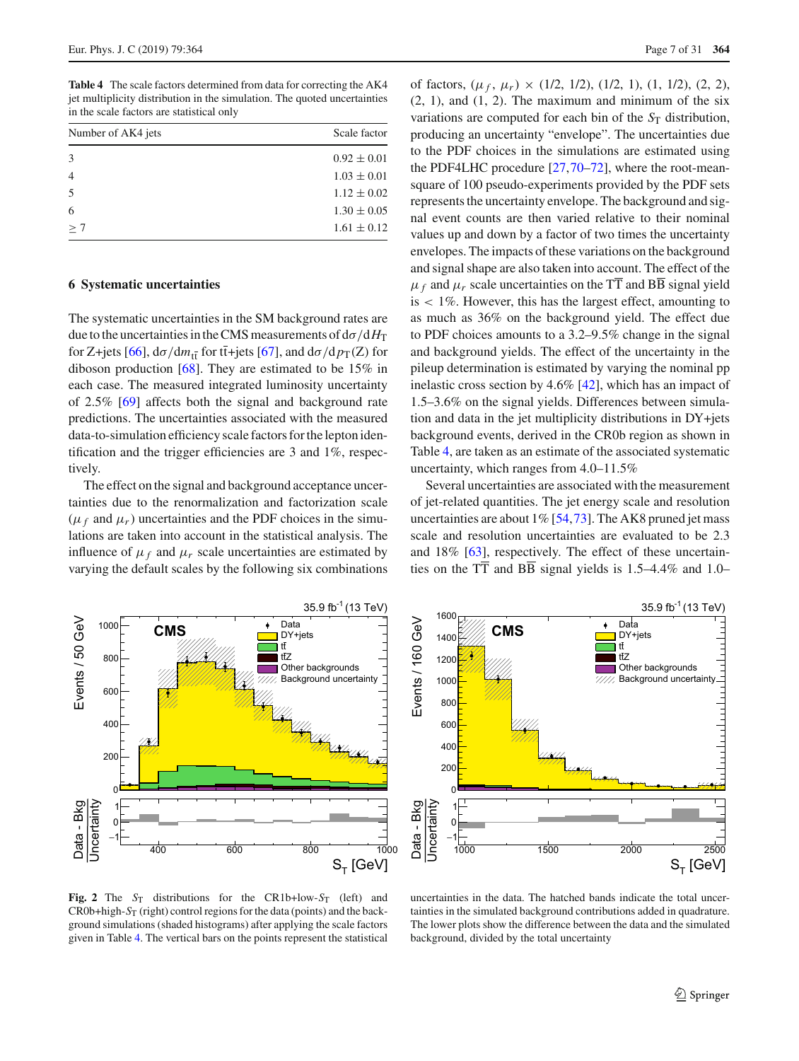**Table 4** The scale factors determined from data for correcting the AK4 jet multiplicity distribution in the simulation. The quoted uncertainties in the scale factors are statistical only

| Number of AK4 jets | Scale factor |
|---|---|
| 3 | $0.92 \pm 0.01$ |
| 4 | $1.03 \pm 0.01$ |
| 5 | $1.12 \pm 0.02$ |
| 6 | $1.30 \pm 0.05$ |
| $\geq 7$ | $1.61 \pm 0.12$ |

## 6 Systematic uncertainties

The systematic uncertainties in the SM background rates are due to the uncertainties in the CMS measurements of $d\sigma/dH_T$ for Z+jets [66], $d\sigma/dm_{t\bar{t}}$ for $t\bar{t}$+jets [67], and $d\sigma/dp_T(Z)$ for diboson production [68]. They are estimated to be 15% in each case. The measured integrated luminosity uncertainty of 2.5% [69] affects both the signal and background rate predictions. The uncertainties associated with the measured data-to-simulation efficiency scale factors for the lepton identification and the trigger efficiencies are 3 and 1%, respectively.

The effect on the signal and background acceptance uncertainties due to the renormalization and factorization scale ($\mu_f$ and $\mu_r$) uncertainties and the PDF choices in the simulations are taken into account in the statistical analysis. The influence of $\mu_f$ and $\mu_r$ scale uncertainties are estimated by varying the default scales by the following six combinations of factors, ($\mu_f$, $\mu_r$) $\times$ (1/2, 1/2), (1/2, 1), (1, 1/2), (2, 2), (2, 1), and (1, 2). The maximum and minimum of the six variations are computed for each bin of the $S_T$ distribution, producing an uncertainty "envelope". The uncertainties due to the PDF choices in the simulations are estimated using the PDF4LHC procedure [27,70–72], where the root-mean-square of 100 pseudo-experiments provided by the PDF sets represents the uncertainty envelope. The background and signal event counts are then varied relative to their nominal values up and down by a factor of two times the uncertainty envelopes. The impacts of these variations on the background and signal shape are also taken into account. The effect of the $\mu_f$ and $\mu_r$ scale uncertainties on the $T\overline{T}$ and $B\overline{B}$ signal yield is $< 1\%$. However, this has the largest effect, amounting to as much as 36% on the background yield. The effect due to PDF choices amounts to a 3.2–9.5% change in the signal and background yields. The effect of the uncertainty in the pileup determination is estimated by varying the nominal pp inelastic cross section by 4.6% [42], which has an impact of 1.5–3.6% on the signal yields. Differences between simulation and data in the jet multiplicity distributions in DY+jets background events, derived in the CR0b region as shown in Table 4, are taken as an estimate of the associated systematic uncertainty, which ranges from 4.0–11.5%

Several uncertainties are associated with the measurement of jet-related quantities. The jet energy scale and resolution uncertainties are about 1% [54,73]. The AK8 pruned jet mass scale and resolution uncertainties are evaluated to be 2.3 and 18% [63], respectively. The effect of these uncertainties on the $T\overline{T}$ and $B\overline{B}$ signal yields is 1.5–4.4% and 1.0–

**Fig. 2** The $S_T$ distributions for the CR1b+low-$S_T$ (left) and CR0b+high-$S_T$ (right) control regions for the data (points) and the background simulations (shaded histograms) after applying the scale factors given in Table 4. The vertical bars on the points represent the statistical uncertainties in the data. The hatched bands indicate the total uncertainties in the simulated background contributions added in quadrature. The lower plots show the difference between the data and the simulated background, divided by the total uncertainty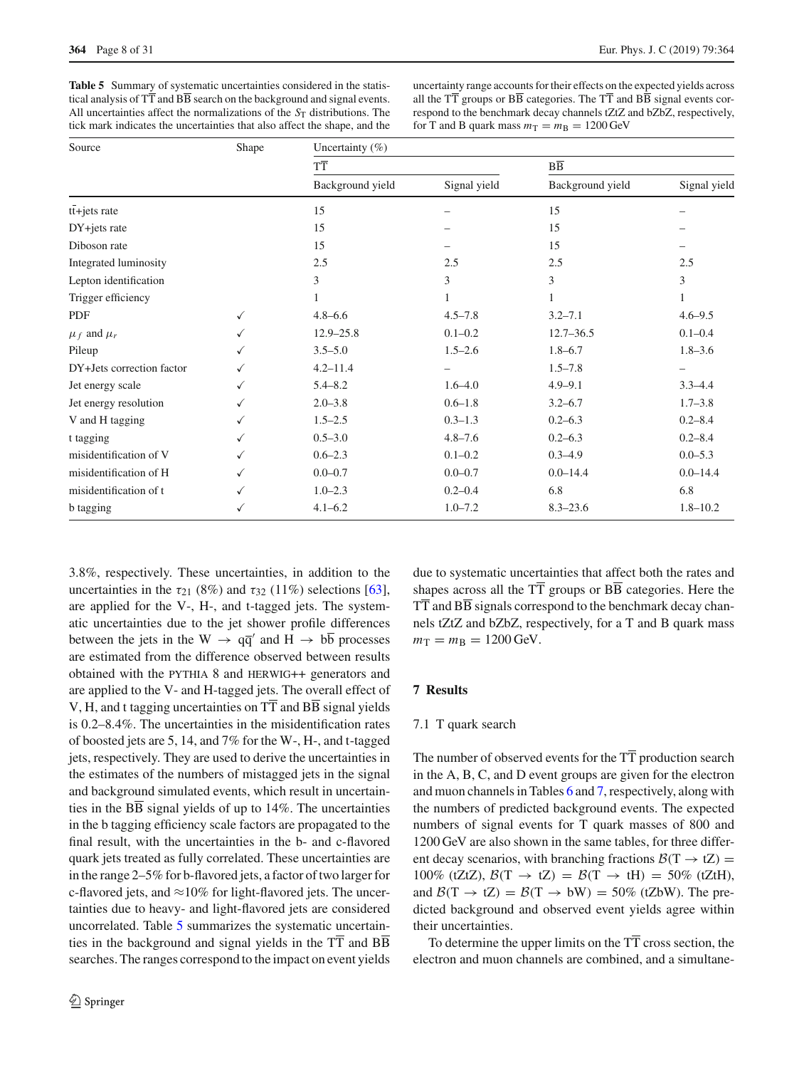**Table 5** Summary of systematic uncertainties considered in the statistical analysis of $\mathrm{T\overline{T}}$ and $\mathrm{B\overline{B}}$ search on the background and signal events. All uncertainties affect the normalizations of the $S_{\mathrm{T}}$ distributions. The tick mark indicates the uncertainties that also affect the shape, and the uncertainty range accounts for their effects on the expected yields across all the $\mathrm{T\overline{T}}$ groups or $\mathrm{B\overline{B}}$ categories. The $\mathrm{T\overline{T}}$ and $\mathrm{B\overline{B}}$ signal events correspond to the benchmark decay channels tZtZ and bZbZ, respectively, for T and B quark mass $m_{\mathrm{T}} = m_{\mathrm{B}} = 1200\,\mathrm{GeV}$

| Source | Shape | Uncertainty (%) | | | |
|---|---|---|---|---|---|
| | | $\mathrm{T\overline{T}}$ | | $\mathrm{B\overline{B}}$ | |
| | | Background yield | Signal yield | Background yield | Signal yield |
| $\mathrm{t\bar{t}}$+jets rate | | 15 | – | 15 | – |
| DY+jets rate | | 15 | – | 15 | – |
| Diboson rate | | 15 | – | 15 | – |
| Integrated luminosity | | 2.5 | 2.5 | 2.5 | 2.5 |
| Lepton identification | | 3 | 3 | 3 | 3 |
| Trigger efficiency | | 1 | 1 | 1 | 1 |
| PDF | ✓ | 4.8–6.6 | 4.5–7.8 | 3.2–7.1 | 4.6–9.5 |
| $\mu_f$ and $\mu_r$ | ✓ | 12.9–25.8 | 0.1–0.2 | 12.7–36.5 | 0.1–0.4 |
| Pileup | ✓ | 3.5–5.0 | 1.5–2.6 | 1.8–6.7 | 1.8–3.6 |
| DY+Jets correction factor | ✓ | 4.2–11.4 | – | 1.5–7.8 | – |
| Jet energy scale | ✓ | 5.4–8.2 | 1.6–4.0 | 4.9–9.1 | 3.3–4.4 |
| Jet energy resolution | ✓ | 2.0–3.8 | 0.6–1.8 | 3.2–6.7 | 1.7–3.8 |
| V and H tagging | ✓ | 1.5–2.5 | 0.3–1.3 | 0.2–6.3 | 0.2–8.4 |
| t tagging | ✓ | 0.5–3.0 | 4.8–7.6 | 0.2–6.3 | 0.2–8.4 |
| misidentification of V | ✓ | 0.6–2.3 | 0.1–0.2 | 0.3–4.9 | 0.0–5.3 |
| misidentification of H | ✓ | 0.0–0.7 | 0.0–0.7 | 0.0–14.4 | 0.0–14.4 |
| misidentification of t | ✓ | 1.0–2.3 | 0.2–0.4 | 6.8 | 6.8 |
| b tagging | ✓ | 4.1–6.2 | 1.0–7.2 | 8.3–23.6 | 1.8–10.2 |

3.8%, respectively. These uncertainties, in addition to the uncertainties in the $\tau_{21}$ (8%) and $\tau_{32}$ (11%) selections [63], are applied for the V-, H-, and t-tagged jets. The systematic uncertainties due to the jet shower profile differences between the jets in the $\mathrm{W \rightarrow q\overline{q}'}$ and $\mathrm{H \rightarrow b\overline{b}}$ processes are estimated from the difference observed between results obtained with the PYTHIA 8 and HERWIG++ generators and are applied to the V- and H-tagged jets. The overall effect of V, H, and t tagging uncertainties on $\mathrm{T\overline{T}}$ and $\mathrm{B\overline{B}}$ signal yields is 0.2–8.4%. The uncertainties in the misidentification rates of boosted jets are 5, 14, and 7% for the W-, H-, and t-tagged jets, respectively. They are used to derive the uncertainties in the estimates of the numbers of mistagged jets in the signal and background simulated events, which result in uncertainties in the $\mathrm{B\overline{B}}$ signal yields of up to 14%. The uncertainties in the b tagging efficiency scale factors are propagated to the final result, with the uncertainties in the b- and c-flavored quark jets treated as fully correlated. These uncertainties are in the range 2–5% for b-flavored jets, a factor of two larger for c-flavored jets, and $\approx$10% for light-flavored jets. The uncertainties due to heavy- and light-flavored jets are considered uncorrelated. Table 5 summarizes the systematic uncertainties in the background and signal yields in the $\mathrm{T\overline{T}}$ and $\mathrm{B\overline{B}}$ searches. The ranges correspond to the impact on event yields due to systematic uncertainties that affect both the rates and shapes across all the $\mathrm{T\overline{T}}$ groups or $\mathrm{B\overline{B}}$ categories. Here the $\mathrm{T\overline{T}}$ and $\mathrm{B\overline{B}}$ signals correspond to the benchmark decay channels tZtZ and bZbZ, respectively, for a T and B quark mass $m_{\mathrm{T}} = m_{\mathrm{B}} = 1200\,\mathrm{GeV}$.

## 7 Results

### 7.1 T quark search

The number of observed events for the $\mathrm{T\overline{T}}$ production search in the A, B, C, and D event groups are given for the electron and muon channels in Tables 6 and 7, respectively, along with the numbers of predicted background events. The expected numbers of signal events for T quark masses of 800 and 1200 GeV are also shown in the same tables, for three different decay scenarios, with branching fractions $\mathcal{B}(\mathrm{T \rightarrow tZ}) = 100\%$ (tZtZ), $\mathcal{B}(\mathrm{T \rightarrow tZ}) = \mathcal{B}(\mathrm{T \rightarrow tH}) = 50\%$ (tZtH), and $\mathcal{B}(\mathrm{T \rightarrow tZ}) = \mathcal{B}(\mathrm{T \rightarrow bW}) = 50\%$ (tZbW). The predicted background and observed event yields agree within their uncertainties.

To determine the upper limits on the $\mathrm{T\overline{T}}$ cross section, the electron and muon channels are combined, and a simultane-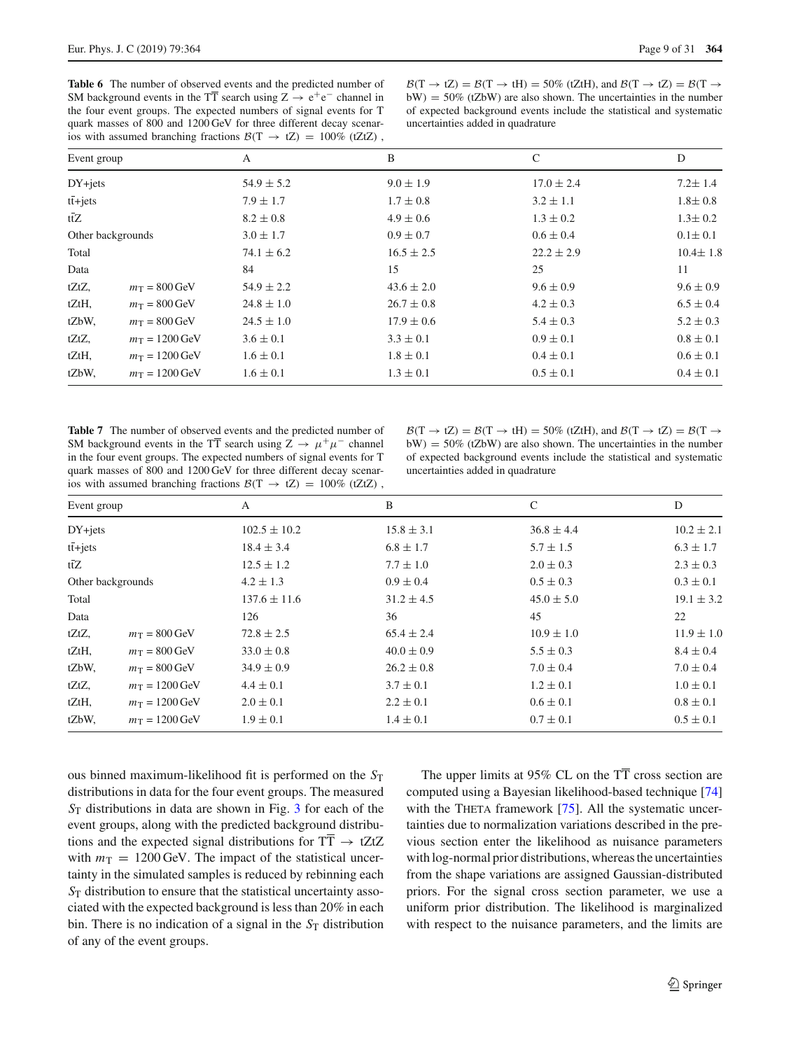**Table 6** The number of observed events and the predicted number of SM background events in the $\mathrm{T\overline{T}}$ search using $\mathrm{Z} \rightarrow \mathrm{e^+e^-}$ channel in the four event groups. The expected numbers of signal events for T quark masses of 800 and 1200 GeV for three different decay scenarios with assumed branching fractions $\mathcal{B}(\mathrm{T} \rightarrow \mathrm{tZ}) = 100\%$ (tZtZ), $\mathcal{B}(\mathrm{T} \rightarrow \mathrm{tZ}) = \mathcal{B}(\mathrm{T} \rightarrow \mathrm{tH}) = 50\%$ (tZtH), and $\mathcal{B}(\mathrm{T} \rightarrow \mathrm{tZ}) = \mathcal{B}(\mathrm{T} \rightarrow \mathrm{bW}) = 50\%$ (tZbW) are also shown. The uncertainties in the number of expected background events include the statistical and systematic uncertainties added in quadrature

| Event group | | A | B | C | D |
|---|---|---|---|---|---|
| DY+jets | | 54.9 ± 5.2 | 9.0 ± 1.9 | 17.0 ± 2.4 | 7.2± 1.4 |
| $\mathrm{t\bar{t}}$+jets | | 7.9 ± 1.7 | 1.7 ± 0.8 | 3.2 ± 1.1 | 1.8± 0.8 |
| $\mathrm{t\bar{t}Z}$ | | 8.2 ± 0.8 | 4.9 ± 0.6 | 1.3 ± 0.2 | 1.3± 0.2 |
| Other backgrounds | | 3.0 ± 1.7 | 0.9 ± 0.7 | 0.6 ± 0.4 | 0.1± 0.1 |
| Total | | 74.1 ± 6.2 | 16.5 ± 2.5 | 22.2 ± 2.9 | 10.4± 1.8 |
| Data | | 84 | 15 | 25 | 11 |
| tZtZ, | $m_\mathrm{T}$ = 800 GeV | 54.9 ± 2.2 | 43.6 ± 2.0 | 9.6 ± 0.9 | 9.6 ± 0.9 |
| tZtH, | $m_\mathrm{T}$ = 800 GeV | 24.8 ± 1.0 | 26.7 ± 0.8 | 4.2 ± 0.3 | 6.5 ± 0.4 |
| tZbW, | $m_\mathrm{T}$ = 800 GeV | 24.5 ± 1.0 | 17.9 ± 0.6 | 5.4 ± 0.3 | 5.2 ± 0.3 |
| tZtZ, | $m_\mathrm{T}$ = 1200 GeV | 3.6 ± 0.1 | 3.3 ± 0.1 | 0.9 ± 0.1 | 0.8 ± 0.1 |
| tZtH, | $m_\mathrm{T}$ = 1200 GeV | 1.6 ± 0.1 | 1.8 ± 0.1 | 0.4 ± 0.1 | 0.6 ± 0.1 |
| tZbW, | $m_\mathrm{T}$ = 1200 GeV | 1.6 ± 0.1 | 1.3 ± 0.1 | 0.5 ± 0.1 | 0.4 ± 0.1 |

**Table 7** The number of observed events and the predicted number of SM background events in the $\mathrm{T\overline{T}}$ search using $\mathrm{Z} \rightarrow \mu^+\mu^-$ channel in the four event groups. The expected numbers of signal events for T quark masses of 800 and 1200 GeV for three different decay scenarios with assumed branching fractions $\mathcal{B}(\mathrm{T} \rightarrow \mathrm{tZ}) = 100\%$ (tZtZ), $\mathcal{B}(\mathrm{T} \rightarrow \mathrm{tZ}) = \mathcal{B}(\mathrm{T} \rightarrow \mathrm{tH}) = 50\%$ (tZtH), and $\mathcal{B}(\mathrm{T} \rightarrow \mathrm{tZ}) = \mathcal{B}(\mathrm{T} \rightarrow \mathrm{bW}) = 50\%$ (tZbW) are also shown. The uncertainties in the number of expected background events include the statistical and systematic uncertainties added in quadrature

| Event group | | A | B | C | D |
|---|---|---|---|---|---|
| DY+jets | | 102.5 ± 10.2 | 15.8 ± 3.1 | 36.8 ± 4.4 | 10.2 ± 2.1 |
| $\mathrm{t\bar{t}}$+jets | | 18.4 ± 3.4 | 6.8 ± 1.7 | 5.7 ± 1.5 | 6.3 ± 1.7 |
| $\mathrm{t\bar{t}Z}$ | | 12.5 ± 1.2 | 7.7 ± 1.0 | 2.0 ± 0.3 | 2.3 ± 0.3 |
| Other backgrounds | | 4.2 ± 1.3 | 0.9 ± 0.4 | 0.5 ± 0.3 | 0.3 ± 0.1 |
| Total | | 137.6 ± 11.6 | 31.2 ± 4.5 | 45.0 ± 5.0 | 19.1 ± 3.2 |
| Data | | 126 | 36 | 45 | 22 |
| tZtZ, | $m_\mathrm{T}$ = 800 GeV | 72.8 ± 2.5 | 65.4 ± 2.4 | 10.9 ± 1.0 | 11.9 ± 1.0 |
| tZtH, | $m_\mathrm{T}$ = 800 GeV | 33.0 ± 0.8 | 40.0 ± 0.9 | 5.5 ± 0.3 | 8.4 ± 0.4 |
| tZbW, | $m_\mathrm{T}$ = 800 GeV | 34.9 ± 0.9 | 26.2 ± 0.8 | 7.0 ± 0.4 | 7.0 ± 0.4 |
| tZtZ, | $m_\mathrm{T}$ = 1200 GeV | 4.4 ± 0.1 | 3.7 ± 0.1 | 1.2 ± 0.1 | 1.0 ± 0.1 |
| tZtH, | $m_\mathrm{T}$ = 1200 GeV | 2.0 ± 0.1 | 2.2 ± 0.1 | 0.6 ± 0.1 | 0.8 ± 0.1 |
| tZbW, | $m_\mathrm{T}$ = 1200 GeV | 1.9 ± 0.1 | 1.4 ± 0.1 | 0.7 ± 0.1 | 0.5 ± 0.1 |

ous binned maximum-likelihood fit is performed on the $S_\mathrm{T}$ distributions in data for the four event groups. The measured $S_\mathrm{T}$ distributions in data are shown in Fig. 3 for each of the event groups, along with the predicted background distributions and the expected signal distributions for $\mathrm{T\overline{T}} \rightarrow \mathrm{tZtZ}$ with $m_\mathrm{T} = 1200$ GeV. The impact of the statistical uncertainty in the simulated samples is reduced by rebinning each $S_\mathrm{T}$ distribution to ensure that the statistical uncertainty associated with the expected background is less than 20% in each bin. There is no indication of a signal in the $S_\mathrm{T}$ distribution of any of the event groups.

The upper limits at 95% CL on the $\mathrm{T\overline{T}}$ cross section are computed using a Bayesian likelihood-based technique [74] with the THETA framework [75]. All the systematic uncertainties due to normalization variations described in the previous section enter the likelihood as nuisance parameters with log-normal prior distributions, whereas the uncertainties from the shape variations are assigned Gaussian-distributed priors. For the signal cross section parameter, we use a uniform prior distribution. The likelihood is marginalized with respect to the nuisance parameters, and the limits are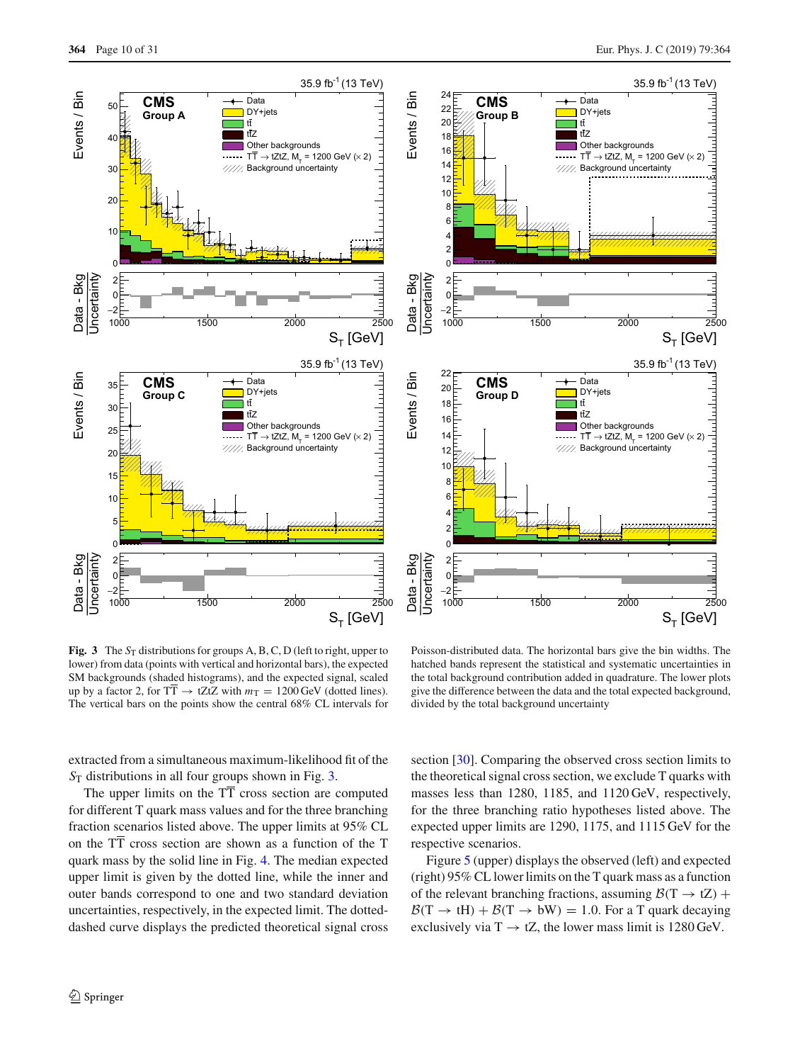**Fig. 3** The $S_T$ distributions for groups A, B, C, D (left to right, upper to lower) from data (points with vertical and horizontal bars), the expected SM backgrounds (shaded histograms), and the expected signal, scaled up by a factor 2, for $\mathrm{T\overline{T}} \rightarrow \mathrm{tZtZ}$ with $m_\mathrm{T} = 1200\,\mathrm{GeV}$ (dotted lines). The vertical bars on the points show the central 68% CL intervals for Poisson-distributed data. The horizontal bars give the bin widths. The hatched bands represent the statistical and systematic uncertainties in the total background contribution added in quadrature. The lower plots give the difference between the data and the total expected background, divided by the total background uncertainty

extracted from a simultaneous maximum-likelihood fit of the $S_T$ distributions in all four groups shown in Fig. 3.

The upper limits on the $\mathrm{T\overline{T}}$ cross section are computed for different T quark mass values and for the three branching fraction scenarios listed above. The upper limits at 95% CL on the $\mathrm{T\overline{T}}$ cross section are shown as a function of the T quark mass by the solid line in Fig. 4. The median expected upper limit is given by the dotted line, while the inner and outer bands correspond to one and two standard deviation uncertainties, respectively, in the expected limit. The dotted-dashed curve displays the predicted theoretical signal cross section [30]. Comparing the observed cross section limits to the theoretical signal cross section, we exclude T quarks with masses less than 1280, 1185, and 1120 GeV, respectively, for the three branching ratio hypotheses listed above. The expected upper limits are 1290, 1175, and 1115 GeV for the respective scenarios.

Figure 5 (upper) displays the observed (left) and expected (right) 95% CL lower limits on the T quark mass as a function of the relevant branching fractions, assuming $\mathcal{B}(\mathrm{T} \rightarrow \mathrm{tZ}) + \mathcal{B}(\mathrm{T} \rightarrow \mathrm{tH}) + \mathcal{B}(\mathrm{T} \rightarrow \mathrm{bW}) = 1.0$. For a T quark decaying exclusively via $\mathrm{T} \rightarrow \mathrm{tZ}$, the lower mass limit is 1280 GeV.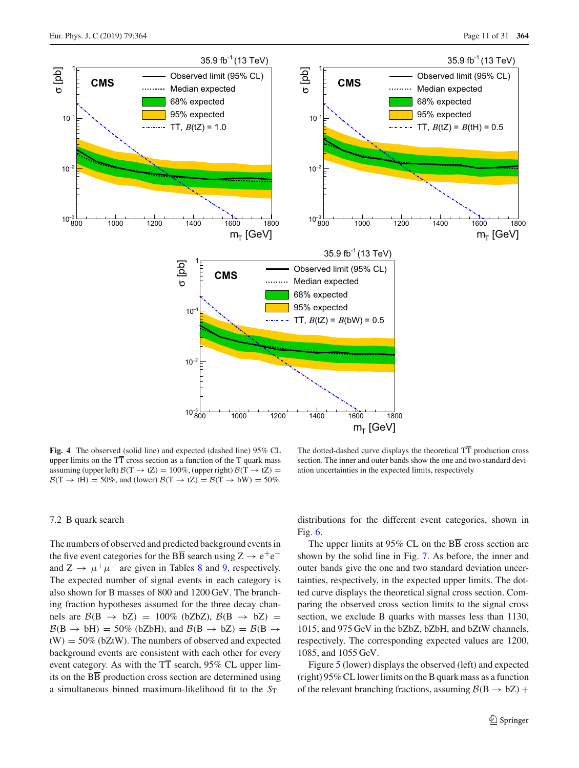**Fig. 4** The observed (solid line) and expected (dashed line) 95% CL upper limits on the $\mathrm{T\overline{T}}$ cross section as a function of the T quark mass assuming (upper left) $\mathcal{B}(\mathrm{T} \to \mathrm{tZ}) = 100\%$, (upper right) $\mathcal{B}(\mathrm{T} \to \mathrm{tZ}) = \mathcal{B}(\mathrm{T} \to \mathrm{tH}) = 50\%$, and (lower) $\mathcal{B}(\mathrm{T} \to \mathrm{tZ}) = \mathcal{B}(\mathrm{T} \to \mathrm{bW}) = 50\%$. The dotted-dashed curve displays the theoretical $\mathrm{T\overline{T}}$ production cross section. The inner and outer bands show the one and two standard deviation uncertainties in the expected limits, respectively

### 7.2 B quark search

The numbers of observed and predicted background events in the five event categories for the $\mathrm{B\overline{B}}$ search using $\mathrm{Z} \to \mathrm{e^+e^-}$ and $\mathrm{Z} \to \mu^+\mu^-$ are given in Tables 8 and 9, respectively. The expected number of signal events in each category is also shown for B masses of 800 and 1200 GeV. The branching fraction hypotheses assumed for the three decay channels are $\mathcal{B}(\mathrm{B} \to \mathrm{bZ}) = 100\%$ (bZbZ), $\mathcal{B}(\mathrm{B} \to \mathrm{bZ}) = \mathcal{B}(\mathrm{B} \to \mathrm{bH}) = 50\%$ (bZbH), and $\mathcal{B}(\mathrm{B} \to \mathrm{bZ}) = \mathcal{B}(\mathrm{B} \to \mathrm{tW}) = 50\%$ (bZtW). The numbers of observed and expected background events are consistent with each other for every event category. As with the $\mathrm{T\overline{T}}$ search, 95% CL upper limits on the $\mathrm{B\overline{B}}$ production cross section are determined using a simultaneous binned maximum-likelihood fit to the $S_\mathrm{T}$ distributions for the different event categories, shown in Fig. 6.

The upper limits at 95% CL on the $\mathrm{B\overline{B}}$ cross section are shown by the solid line in Fig. 7. As before, the inner and outer bands give the one and two standard deviation uncertainties, respectively, in the expected upper limits. The dotted curve displays the theoretical signal cross section. Comparing the observed cross section limits to the signal cross section, we exclude B quarks with masses less than 1130, 1015, and 975 GeV in the bZbZ, bZbH, and bZtW channels, respectively. The corresponding expected values are 1200, 1085, and 1055 GeV.

Figure 5 (lower) displays the observed (left) and expected (right) 95% CL lower limits on the B quark mass as a function of the relevant branching fractions, assuming $\mathcal{B}(\mathrm{B} \to \mathrm{bZ}) +$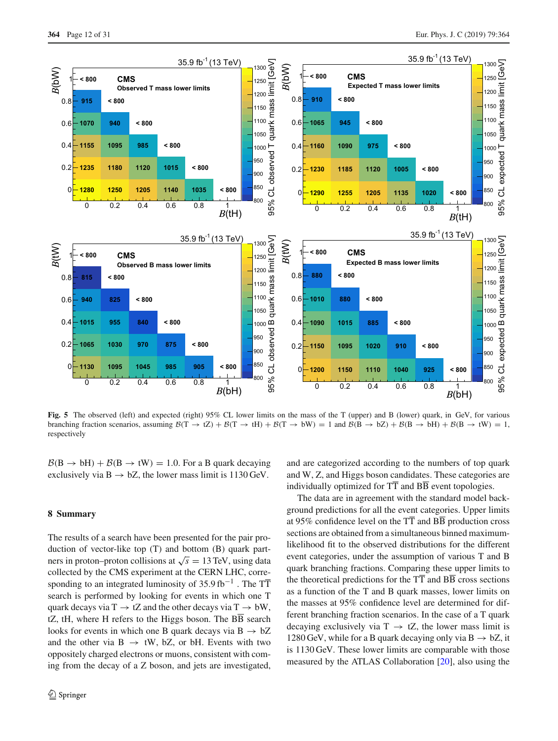**Fig. 5** The observed (left) and expected (right) 95% CL lower limits on the mass of the T (upper) and B (lower) quark, in GeV, for various branching fraction scenarios, assuming $\mathcal{B}(\mathrm{T} \rightarrow \mathrm{tZ}) + \mathcal{B}(\mathrm{T} \rightarrow \mathrm{tH}) + \mathcal{B}(\mathrm{T} \rightarrow \mathrm{bW}) = 1$ and $\mathcal{B}(\mathrm{B} \rightarrow \mathrm{bZ}) + \mathcal{B}(\mathrm{B} \rightarrow \mathrm{bH}) + \mathcal{B}(\mathrm{B} \rightarrow \mathrm{tW}) = 1$, respectively

$\mathcal{B}(\mathrm{B} \rightarrow \mathrm{bH}) + \mathcal{B}(\mathrm{B} \rightarrow \mathrm{tW}) = 1.0$. For a B quark decaying exclusively via $\mathrm{B} \rightarrow \mathrm{bZ}$, the lower mass limit is 1130 GeV.

## 8 Summary

The results of a search have been presented for the pair production of vector-like top (T) and bottom (B) quark partners in proton–proton collisions at $\sqrt{s} = 13\,\mathrm{TeV}$, using data collected by the CMS experiment at the CERN LHC, corresponding to an integrated luminosity of $35.9\,\mathrm{fb}^{-1}$. The $\mathrm{T\overline{T}}$ search is performed by looking for events in which one T quark decays via $\mathrm{T} \rightarrow \mathrm{tZ}$ and the other decays via $\mathrm{T} \rightarrow \mathrm{bW}$, tZ, tH, where H refers to the Higgs boson. The $\mathrm{B\overline{B}}$ search looks for events in which one B quark decays via $\mathrm{B} \rightarrow \mathrm{bZ}$ and the other via $\mathrm{B} \rightarrow \mathrm{tW}$, bZ, or bH. Events with two oppositely charged electrons or muons, consistent with coming from the decay of a Z boson, and jets are investigated, and are categorized according to the numbers of top quark and W, Z, and Higgs boson candidates. These categories are individually optimized for $\mathrm{T\overline{T}}$ and $\mathrm{B\overline{B}}$ event topologies.

The data are in agreement with the standard model background predictions for all the event categories. Upper limits at 95% confidence level on the $\mathrm{T\overline{T}}$ and $\mathrm{B\overline{B}}$ production cross sections are obtained from a simultaneous binned maximum-likelihood fit to the observed distributions for the different event categories, under the assumption of various T and B quark branching fractions. Comparing these upper limits to the theoretical predictions for the $\mathrm{T\overline{T}}$ and $\mathrm{B\overline{B}}$ cross sections as a function of the T and B quark masses, lower limits on the masses at 95% confidence level are determined for different branching fraction scenarios. In the case of a T quark decaying exclusively via $\mathrm{T} \rightarrow \mathrm{tZ}$, the lower mass limit is 1280 GeV, while for a B quark decaying only via $\mathrm{B} \rightarrow \mathrm{bZ}$, it is 1130 GeV. These lower limits are comparable with those measured by the ATLAS Collaboration [20], also using the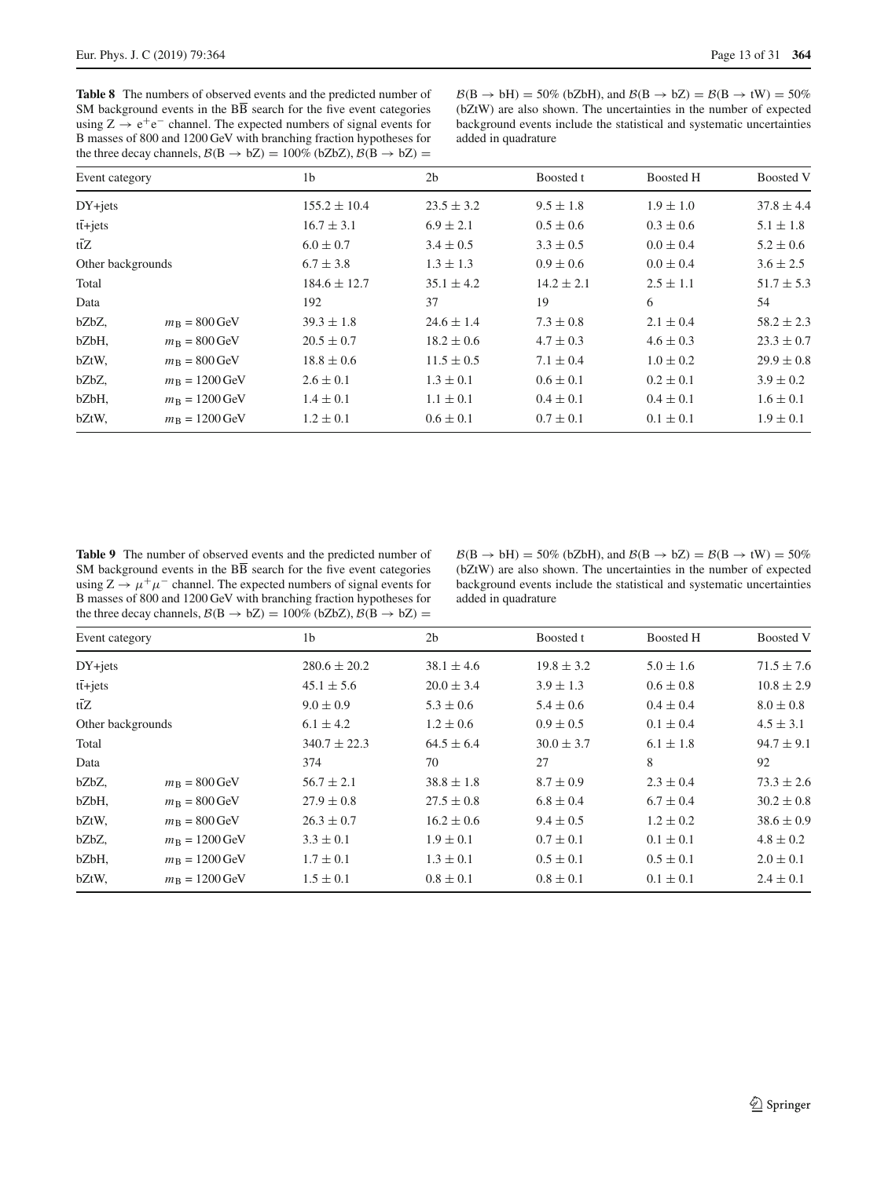**Table 8** The numbers of observed events and the predicted number of SM background events in the $B\overline{B}$ search for the five event categories using $Z \rightarrow e^+e^-$ channel. The expected numbers of signal events for B masses of 800 and 1200 GeV with branching fraction hypotheses for the three decay channels, $\mathcal{B}(B \rightarrow bZ) = 100\%$ (bZbZ), $\mathcal{B}(B \rightarrow bZ) = \mathcal{B}(B \rightarrow bH) = 50\%$ (bZbH), and $\mathcal{B}(B \rightarrow bZ) = \mathcal{B}(B \rightarrow tW) = 50\%$ (bZtW) are also shown. The uncertainties in the number of expected background events include the statistical and systematic uncertainties added in quadrature

| Event category | | 1b | 2b | Boosted t | Boosted H | Boosted V |
|---|---|---|---|---|---|---|
| DY+jets | | $155.2 \pm 10.4$ | $23.5 \pm 3.2$ | $9.5 \pm 1.8$ | $1.9 \pm 1.0$ | $37.8 \pm 4.4$ |
| $t\bar{t}$+jets | | $16.7 \pm 3.1$ | $6.9 \pm 2.1$ | $0.5 \pm 0.6$ | $0.3 \pm 0.6$ | $5.1 \pm 1.8$ |
| $t\bar{t}Z$ | | $6.0 \pm 0.7$ | $3.4 \pm 0.5$ | $3.3 \pm 0.5$ | $0.0 \pm 0.4$ | $5.2 \pm 0.6$ |
| Other backgrounds | | $6.7 \pm 3.8$ | $1.3 \pm 1.3$ | $0.9 \pm 0.6$ | $0.0 \pm 0.4$ | $3.6 \pm 2.5$ |
| Total | | $184.6 \pm 12.7$ | $35.1 \pm 4.2$ | $14.2 \pm 2.1$ | $2.5 \pm 1.1$ | $51.7 \pm 5.3$ |
| Data | | 192 | 37 | 19 | 6 | 54 |
| bZbZ, | $m_B = 800$ GeV | $39.3 \pm 1.8$ | $24.6 \pm 1.4$ | $7.3 \pm 0.8$ | $2.1 \pm 0.4$ | $58.2 \pm 2.3$ |
| bZbH, | $m_B = 800$ GeV | $20.5 \pm 0.7$ | $18.2 \pm 0.6$ | $4.7 \pm 0.3$ | $4.6 \pm 0.3$ | $23.3 \pm 0.7$ |
| bZtW, | $m_B = 800$ GeV | $18.8 \pm 0.6$ | $11.5 \pm 0.5$ | $7.1 \pm 0.4$ | $1.0 \pm 0.2$ | $29.9 \pm 0.8$ |
| bZbZ, | $m_B = 1200$ GeV | $2.6 \pm 0.1$ | $1.3 \pm 0.1$ | $0.6 \pm 0.1$ | $0.2 \pm 0.1$ | $3.9 \pm 0.2$ |
| bZbH, | $m_B = 1200$ GeV | $1.4 \pm 0.1$ | $1.1 \pm 0.1$ | $0.4 \pm 0.1$ | $0.4 \pm 0.1$ | $1.6 \pm 0.1$ |
| bZtW, | $m_B = 1200$ GeV | $1.2 \pm 0.1$ | $0.6 \pm 0.1$ | $0.7 \pm 0.1$ | $0.1 \pm 0.1$ | $1.9 \pm 0.1$ |

**Table 9** The number of observed events and the predicted number of SM background events in the $B\overline{B}$ search for the five event categories using $Z \rightarrow \mu^+\mu^-$ channel. The expected numbers of signal events for B masses of 800 and 1200 GeV with branching fraction hypotheses for the three decay channels, $\mathcal{B}(B \rightarrow bZ) = 100\%$ (bZbZ), $\mathcal{B}(B \rightarrow bZ) = \mathcal{B}(B \rightarrow bH) = 50\%$ (bZbH), and $\mathcal{B}(B \rightarrow bZ) = \mathcal{B}(B \rightarrow tW) = 50\%$ (bZtW) are also shown. The uncertainties in the number of expected background events include the statistical and systematic uncertainties added in quadrature

| Event category | | 1b | 2b | Boosted t | Boosted H | Boosted V |
|---|---|---|---|---|---|---|
| DY+jets | | $280.6 \pm 20.2$ | $38.1 \pm 4.6$ | $19.8 \pm 3.2$ | $5.0 \pm 1.6$ | $71.5 \pm 7.6$ |
| $t\bar{t}$+jets | | $45.1 \pm 5.6$ | $20.0 \pm 3.4$ | $3.9 \pm 1.3$ | $0.6 \pm 0.8$ | $10.8 \pm 2.9$ |
| $t\bar{t}Z$ | | $9.0 \pm 0.9$ | $5.3 \pm 0.6$ | $5.4 \pm 0.6$ | $0.4 \pm 0.4$ | $8.0 \pm 0.8$ |
| Other backgrounds | | $6.1 \pm 4.2$ | $1.2 \pm 0.6$ | $0.9 \pm 0.5$ | $0.1 \pm 0.4$ | $4.5 \pm 3.1$ |
| Total | | $340.7 \pm 22.3$ | $64.5 \pm 6.4$ | $30.0 \pm 3.7$ | $6.1 \pm 1.8$ | $94.7 \pm 9.1$ |
| Data | | 374 | 70 | 27 | 8 | 92 |
| bZbZ, | $m_B = 800$ GeV | $56.7 \pm 2.1$ | $38.8 \pm 1.8$ | $8.7 \pm 0.9$ | $2.3 \pm 0.4$ | $73.3 \pm 2.6$ |
| bZbH, | $m_B = 800$ GeV | $27.9 \pm 0.8$ | $27.5 \pm 0.8$ | $6.8 \pm 0.4$ | $6.7 \pm 0.4$ | $30.2 \pm 0.8$ |
| bZtW, | $m_B = 800$ GeV | $26.3 \pm 0.7$ | $16.2 \pm 0.6$ | $9.4 \pm 0.5$ | $1.2 \pm 0.2$ | $38.6 \pm 0.9$ |
| bZbZ, | $m_B = 1200$ GeV | $3.3 \pm 0.1$ | $1.9 \pm 0.1$ | $0.7 \pm 0.1$ | $0.1 \pm 0.1$ | $4.8 \pm 0.2$ |
| bZbH, | $m_B = 1200$ GeV | $1.7 \pm 0.1$ | $1.3 \pm 0.1$ | $0.5 \pm 0.1$ | $0.5 \pm 0.1$ | $2.0 \pm 0.1$ |
| bZtW, | $m_B = 1200$ GeV | $1.5 \pm 0.1$ | $0.8 \pm 0.1$ | $0.8 \pm 0.1$ | $0.1 \pm 0.1$ | $2.4 \pm 0.1$ |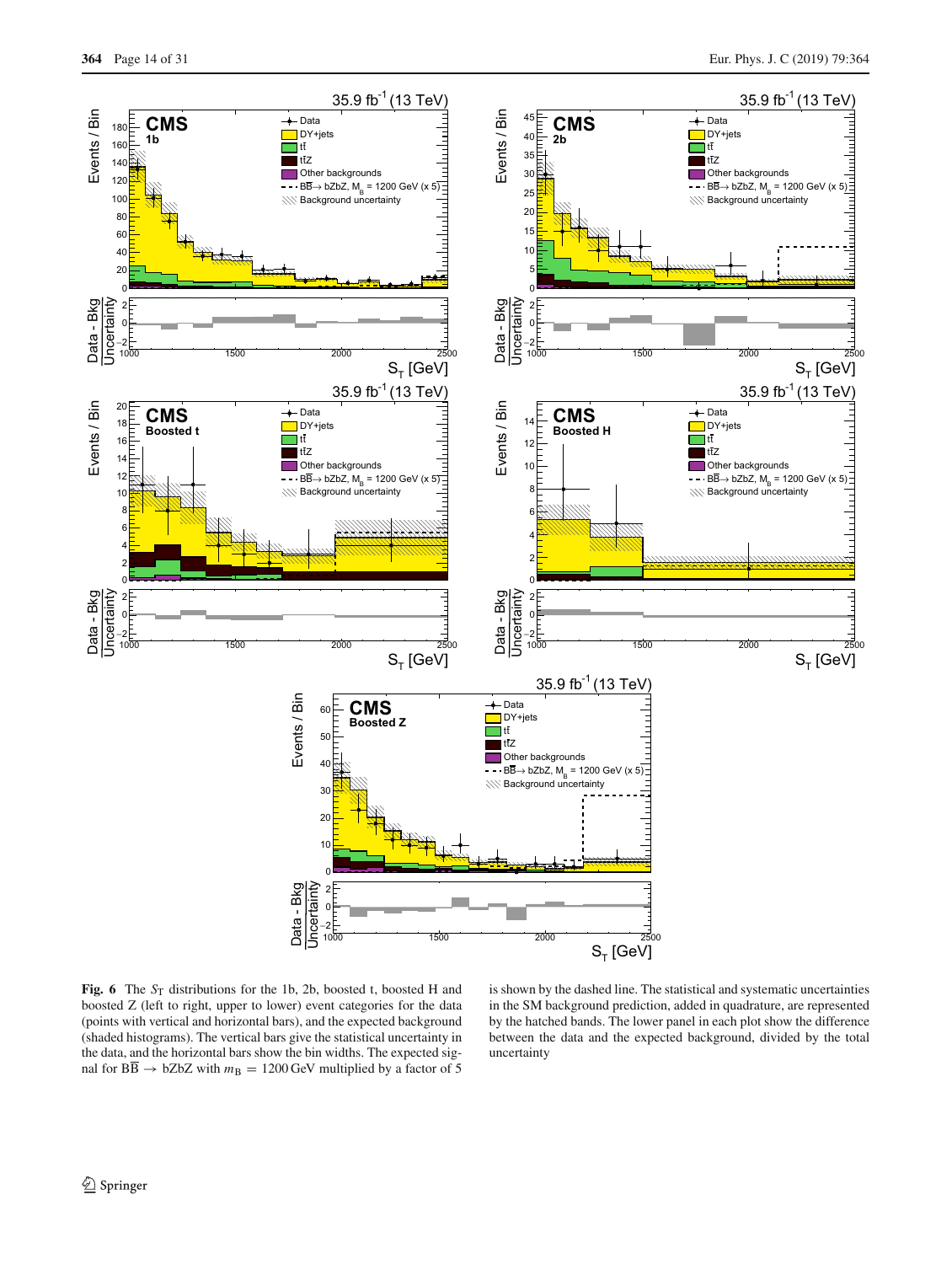**Fig. 6** The $S_T$ distributions for the 1b, 2b, boosted t, boosted H and boosted Z (left to right, upper to lower) event categories for the data (points with vertical and horizontal bars), and the expected background (shaded histograms). The vertical bars give the statistical uncertainty in the data, and the horizontal bars show the bin widths. The expected signal for $B\overline{B} \rightarrow bZbZ$ with $m_B = 1200\,\text{GeV}$ multiplied by a factor of 5 is shown by the dashed line. The statistical and systematic uncertainties in the SM background prediction, added in quadrature, are represented by the hatched bands. The lower panel in each plot show the difference between the data and the expected background, divided by the total uncertainty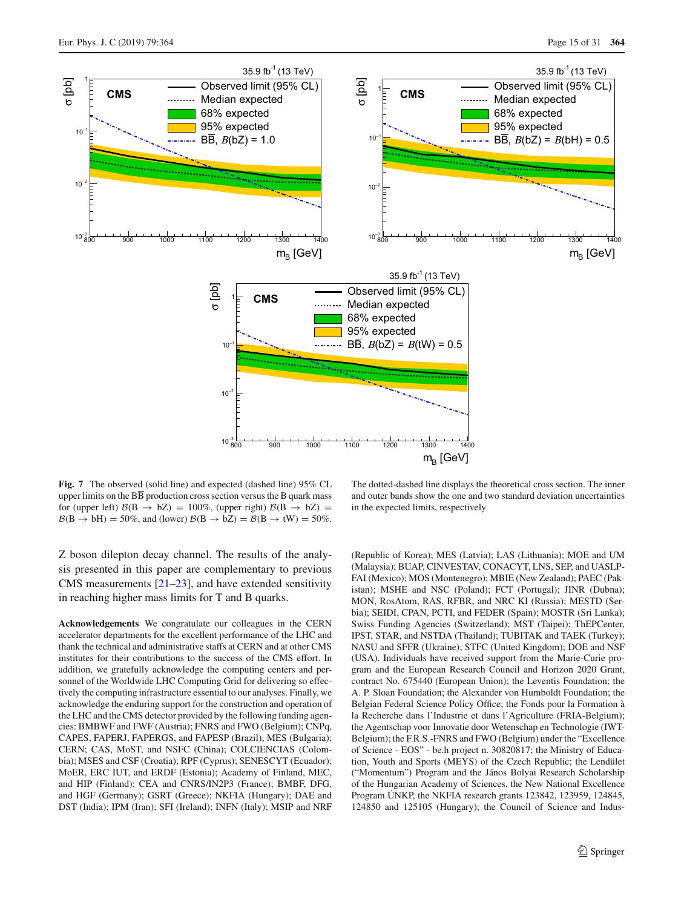**Fig. 7** The observed (solid line) and expected (dashed line) 95% CL upper limits on the $B\overline{B}$ production cross section versus the B quark mass for (upper left) $\mathcal{B}(B \to bZ) = 100\%$, (upper right) $\mathcal{B}(B \to bZ) = \mathcal{B}(B \to bH) = 50\%$, and (lower) $\mathcal{B}(B \to bZ) = \mathcal{B}(B \to tW) = 50\%$. The dotted-dashed line displays the theoretical cross section. The inner and outer bands show the one and two standard deviation uncertainties in the expected limits, respectively

Z boson dilepton decay channel. The results of the analysis presented in this paper are complementary to previous CMS measurements [21–23], and have extended sensitivity in reaching higher mass limits for T and B quarks.

**Acknowledgements** We congratulate our colleagues in the CERN accelerator departments for the excellent performance of the LHC and thank the technical and administrative staffs at CERN and at other CMS institutes for their contributions to the success of the CMS effort. In addition, we gratefully acknowledge the computing centers and personnel of the Worldwide LHC Computing Grid for delivering so effectively the computing infrastructure essential to our analyses. Finally, we acknowledge the enduring support for the construction and operation of the LHC and the CMS detector provided by the following funding agencies: BMBWF and FWF (Austria); FNRS and FWO (Belgium); CNPq, CAPES, FAPERJ, FAPERGS, and FAPESP (Brazil); MES (Bulgaria); CERN; CAS, MoST, and NSFC (China); COLCIENCIAS (Colombia); MSES and CSF (Croatia); RPF (Cyprus); SENESCYT (Ecuador); MoER, ERC IUT, and ERDF (Estonia); Academy of Finland, MEC, and HIP (Finland); CEA and CNRS/IN2P3 (France); BMBF, DFG, and HGF (Germany); GSRT (Greece); NKFIA (Hungary); DAE and DST (India); IPM (Iran); SFI (Ireland); INFN (Italy); MSIP and NRF (Republic of Korea); MES (Latvia); LAS (Lithuania); MOE and UM (Malaysia); BUAP, CINVESTAV, CONACYT, LNS, SEP, and UASLP-FAI (Mexico); MOS (Montenegro); MBIE (New Zealand); PAEC (Pakistan); MSHE and NSC (Poland); FCT (Portugal); JINR (Dubna); MON, RosAtom, RAS, RFBR, and NRC KI (Russia); MESTD (Serbia); SEIDI, CPAN, PCTI, and FEDER (Spain); MOSTR (Sri Lanka); Swiss Funding Agencies (Switzerland); MST (Taipei); ThEPCenter, IPST, STAR, and NSTDA (Thailand); TUBITAK and TAEK (Turkey); NASU and SFFR (Ukraine); STFC (United Kingdom); DOE and NSF (USA). Individuals have received support from the Marie-Curie program and the European Research Council and Horizon 2020 Grant, contract No. 675440 (European Union); the Leventis Foundation; the A. P. Sloan Foundation; the Alexander von Humboldt Foundation; the Belgian Federal Science Policy Office; the Fonds pour la Formation à la Recherche dans l'Industrie et dans l'Agriculture (FRIA-Belgium); the Agentschap voor Innovatie door Wetenschap en Technologie (IWT-Belgium); the F.R.S.-FNRS and FWO (Belgium) under the "Excellence of Science - EOS" - be.h project n. 30820817; the Ministry of Education, Youth and Sports (MEYS) of the Czech Republic; the Lendület ("Momentum") Program and the János Bolyai Research Scholarship of the Hungarian Academy of Sciences, the New National Excellence Program ÚNKP, the NKFIA research grants 123842, 123959, 124845, 124850 and 125105 (Hungary); the Council of Science and Indus-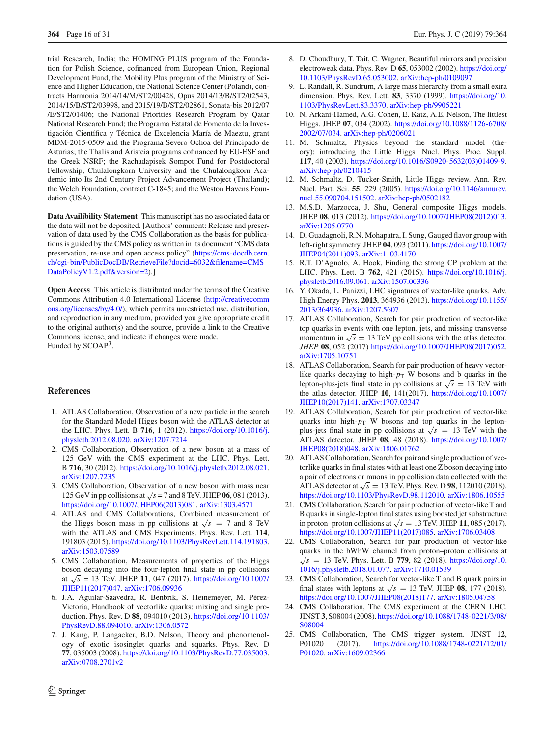trial Research, India; the HOMING PLUS program of the Foundation for Polish Science, cofinanced from European Union, Regional Development Fund, the Mobility Plus program of the Ministry of Science and Higher Education, the National Science Center (Poland), contracts Harmonia 2014/14/M/ST2/00428, Opus 2014/13/B/ST2/02543, 2014/15/B/ST2/03998, and 2015/19/B/ST2/02861, Sonata-bis 2012/07/E/ST2/01406; the National Priorities Research Program by Qatar National Research Fund; the Programa Estatal de Fomento de la Investigación Científica y Técnica de Excelencia María de Maeztu, grant MDM-2015-0509 and the Programa Severo Ochoa del Principado de Asturias; the Thalis and Aristeia programs cofinanced by EU-ESF and the Greek NSRF; the Rachadapisek Sompot Fund for Postdoctoral Fellowship, Chulalongkorn University and the Chulalongkorn Academic into Its 2nd Century Project Advancement Project (Thailand); the Welch Foundation, contract C-1845; and the Weston Havens Foundation (USA).

**Data Availibility Statement** This manuscript has no associated data or the data will not be deposited. [Authors' comment: Release and preservation of data used by the CMS Collaboration as the basis for publications is guided by the CMS policy as written in its document "CMS data preservation, re-use and open access policy" (https://cms-docdb.cern.ch/cgi-bin/PublicDocDB/RetrieveFile?docid=6032&filename=CMSDataPolicyV1.2.pdf&version=2).]

**Open Access** This article is distributed under the terms of the Creative Commons Attribution 4.0 International License (http://creativecommons.org/licenses/by/4.0/), which permits unrestricted use, distribution, and reproduction in any medium, provided you give appropriate credit to the original author(s) and the source, provide a link to the Creative Commons license, and indicate if changes were made.
Funded by SCOAP[3].

## References

1. ATLAS Collaboration, Observation of a new particle in the search for the Standard Model Higgs boson with the ATLAS detector at the LHC. Phys. Lett. B **716**, 1 (2012). https://doi.org/10.1016/j.physletb.2012.08.020. arXiv:1207.7214
2. CMS Collaboration, Observation of a new boson at a mass of 125 GeV with the CMS experiment at the LHC. Phys. Lett. B **716**, 30 (2012). https://doi.org/10.1016/j.physletb.2012.08.021. arXiv:1207.7235
3. CMS Collaboration, Observation of a new boson with mass near 125 GeV in pp collisions at $\sqrt{s} = 7$ and 8 TeV. JHEP **06**, 081 (2013). https://doi.org/10.1007/JHEP06(2013)081. arXiv:1303.4571
4. ATLAS and CMS Collaborations, Combined measurement of the Higgs boson mass in pp collisions at $\sqrt{s} = 7$ and 8 TeV with the ATLAS and CMS Experiments. Phys. Rev. Lett. **114**, 191803 (2015). https://doi.org/10.1103/PhysRevLett.114.191803. arXiv:1503.07589
5. CMS Collaboration, Measurements of properties of the Higgs boson decaying into the four-lepton final state in pp collisions at $\sqrt{s} = 13$ TeV. JHEP **11**, 047 (2017). https://doi.org/10.1007/JHEP11(2017)047. arXiv:1706.09936
6. J.A. Aguilar-Saavedra, R. Benbrik, S. Heinemeyer, M. Pérez-Victoria, Handbook of vectorlike quarks: mixing and single production. Phys. Rev. D **88**, 094010 (2013). https://doi.org/10.1103/PhysRevD.88.094010. arXiv:1306.0572
7. J. Kang, P. Langacker, B.D. Nelson, Theory and phenomenology of exotic isosinglet quarks and squarks. Phys. Rev. D **77**, 035003 (2008). https://doi.org/10.1103/PhysRevD.77.035003. arXiv:0708.2701v2
8. D. Choudhury, T. Tait, C. Wagner, Beautiful mirrors and precision electroweak data. Phys. Rev. D **65**, 053002 (2002). https://doi.org/10.1103/PhysRevD.65.053002. arXiv:hep-ph/0109097
9. L. Randall, R. Sundrum, A large mass hierarchy from a small extra dimension. Phys. Rev. Lett. **83**, 3370 (1999). https://doi.org/10.1103/PhysRevLett.83.3370. arXiv:hep-ph/9905221
10. N. Arkani-Hamed, A.G. Cohen, E. Katz, A.E. Nelson, The littlest Higgs. JHEP **07**, 034 (2002). https://doi.org/10.1088/1126-6708/2002/07/034. arXiv:hep-ph/0206021
11. M. Schmaltz, Physics beyond the standard model (theory): introducing the Little Higgs. Nucl. Phys. Proc. Suppl. **117**, 40 (2003). https://doi.org/10.1016/S0920-5632(03)01409-9. arXiv:hep-ph/0210415
12. M. Schmaltz, D. Tucker-Smith, Little Higgs review. Ann. Rev. Nucl. Part. Sci. **55**, 229 (2005). https://doi.org/10.1146/annurev.nucl.55.090704.151502. arXiv:hep-ph/0502182
13. M.S.D. Marzocca, J. Shu, General composite Higgs models. JHEP **08**, 013 (2012). https://doi.org/10.1007/JHEP08(2012)013. arXiv:1205.0770
14. D. Guadagnoli, R.N. Mohapatra, I. Sung, Gauged flavor group with left-right symmetry. JHEP **04**, 093 (2011). https://doi.org/10.1007/JHEP04(2011)093. arXiv:1103.4170
15. R.T. D'Agnolo, A. Hook, Finding the strong CP problem at the LHC. Phys. Lett. B **762**, 421 (2016). https://doi.org/10.1016/j.physletb.2016.09.061. arXiv:1507.00336
16. Y. Okada, L. Panizzi, LHC signatures of vector-like quarks. Adv. High Energy Phys. **2013**, 364936 (2013). https://doi.org/10.1155/2013/364936. arXiv:1207.5607
17. ATLAS Collaboration, Search for pair production of vector-like top quarks in events with one lepton, jets, and missing transverse momentum in $\sqrt{s} = 13$ TeV pp collisions with the atlas detector. *JHEP* **08**, 052 (2017) https://doi.org/10.1007/JHEP08(2017)052. arXiv:1705.10751
18. ATLAS Collaboration, Search for pair production of heavy vector-like quarks decaying to high-$p_{\mathrm{T}}$ W bosons and b quarks in the lepton-plus-jets final state in pp collisions at $\sqrt{s} = 13$ TeV with the atlas detector. JHEP **10**, 141(2017). https://doi.org/10.1007/JHEP10(2017)141. arXiv:1707.03347
19. ATLAS Collaboration, Search for pair production of vector-like quarks into high-$p_{\mathrm{T}}$ W bosons and top quarks in the lepton-plus-jets final state in pp collisions at $\sqrt{s} = 13$ TeV with the ATLAS detector. JHEP **08**, 48 (2018). https://doi.org/10.1007/JHEP08(2018)048. arXiv:1806.01762
20. ATLAS Collaboration, Search for pair and single production of vectorlike quarks in final states with at least one Z boson decaying into a pair of electrons or muons in pp collision data collected with the ATLAS detector at $\sqrt{s} = 13$ TeV. Phys. Rev. D **98**, 112010 (2018). https://doi.org/10.1103/PhysRevD.98.112010. arXiv:1806.10555
21. CMS Collaboration, Search for pair production of vector-like T and B quarks in single-lepton final states using boosted jet substructure in proton–proton collisions at $\sqrt{s} = 13$ TeV. JHEP **11**, 085 (2017). https://doi.org/10.1007/JHEP11(2017)085. arXiv:1706.03408
22. CMS Collaboration, Search for pair production of vector-like quarks in the $\mathrm{bW\bar{b}W}$ channel from proton–proton collisions at $\sqrt{s} = 13$ TeV. Phys. Lett. B **779**, 82 (2018). https://doi.org/10.1016/j.physletb.2018.01.077. arXiv:1710.01539
23. CMS Collaboration, Search for vector-like T and B quark pairs in final states with leptons at $\sqrt{s} = 13$ TeV. JHEP **08**, 177 (2018). https://doi.org/10.1007/JHEP08(2018)177. arXiv:1805.04758
24. CMS Collaboration, The CMS experiment at the CERN LHC. JINST **3**, S08004 (2008). https://doi.org/10.1088/1748-0221/3/08/S08004
25. CMS Collaboration, The CMS trigger system. JINST **12**, P01020 (2017). https://doi.org/10.1088/1748-0221/12/01/P01020. arXiv:1609.02366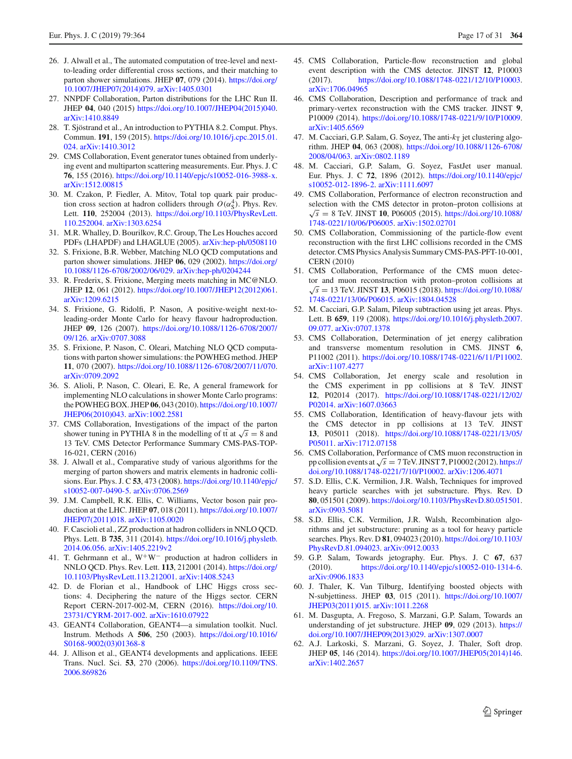26. J. Alwall et al., The automated computation of tree-level and next-to-leading order differential cross sections, and their matching to parton shower simulations. JHEP **07**, 079 (2014). https://doi.org/10.1007/JHEP07(2014)079. arXiv:1405.0301
27. NNPDF Collaboration, Parton distributions for the LHC Run II. JHEP **04**, 040 (2015) https://doi.org/10.1007/JHEP04(2015)040. arXiv:1410.8849
28. T. Sjöstrand et al., An introduction to PYTHIA 8.2. Comput. Phys. Commun. **191**, 159 (2015). https://doi.org/10.1016/j.cpc.2015.01.024. arXiv:1410.3012
29. CMS Collaboration, Event generator tunes obtained from underlying event and multiparton scattering measurements. Eur. Phys. J. C **76**, 155 (2016). https://doi.org/10.1140/epjc/s10052-016-3988-x. arXiv:1512.00815
30. M. Czakon, P. Fiedler, A. Mitov, Total top quark pair production cross section at hadron colliders through $O(\alpha_S^4)$. Phys. Rev. Lett. **110**, 252004 (2013). https://doi.org/10.1103/PhysRevLett.110.252004. arXiv:1303.6254
31. M.R. Whalley, D. Bourilkov, R.C. Group, The Les Houches accord PDFs (LHAPDF) and LHAGLUE (2005). arXiv:hep-ph/0508110
32. S. Frixione, B.R. Webber, Matching NLO QCD computations and parton shower simulations. JHEP **06**, 029 (2002). https://doi.org/10.1088/1126-6708/2002/06/029. arXiv:hep-ph/0204244
33. R. Frederix, S. Frixione, Merging meets matching in MC@NLO. JHEP **12**, 061 (2012). https://doi.org/10.1007/JHEP12(2012)061. arXiv:1209.6215
34. S. Frixione, G. Ridolfi, P. Nason, A positive-weight next-to-leading-order Monte Carlo for heavy flavour hadroproduction. JHEP **09**, 126 (2007). https://doi.org/10.1088/1126-6708/2007/09/126. arXiv:0707.3088
35. S. Frixione, P. Nason, C. Oleari, Matching NLO QCD computations with parton shower simulations: the POWHEG method. JHEP **11**, 070 (2007). https://doi.org/10.1088/1126-6708/2007/11/070. arXiv:0709.2092
36. S. Alioli, P. Nason, C. Oleari, E. Re, A general framework for implementing NLO calculations in shower Monte Carlo programs: the POWHEG BOX. JHEP **06**, 043 (2010). https://doi.org/10.1007/JHEP06(2010)043. arXiv:1002.2581
37. CMS Collaboration, Investigations of the impact of the parton shower tuning in PYTHIA 8 in the modelling of $\mathrm{t\bar{t}}$ at $\sqrt{s} = 8$ and 13 TeV. CMS Detector Performance Summary CMS-PAS-TOP-16-021, CERN (2016)
38. J. Alwall et al., Comparative study of various algorithms for the merging of parton showers and matrix elements in hadronic collisions. Eur. Phys. J. C **53**, 473 (2008). https://doi.org/10.1140/epjc/s10052-007-0490-5. arXiv:0706.2569
39. J.M. Campbell, R.K. Ellis, C. Williams, Vector boson pair production at the LHC. JHEP **07**, 018 (2011). https://doi.org/10.1007/JHEP07(2011)018. arXiv:1105.0020
40. F. Cascioli et al., ZZ production at hadron colliders in NNLO QCD. Phys. Lett. B **735**, 311 (2014). https://doi.org/10.1016/j.physletb.2014.06.056. arXiv:1405.2219v2
41. T. Gehrmann et al., $\mathrm{W^+W^-}$ production at hadron colliders in NNLO QCD. Phys. Rev. Lett. **113**, 212001 (2014). https://doi.org/10.1103/PhysRevLett.113.212001. arXiv:1408.5243
42. D. de Florian et al., Handbook of LHC Higgs cross sections: 4. Deciphering the nature of the Higgs sector. CERN Report CERN-2017-002-M, CERN (2016). https://doi.org/10.23731/CYRM-2017-002. arXiv:1610.07922
43. GEANT4 Collaboration, GEANT4—a simulation toolkit. Nucl. Instrum. Methods A **506**, 250 (2003). https://doi.org/10.1016/S0168-9002(03)01368-8
44. J. Allison et al., GEANT4 developments and applications. IEEE Trans. Nucl. Sci. **53**, 270 (2006). https://doi.org/10.1109/TNS.2006.869826
45. CMS Collaboration, Particle-flow reconstruction and global event description with the CMS detector. JINST **12**, P10003 (2017). https://doi.org/10.1088/1748-0221/12/10/P10003. arXiv:1706.04965
46. CMS Collaboration, Description and performance of track and primary-vertex reconstruction with the CMS tracker. JINST **9**, P10009 (2014). https://doi.org/10.1088/1748-0221/9/10/P10009. arXiv:1405.6569
47. M. Cacciari, G.P. Salam, G. Soyez, The anti-$k_\mathrm{T}$ jet clustering algorithm. JHEP **04**, 063 (2008). https://doi.org/10.1088/1126-6708/2008/04/063. arXiv:0802.1189
48. M. Cacciari, G.P. Salam, G. Soyez, FastJet user manual. Eur. Phys. J. C **72**, 1896 (2012). https://doi.org/10.1140/epjc/s10052-012-1896-2. arXiv:1111.6097
49. CMS Collaboration, Performance of electron reconstruction and selection with the CMS detector in proton–proton collisions at $\sqrt{s} = 8$ TeV. JINST **10**, P06005 (2015). https://doi.org/10.1088/1748-0221/10/06/P06005. arXiv:1502.02701
50. CMS Collaboration, Commissioning of the particle-flow event reconstruction with the first LHC collisions recorded in the CMS detector. CMS Physics Analysis Summary CMS-PAS-PFT-10-001, CERN (2010)
51. CMS Collaboration, Performance of the CMS muon detector and muon reconstruction with proton–proton collisions at $\sqrt{s} = 13$ TeV. JINST **13**, P06015 (2018). https://doi.org/10.1088/1748-0221/13/06/P06015. arXiv:1804.04528
52. M. Cacciari, G.P. Salam, Pileup subtraction using jet areas. Phys. Lett. B **659**, 119 (2008). https://doi.org/10.1016/j.physletb.2007.09.077. arXiv:0707.1378
53. CMS Collaboration, Determination of jet energy calibration and transverse momentum resolution in CMS. JINST **6**, P11002 (2011). https://doi.org/10.1088/1748-0221/6/11/P11002. arXiv:1107.4277
54. CMS Collaboration, Jet energy scale and resolution in the CMS experiment in pp collisions at 8 TeV. JINST **12**, P02014 (2017). https://doi.org/10.1088/1748-0221/12/02/P02014. arXiv:1607.03663
55. CMS Collaboration, Identification of heavy-flavour jets with the CMS detector in pp collisions at 13 TeV. JINST **13**, P05011 (2018). https://doi.org/10.1088/1748-0221/13/05/P05011. arXiv:1712.07158
56. CMS Collaboration, Performance of CMS muon reconstruction in pp collision events at $\sqrt{s} = 7$ TeV. JINST **7**, P10002 (2012). https://doi.org/10.1088/1748-0221/7/10/P10002. arXiv:1206.4071
57. S.D. Ellis, C.K. Vermilion, J.R. Walsh, Techniques for improved heavy particle searches with jet substructure. Phys. Rev. D **80**, 051501 (2009). https://doi.org/10.1103/PhysRevD.80.051501. arXiv:0903.5081
58. S.D. Ellis, C.K. Vermilion, J.R. Walsh, Recombination algorithms and jet substructure: pruning as a tool for heavy particle searches. Phys. Rev. D **81**, 094023 (2010). https://doi.org/10.1103/PhysRevD.81.094023. arXiv:0912.0033
59. G.P. Salam, Towards jetography. Eur. Phys. J. C **67**, 637 (2010). https://doi.org/10.1140/epjc/s10052-010-1314-6. arXiv:0906.1833
60. J. Thaler, K. Van Tilburg, Identifying boosted objects with N-subjettiness. JHEP **03**, 015 (2011). https://doi.org/10.1007/JHEP03(2011)015. arXiv:1011.2268
61. M. Dasgupta, A. Fregoso, S. Marzani, G.P. Salam, Towards an understanding of jet substructure. JHEP **09**, 029 (2013). https://doi.org/10.1007/JHEP09(2013)029. arXiv:1307.0007
62. A.J. Larkoski, S. Marzani, G. Soyez, J. Thaler, Soft drop. JHEP **05**, 146 (2014). https://doi.org/10.1007/JHEP05(2014)146. arXiv:1402.2657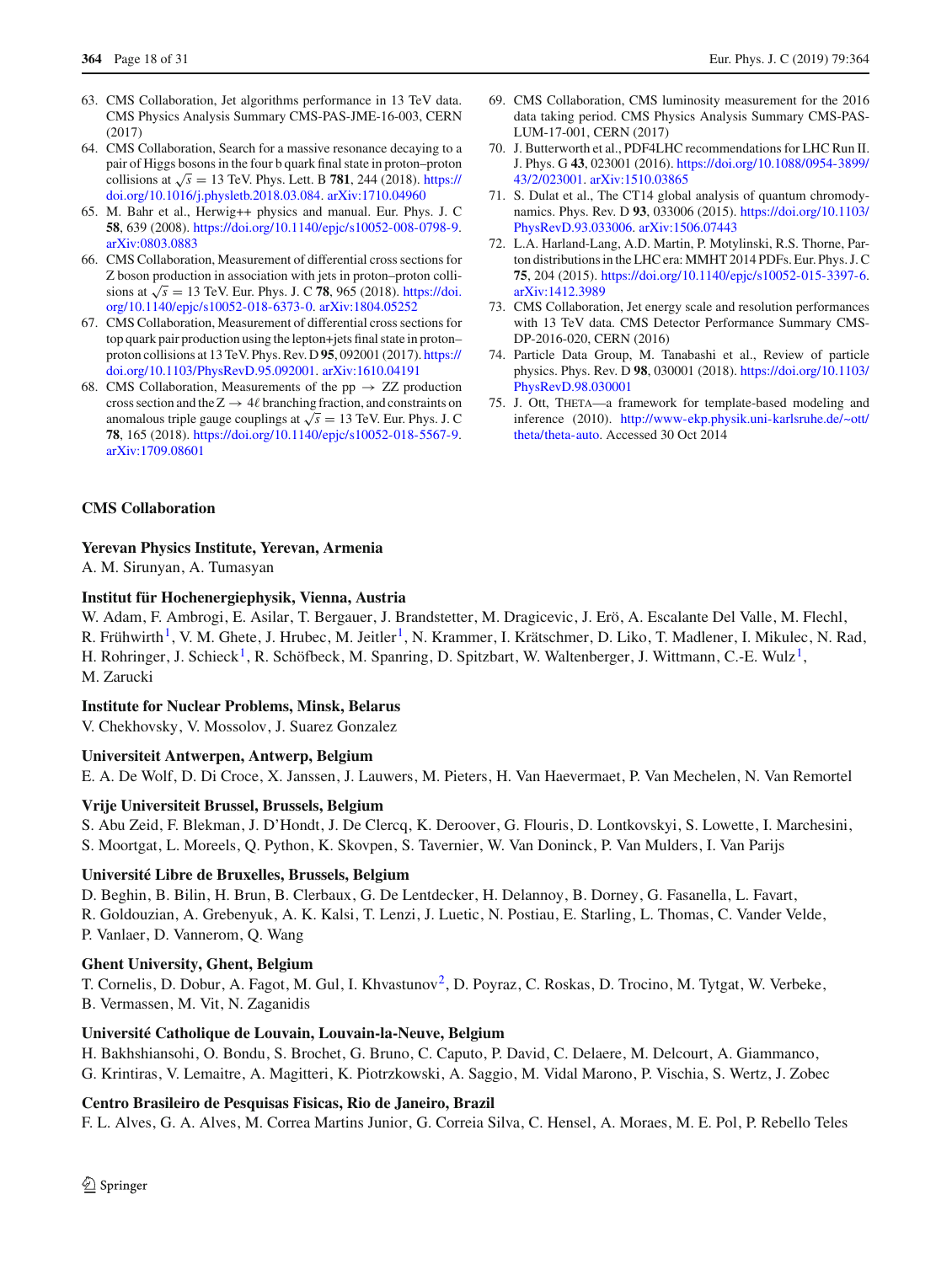63. CMS Collaboration, Jet algorithms performance in 13 TeV data. CMS Physics Analysis Summary CMS-PAS-JME-16-003, CERN (2017)
64. CMS Collaboration, Search for a massive resonance decaying to a pair of Higgs bosons in the four b quark final state in proton–proton collisions at $\sqrt{s} = 13$ TeV. Phys. Lett. B **781**, 244 (2018). https://doi.org/10.1016/j.physletb.2018.03.084. arXiv:1710.04960
65. M. Bahr et al., Herwig++ physics and manual. Eur. Phys. J. C **58**, 639 (2008). https://doi.org/10.1140/epjc/s10052-008-0798-9. arXiv:0803.0883
66. CMS Collaboration, Measurement of differential cross sections for Z boson production in association with jets in proton–proton collisions at $\sqrt{s} = 13$ TeV. Eur. Phys. J. C **78**, 965 (2018). https://doi.org/10.1140/epjc/s10052-018-6373-0. arXiv:1804.05252
67. CMS Collaboration, Measurement of differential cross sections for top quark pair production using the lepton+jets final state in proton–proton collisions at 13 TeV. Phys. Rev. D **95**, 092001 (2017). https://doi.org/10.1103/PhysRevD.95.092001. arXiv:1610.04191
68. CMS Collaboration, Measurements of the pp $\rightarrow$ ZZ production cross section and the Z $\rightarrow 4\ell$ branching fraction, and constraints on anomalous triple gauge couplings at $\sqrt{s} = 13$ TeV. Eur. Phys. J. C **78**, 165 (2018). https://doi.org/10.1140/epjc/s10052-018-5567-9. arXiv:1709.08601
69. CMS Collaboration, CMS luminosity measurement for the 2016 data taking period. CMS Physics Analysis Summary CMS-PAS-LUM-17-001, CERN (2017)
70. J. Butterworth et al., PDF4LHC recommendations for LHC Run II. J. Phys. G **43**, 023001 (2016). https://doi.org/10.1088/0954-3899/43/2/023001. arXiv:1510.03865
71. S. Dulat et al., The CT14 global analysis of quantum chromodynamics. Phys. Rev. D **93**, 033006 (2015). https://doi.org/10.1103/PhysRevD.93.033006. arXiv:1506.07443
72. L.A. Harland-Lang, A.D. Martin, P. Motylinski, R.S. Thorne, Parton distributions in the LHC era: MMHT 2014 PDFs. Eur. Phys. J. C **75**, 204 (2015). https://doi.org/10.1140/epjc/s10052-015-3397-6. arXiv:1412.3989
73. CMS Collaboration, Jet energy scale and resolution performances with 13 TeV data. CMS Detector Performance Summary CMS-DP-2016-020, CERN (2016)
74. Particle Data Group, M. Tanabashi et al., Review of particle physics. Phys. Rev. D **98**, 030001 (2018). https://doi.org/10.1103/PhysRevD.98.030001
75. J. Ott, THETA—a framework for template-based modeling and inference (2010). http://www-ekp.physik.uni-karlsruhe.de/~ott/theta/theta-auto. Accessed 30 Oct 2014

## CMS Collaboration

**Yerevan Physics Institute, Yerevan, Armenia**
A. M. Sirunyan, A. Tumasyan

**Institut für Hochenergiephysik, Vienna, Austria**
W. Adam, F. Ambrogi, E. Asilar, T. Bergauer, J. Brandstetter, M. Dragicevic, J. Erö, A. Escalante Del Valle, M. Flechl, R. Frühwirth[1], V. M. Ghete, J. Hrubec, M. Jeitler[1], N. Krammer, I. Krätschmer, D. Liko, T. Madlener, I. Mikulec, N. Rad, H. Rohringer, J. Schieck[1], R. Schöfbeck, M. Spanring, D. Spitzbart, W. Waltenberger, J. Wittmann, C.-E. Wulz[1], M. Zarucki

**Institute for Nuclear Problems, Minsk, Belarus**
V. Chekhovsky, V. Mossolov, J. Suarez Gonzalez

**Universiteit Antwerpen, Antwerp, Belgium**
E. A. De Wolf, D. Di Croce, X. Janssen, J. Lauwers, M. Pieters, H. Van Haevermaet, P. Van Mechelen, N. Van Remortel

**Vrije Universiteit Brussel, Brussels, Belgium**
S. Abu Zeid, F. Blekman, J. D'Hondt, J. De Clercq, K. Deroover, G. Flouris, D. Lontkovskyi, S. Lowette, I. Marchesini, S. Moortgat, L. Moreels, Q. Python, K. Skovpen, S. Tavernier, W. Van Doninck, P. Van Mulders, I. Van Parijs

**Université Libre de Bruxelles, Brussels, Belgium**
D. Beghin, B. Bilin, H. Brun, B. Clerbaux, G. De Lentdecker, H. Delannoy, B. Dorney, G. Fasanella, L. Favart, R. Goldouzian, A. Grebenyuk, A. K. Kalsi, T. Lenzi, J. Luetic, N. Postiau, E. Starling, L. Thomas, C. Vander Velde, P. Vanlaer, D. Vannerom, Q. Wang

**Ghent University, Ghent, Belgium**
T. Cornelis, D. Dobur, A. Fagot, M. Gul, I. Khvastunov[2], D. Poyraz, C. Roskas, D. Trocino, M. Tytgat, W. Verbeke, B. Vermassen, M. Vit, N. Zaganidis

**Université Catholique de Louvain, Louvain-la-Neuve, Belgium**
H. Bakhshiansohi, O. Bondu, S. Brochet, G. Bruno, C. Caputo, P. David, C. Delaere, M. Delcourt, A. Giammanco, G. Krintiras, V. Lemaitre, A. Magitteri, K. Piotrzkowski, A. Saggio, M. Vidal Marono, P. Vischia, S. Wertz, J. Zobec

**Centro Brasileiro de Pesquisas Fisicas, Rio de Janeiro, Brazil**
F. L. Alves, G. A. Alves, M. Correa Martins Junior, G. Correia Silva, C. Hensel, A. Moraes, M. E. Pol, P. Rebello Teles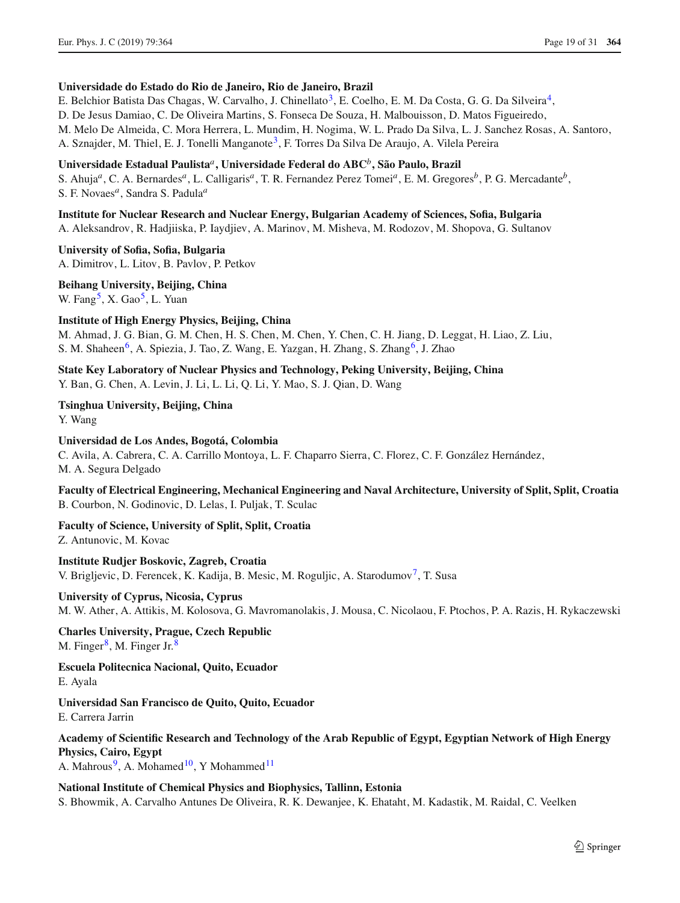**Universidade do Estado do Rio de Janeiro, Rio de Janeiro, Brazil**
E. Belchior Batista Das Chagas, W. Carvalho, J. Chinellato[3], E. Coelho, E. M. Da Costa, G. G. Da Silveira[4], D. De Jesus Damiao, C. De Oliveira Martins, S. Fonseca De Souza, H. Malbouisson, D. Matos Figueiredo, M. Melo De Almeida, C. Mora Herrera, L. Mundim, H. Nogima, W. L. Prado Da Silva, L. J. Sanchez Rosas, A. Santoro, A. Sznajder, M. Thiel, E. J. Tonelli Manganote[3], F. Torres Da Silva De Araujo, A. Vilela Pereira

**Universidade Estadual Paulista[a], Universidade Federal do ABC[b], São Paulo, Brazil**
S. Ahuja[a], C. A. Bernardes[a], L. Calligaris[a], T. R. Fernandez Perez Tomei[a], E. M. Gregores[b], P. G. Mercadante[b], S. F. Novaes[a], Sandra S. Padula[a]

**Institute for Nuclear Research and Nuclear Energy, Bulgarian Academy of Sciences, Sofia, Bulgaria**
A. Aleksandrov, R. Hadjiiska, P. Iaydjiev, A. Marinov, M. Misheva, M. Rodozov, M. Shopova, G. Sultanov

**University of Sofia, Sofia, Bulgaria**
A. Dimitrov, L. Litov, B. Pavlov, P. Petkov

**Beihang University, Beijing, China**
W. Fang[5], X. Gao[5], L. Yuan

**Institute of High Energy Physics, Beijing, China**
M. Ahmad, J. G. Bian, G. M. Chen, H. S. Chen, M. Chen, Y. Chen, C. H. Jiang, D. Leggat, H. Liao, Z. Liu, S. M. Shaheen[6], A. Spiezia, J. Tao, Z. Wang, E. Yazgan, H. Zhang, S. Zhang[6], J. Zhao

**State Key Laboratory of Nuclear Physics and Technology, Peking University, Beijing, China**
Y. Ban, G. Chen, A. Levin, J. Li, L. Li, Q. Li, Y. Mao, S. J. Qian, D. Wang

**Tsinghua University, Beijing, China**
Y. Wang

**Universidad de Los Andes, Bogotá, Colombia**
C. Avila, A. Cabrera, C. A. Carrillo Montoya, L. F. Chaparro Sierra, C. Florez, C. F. González Hernández, M. A. Segura Delgado

**Faculty of Electrical Engineering, Mechanical Engineering and Naval Architecture, University of Split, Split, Croatia**
B. Courbon, N. Godinovic, D. Lelas, I. Puljak, T. Sculac

**Faculty of Science, University of Split, Split, Croatia**
Z. Antunovic, M. Kovac

**Institute Rudjer Boskovic, Zagreb, Croatia**
V. Brigljevic, D. Ferencek, K. Kadija, B. Mesic, M. Roguljic, A. Starodumov[7], T. Susa

**University of Cyprus, Nicosia, Cyprus**
M. W. Ather, A. Attikis, M. Kolosova, G. Mavromanolakis, J. Mousa, C. Nicolaou, F. Ptochos, P. A. Razis, H. Rykaczewski

**Charles University, Prague, Czech Republic**
M. Finger[8], M. Finger Jr.[8]

**Escuela Politecnica Nacional, Quito, Ecuador**
E. Ayala

**Universidad San Francisco de Quito, Quito, Ecuador**
E. Carrera Jarrin

**Academy of Scientific Research and Technology of the Arab Republic of Egypt, Egyptian Network of High Energy Physics, Cairo, Egypt**
A. Mahrous[9], A. Mohamed[10], Y Mohammed[11]

**National Institute of Chemical Physics and Biophysics, Tallinn, Estonia**
S. Bhowmik, A. Carvalho Antunes De Oliveira, R. K. Dewanjee, K. Ehataht, M. Kadastik, M. Raidal, C. Veelken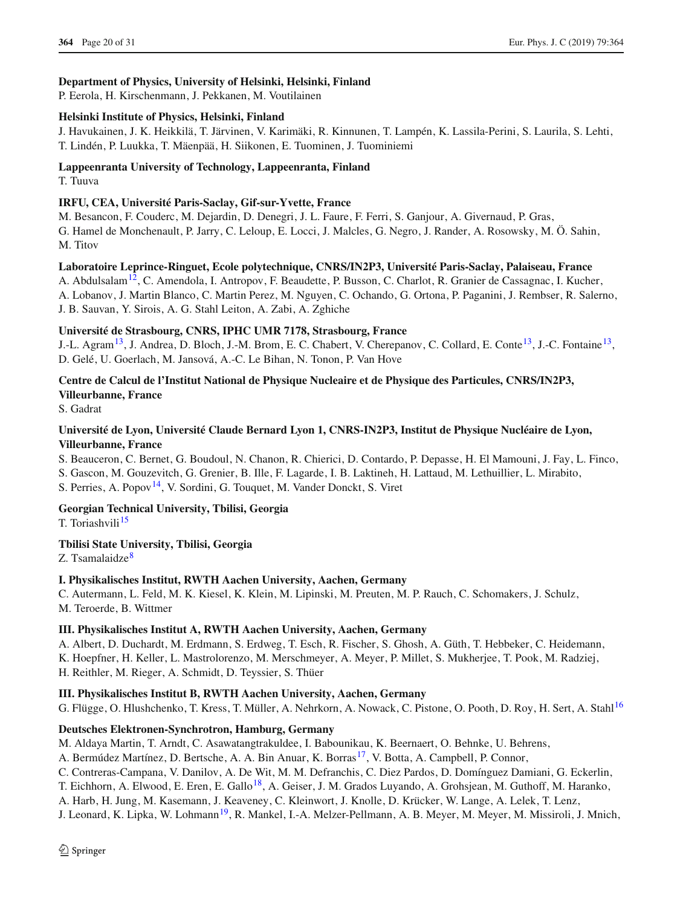**Department of Physics, University of Helsinki, Helsinki, Finland**
P. Eerola, H. Kirschenmann, J. Pekkanen, M. Voutilainen

**Helsinki Institute of Physics, Helsinki, Finland**
J. Havukainen, J. K. Heikkilä, T. Järvinen, V. Karimäki, R. Kinnunen, T. Lampén, K. Lassila-Perini, S. Laurila, S. Lehti, T. Lindén, P. Luukka, T. Mäenpää, H. Siikonen, E. Tuominen, J. Tuominiemi

**Lappeenranta University of Technology, Lappeenranta, Finland**
T. Tuuva

**IRFU, CEA, Université Paris-Saclay, Gif-sur-Yvette, France**
M. Besancon, F. Couderc, M. Dejardin, D. Denegri, J. L. Faure, F. Ferri, S. Ganjour, A. Givernaud, P. Gras, G. Hamel de Monchenault, P. Jarry, C. Leloup, E. Locci, J. Malcles, G. Negro, J. Rander, A. Rosowsky, M. Ö. Sahin, M. Titov

**Laboratoire Leprince-Ringuet, Ecole polytechnique, CNRS/IN2P3, Université Paris-Saclay, Palaiseau, France**
A. Abdulsalam[12], C. Amendola, I. Antropov, F. Beaudette, P. Busson, C. Charlot, R. Granier de Cassagnac, I. Kucher, A. Lobanov, J. Martin Blanco, C. Martin Perez, M. Nguyen, C. Ochando, G. Ortona, P. Paganini, J. Rembser, R. Salerno, J. B. Sauvan, Y. Sirois, A. G. Stahl Leiton, A. Zabi, A. Zghiche

**Université de Strasbourg, CNRS, IPHC UMR 7178, Strasbourg, France**
J.-L. Agram[13], J. Andrea, D. Bloch, J.-M. Brom, E. C. Chabert, V. Cherepanov, C. Collard, E. Conte[13], J.-C. Fontaine[13], D. Gelé, U. Goerlach, M. Jansová, A.-C. Le Bihan, N. Tonon, P. Van Hove

**Centre de Calcul de l'Institut National de Physique Nucleaire et de Physique des Particules, CNRS/IN2P3, Villeurbanne, France**
S. Gadrat

**Université de Lyon, Université Claude Bernard Lyon 1, CNRS-IN2P3, Institut de Physique Nucléaire de Lyon, Villeurbanne, France**
S. Beauceron, C. Bernet, G. Boudoul, N. Chanon, R. Chierici, D. Contardo, P. Depasse, H. El Mamouni, J. Fay, L. Finco, S. Gascon, M. Gouzevitch, G. Grenier, B. Ille, F. Lagarde, I. B. Laktineh, H. Lattaud, M. Lethuillier, L. Mirabito, S. Perries, A. Popov[14], V. Sordini, G. Touquet, M. Vander Donckt, S. Viret

**Georgian Technical University, Tbilisi, Georgia**
T. Toriashvili[15]

**Tbilisi State University, Tbilisi, Georgia**
Z. Tsamalaidze[8]

**I. Physikalisches Institut, RWTH Aachen University, Aachen, Germany**
C. Autermann, L. Feld, M. K. Kiesel, K. Klein, M. Lipinski, M. Preuten, M. P. Rauch, C. Schomakers, J. Schulz, M. Teroerde, B. Wittmer

**III. Physikalisches Institut A, RWTH Aachen University, Aachen, Germany**
A. Albert, D. Duchardt, M. Erdmann, S. Erdweg, T. Esch, R. Fischer, S. Ghosh, A. Güth, T. Hebbeker, C. Heidemann, K. Hoepfner, H. Keller, L. Mastrolorenzo, M. Merschmeyer, A. Meyer, P. Millet, S. Mukherjee, T. Pook, M. Radziej, H. Reithler, M. Rieger, A. Schmidt, D. Teyssier, S. Thüer

**III. Physikalisches Institut B, RWTH Aachen University, Aachen, Germany**
G. Flügge, O. Hlushchenko, T. Kress, T. Müller, A. Nehrkorn, A. Nowack, C. Pistone, O. Pooth, D. Roy, H. Sert, A. Stahl[16]

**Deutsches Elektronen-Synchrotron, Hamburg, Germany**
M. Aldaya Martin, T. Arndt, C. Asawatangtrakuldee, I. Babounikau, K. Beernaert, O. Behnke, U. Behrens, A. Bermúdez Martínez, D. Bertsche, A. A. Bin Anuar, K. Borras[17], V. Botta, A. Campbell, P. Connor, C. Contreras-Campana, V. Danilov, A. De Wit, M. M. Defranchis, C. Diez Pardos, D. Domínguez Damiani, G. Eckerlin, T. Eichhorn, A. Elwood, E. Eren, E. Gallo[18], A. Geiser, J. M. Grados Luyando, A. Grohsjean, M. Guthoff, M. Haranko, A. Harb, H. Jung, M. Kasemann, J. Keaveney, C. Kleinwort, J. Knolle, D. Krücker, W. Lange, A. Lelek, T. Lenz, J. Leonard, K. Lipka, W. Lohmann[19], R. Mankel, I.-A. Melzer-Pellmann, A. B. Meyer, M. Meyer, M. Missiroli, J. Mnich,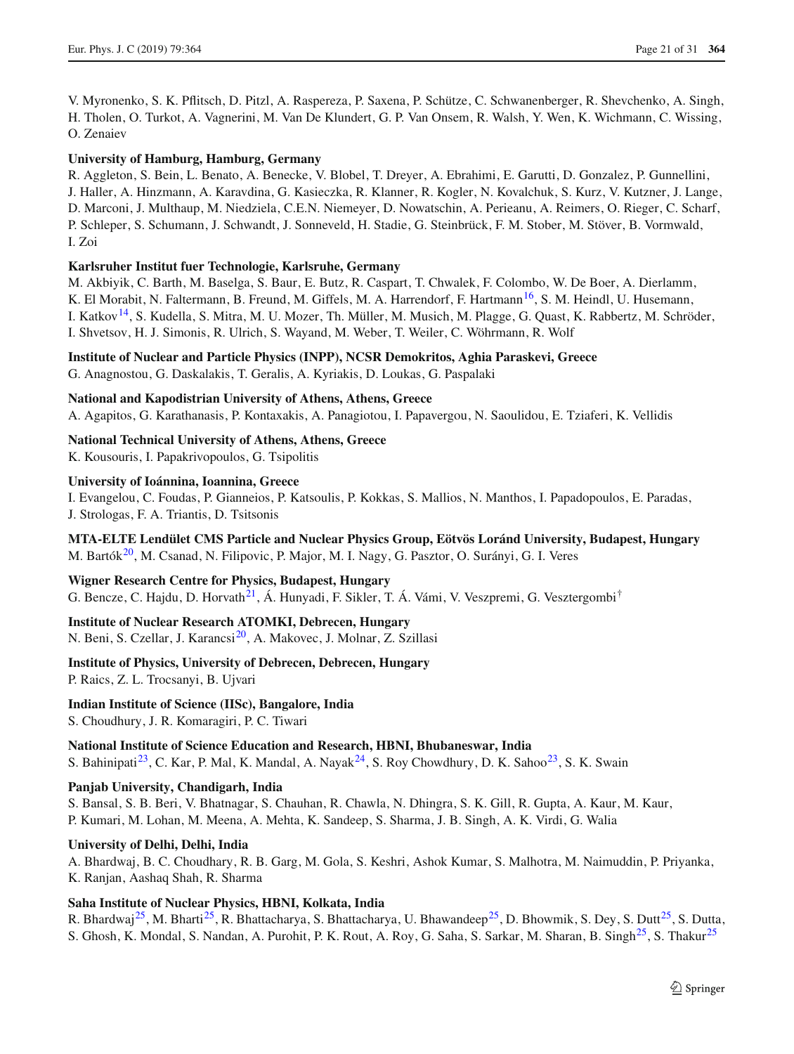V. Myronenko, S. K. Pflitsch, D. Pitzl, A. Raspereza, P. Saxena, P. Schütze, C. Schwanenberger, R. Shevchenko, A. Singh, H. Tholen, O. Turkot, A. Vagnerini, M. Van De Klundert, G. P. Van Onsem, R. Walsh, Y. Wen, K. Wichmann, C. Wissing, O. Zenaiev

**University of Hamburg, Hamburg, Germany**
R. Aggleton, S. Bein, L. Benato, A. Benecke, V. Blobel, T. Dreyer, A. Ebrahimi, E. Garutti, D. Gonzalez, P. Gunnellini, J. Haller, A. Hinzmann, A. Karavdina, G. Kasieczka, R. Klanner, R. Kogler, N. Kovalchuk, S. Kurz, V. Kutzner, J. Lange, D. Marconi, J. Multhaup, M. Niedziela, C.E.N. Niemeyer, D. Nowatschin, A. Perieanu, A. Reimers, O. Rieger, C. Scharf, P. Schleper, S. Schumann, J. Schwandt, J. Sonneveld, H. Stadie, G. Steinbrück, F. M. Stober, M. Stöver, B. Vormwald, I. Zoi

**Karlsruher Institut fuer Technologie, Karlsruhe, Germany**
M. Akbiyik, C. Barth, M. Baselga, S. Baur, E. Butz, R. Caspart, T. Chwalek, F. Colombo, W. De Boer, A. Dierlamm, K. El Morabit, N. Faltermann, B. Freund, M. Giffels, M. A. Harrendorf, F. Hartmann[16], S. M. Heindl, U. Husemann, I. Katkov[14], S. Kudella, S. Mitra, M. U. Mozer, Th. Müller, M. Musich, M. Plagge, G. Quast, K. Rabbertz, M. Schröder, I. Shvetsov, H. J. Simonis, R. Ulrich, S. Wayand, M. Weber, T. Weiler, C. Wöhrmann, R. Wolf

**Institute of Nuclear and Particle Physics (INPP), NCSR Demokritos, Aghia Paraskevi, Greece**
G. Anagnostou, G. Daskalakis, T. Geralis, A. Kyriakis, D. Loukas, G. Paspalaki

**National and Kapodistrian University of Athens, Athens, Greece**
A. Agapitos, G. Karathanasis, P. Kontaxakis, A. Panagiotou, I. Papavergou, N. Saoulidou, E. Tziaferi, K. Vellidis

**National Technical University of Athens, Athens, Greece**
K. Kousouris, I. Papakrivopoulos, G. Tsipolitis

**University of Ioánnina, Ioannina, Greece**
I. Evangelou, C. Foudas, P. Gianneios, P. Katsoulis, P. Kokkas, S. Mallios, N. Manthos, I. Papadopoulos, E. Paradas, J. Strologas, F. A. Triantis, D. Tsitsonis

**MTA-ELTE Lendület CMS Particle and Nuclear Physics Group, Eötvös Loránd University, Budapest, Hungary**
M. Bartók[20], M. Csanad, N. Filipovic, P. Major, M. I. Nagy, G. Pasztor, O. Surányi, G. I. Veres

**Wigner Research Centre for Physics, Budapest, Hungary**
G. Bencze, C. Hajdu, D. Horvath[21], Á. Hunyadi, F. Sikler, T. Á. Vámi, V. Veszpremi, G. Vesztergombi[†]

**Institute of Nuclear Research ATOMKI, Debrecen, Hungary**
N. Beni, S. Czellar, J. Karancsi[20], A. Makovec, J. Molnar, Z. Szillasi

**Institute of Physics, University of Debrecen, Debrecen, Hungary**
P. Raics, Z. L. Trocsanyi, B. Ujvari

**Indian Institute of Science (IISc), Bangalore, India**
S. Choudhury, J. R. Komaragiri, P. C. Tiwari

**National Institute of Science Education and Research, HBNI, Bhubaneswar, India**
S. Bahinipati[23], C. Kar, P. Mal, K. Mandal, A. Nayak[24], S. Roy Chowdhury, D. K. Sahoo[23], S. K. Swain

**Panjab University, Chandigarh, India**
S. Bansal, S. B. Beri, V. Bhatnagar, S. Chauhan, R. Chawla, N. Dhingra, S. K. Gill, R. Gupta, A. Kaur, M. Kaur, P. Kumari, M. Lohan, M. Meena, A. Mehta, K. Sandeep, S. Sharma, J. B. Singh, A. K. Virdi, G. Walia

**University of Delhi, Delhi, India**
A. Bhardwaj, B. C. Choudhary, R. B. Garg, M. Gola, S. Keshri, Ashok Kumar, S. Malhotra, M. Naimuddin, P. Priyanka, K. Ranjan, Aashaq Shah, R. Sharma

**Saha Institute of Nuclear Physics, HBNI, Kolkata, India**
R. Bhardwaj[25], M. Bharti[25], R. Bhattacharya, S. Bhattacharya, U. Bhawandeep[25], D. Bhowmik, S. Dey, S. Dutt[25], S. Dutta, S. Ghosh, K. Mondal, S. Nandan, A. Purohit, P. K. Rout, A. Roy, G. Saha, S. Sarkar, M. Sharan, B. Singh[25], S. Thakur[25]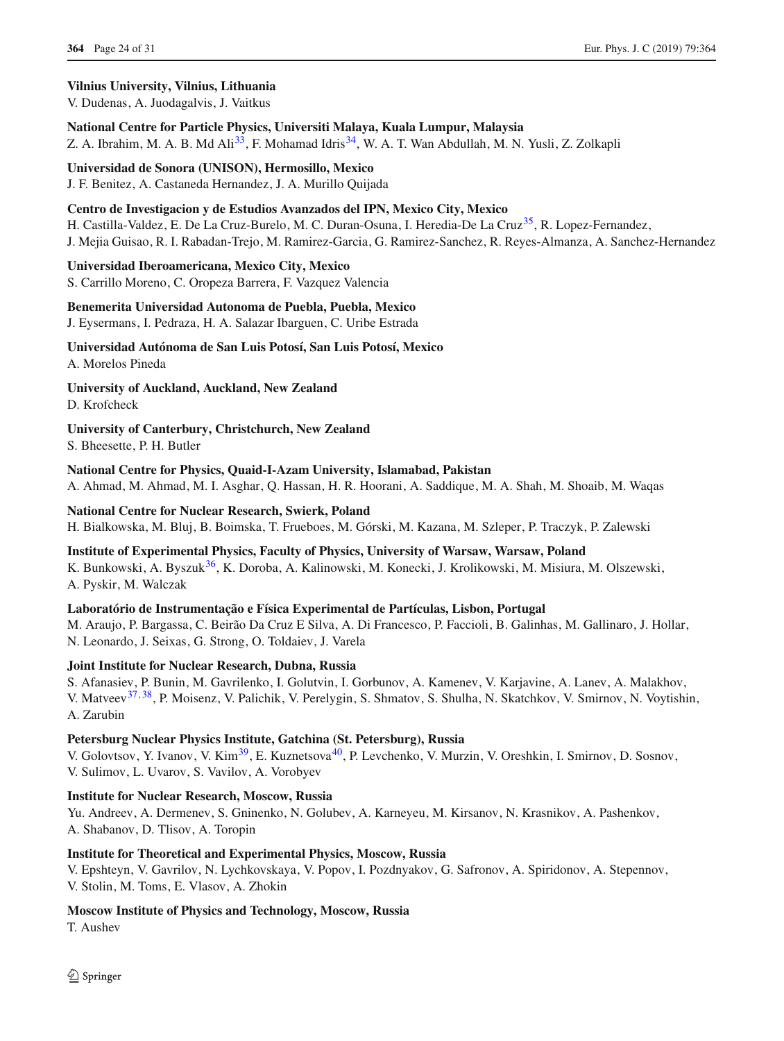**Vilnius University, Vilnius, Lithuania**
V. Dudenas, A. Juodagalvis, J. Vaitkus

**National Centre for Particle Physics, Universiti Malaya, Kuala Lumpur, Malaysia**
Z. A. Ibrahim, M. A. B. Md Ali[33], F. Mohamad Idris[34], W. A. T. Wan Abdullah, M. N. Yusli, Z. Zolkapli

**Universidad de Sonora (UNISON), Hermosillo, Mexico**
J. F. Benitez, A. Castaneda Hernandez, J. A. Murillo Quijada

**Centro de Investigacion y de Estudios Avanzados del IPN, Mexico City, Mexico**
H. Castilla-Valdez, E. De La Cruz-Burelo, M. C. Duran-Osuna, I. Heredia-De La Cruz[35], R. Lopez-Fernandez, J. Mejia Guisao, R. I. Rabadan-Trejo, M. Ramirez-Garcia, G. Ramirez-Sanchez, R. Reyes-Almanza, A. Sanchez-Hernandez

**Universidad Iberoamericana, Mexico City, Mexico**
S. Carrillo Moreno, C. Oropeza Barrera, F. Vazquez Valencia

**Benemerita Universidad Autonoma de Puebla, Puebla, Mexico**
J. Eysermans, I. Pedraza, H. A. Salazar Ibarguen, C. Uribe Estrada

**Universidad Autónoma de San Luis Potosí, San Luis Potosí, Mexico**
A. Morelos Pineda

**University of Auckland, Auckland, New Zealand**
D. Krofcheck

**University of Canterbury, Christchurch, New Zealand**
S. Bheesette, P. H. Butler

**National Centre for Physics, Quaid-I-Azam University, Islamabad, Pakistan**
A. Ahmad, M. Ahmad, M. I. Asghar, Q. Hassan, H. R. Hoorani, A. Saddique, M. A. Shah, M. Shoaib, M. Waqas

**National Centre for Nuclear Research, Swierk, Poland**
H. Bialkowska, M. Bluj, B. Boimska, T. Frueboes, M. Górski, M. Kazana, M. Szleper, P. Traczyk, P. Zalewski

**Institute of Experimental Physics, Faculty of Physics, University of Warsaw, Warsaw, Poland**
K. Bunkowski, A. Byszuk[36], K. Doroba, A. Kalinowski, M. Konecki, J. Krolikowski, M. Misiura, M. Olszewski, A. Pyskir, M. Walczak

**Laboratório de Instrumentação e Física Experimental de Partículas, Lisbon, Portugal**
M. Araujo, P. Bargassa, C. Beirão Da Cruz E Silva, A. Di Francesco, P. Faccioli, B. Galinhas, M. Gallinaro, J. Hollar, N. Leonardo, J. Seixas, G. Strong, O. Toldaiev, J. Varela

**Joint Institute for Nuclear Research, Dubna, Russia**
S. Afanasiev, P. Bunin, M. Gavrilenko, I. Golutvin, I. Gorbunov, A. Kamenev, V. Karjavine, A. Lanev, A. Malakhov, V. Matveev[37,38], P. Moisenz, V. Palichik, V. Perelygin, S. Shmatov, S. Shulha, N. Skatchkov, V. Smirnov, N. Voytishin, A. Zarubin

**Petersburg Nuclear Physics Institute, Gatchina (St. Petersburg), Russia**
V. Golovtsov, Y. Ivanov, V. Kim[39], E. Kuznetsova[40], P. Levchenko, V. Murzin, V. Oreshkin, I. Smirnov, D. Sosnov, V. Sulimov, L. Uvarov, S. Vavilov, A. Vorobyev

**Institute for Nuclear Research, Moscow, Russia**
Yu. Andreev, A. Dermenev, S. Gninenko, N. Golubev, A. Karneyeu, M. Kirsanov, N. Krasnikov, A. Pashenkov, A. Shabanov, D. Tlisov, A. Toropin

**Institute for Theoretical and Experimental Physics, Moscow, Russia**
V. Epshteyn, V. Gavrilov, N. Lychkovskaya, V. Popov, I. Pozdnyakov, G. Safronov, A. Spiridonov, A. Stepennov, V. Stolin, M. Toms, E. Vlasov, A. Zhokin

**Moscow Institute of Physics and Technology, Moscow, Russia**
T. Aushev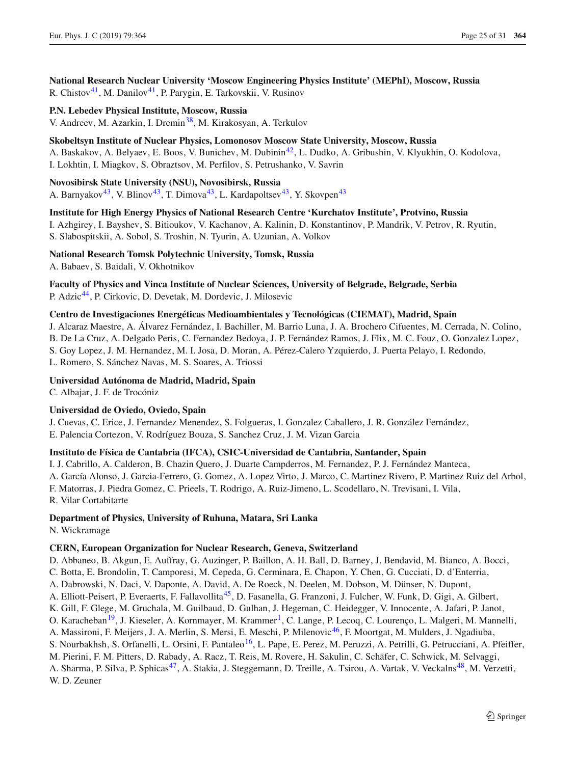**National Research Nuclear University 'Moscow Engineering Physics Institute' (MEPhI), Moscow, Russia**
R. Chistov[41], M. Danilov[41], P. Parygin, E. Tarkovskii, V. Rusinov

**P.N. Lebedev Physical Institute, Moscow, Russia**
V. Andreev, M. Azarkin, I. Dremin[38], M. Kirakosyan, A. Terkulov

**Skobeltsyn Institute of Nuclear Physics, Lomonosov Moscow State University, Moscow, Russia**
A. Baskakov, A. Belyaev, E. Boos, V. Bunichev, M. Dubinin[42], L. Dudko, A. Gribushin, V. Klyukhin, O. Kodolova, I. Lokhtin, I. Miagkov, S. Obraztsov, M. Perfilov, S. Petrushanko, V. Savrin

**Novosibirsk State University (NSU), Novosibirsk, Russia**
A. Barnyakov[43], V. Blinov[43], T. Dimova[43], L. Kardapoltsev[43], Y. Skovpen[43]

**Institute for High Energy Physics of National Research Centre 'Kurchatov Institute', Protvino, Russia**
I. Azhgirey, I. Bayshev, S. Bitioukov, V. Kachanov, A. Kalinin, D. Konstantinov, P. Mandrik, V. Petrov, R. Ryutin, S. Slabospitskii, A. Sobol, S. Troshin, N. Tyurin, A. Uzunian, A. Volkov

**National Research Tomsk Polytechnic University, Tomsk, Russia**
A. Babaev, S. Baidali, V. Okhotnikov

**Faculty of Physics and Vinca Institute of Nuclear Sciences, University of Belgrade, Belgrade, Serbia**
P. Adzic[44], P. Cirkovic, D. Devetak, M. Dordevic, J. Milosevic

**Centro de Investigaciones Energéticas Medioambientales y Tecnológicas (CIEMAT), Madrid, Spain**
J. Alcaraz Maestre, A. Álvarez Fernández, I. Bachiller, M. Barrio Luna, J. A. Brochero Cifuentes, M. Cerrada, N. Colino, B. De La Cruz, A. Delgado Peris, C. Fernandez Bedoya, J. P. Fernández Ramos, J. Flix, M. C. Fouz, O. Gonzalez Lopez, S. Goy Lopez, J. M. Hernandez, M. I. Josa, D. Moran, A. Pérez-Calero Yzquierdo, J. Puerta Pelayo, I. Redondo, L. Romero, S. Sánchez Navas, M. S. Soares, A. Triossi

**Universidad Autónoma de Madrid, Madrid, Spain**
C. Albajar, J. F. de Trocóniz

**Universidad de Oviedo, Oviedo, Spain**
J. Cuevas, C. Erice, J. Fernandez Menendez, S. Folgueras, I. Gonzalez Caballero, J. R. González Fernández, E. Palencia Cortezon, V. Rodríguez Bouza, S. Sanchez Cruz, J. M. Vizan Garcia

**Instituto de Física de Cantabria (IFCA), CSIC-Universidad de Cantabria, Santander, Spain**
I. J. Cabrillo, A. Calderon, B. Chazin Quero, J. Duarte Campderros, M. Fernandez, P. J. Fernández Manteca, A. García Alonso, J. Garcia-Ferrero, G. Gomez, A. Lopez Virto, J. Marco, C. Martinez Rivero, P. Martinez Ruiz del Arbol, F. Matorras, J. Piedra Gomez, C. Prieels, T. Rodrigo, A. Ruiz-Jimeno, L. Scodellaro, N. Trevisani, I. Vila, R. Vilar Cortabitarte

**Department of Physics, University of Ruhuna, Matara, Sri Lanka**
N. Wickramage

**CERN, European Organization for Nuclear Research, Geneva, Switzerland**
D. Abbaneo, B. Akgun, E. Auffray, G. Auzinger, P. Baillon, A. H. Ball, D. Barney, J. Bendavid, M. Bianco, A. Bocci, C. Botta, E. Brondolin, T. Camporesi, M. Cepeda, G. Cerminara, E. Chapon, Y. Chen, G. Cucciati, D. d'Enterria, A. Dabrowski, N. Daci, V. Daponte, A. David, A. De Roeck, N. Deelen, M. Dobson, M. Dünser, N. Dupont, A. Elliott-Peisert, P. Everaerts, F. Fallavollita[45], D. Fasanella, G. Franzoni, J. Fulcher, W. Funk, D. Gigi, A. Gilbert, K. Gill, F. Glege, M. Gruchala, M. Guilbaud, D. Gulhan, J. Hegeman, C. Heidegger, V. Innocente, A. Jafari, P. Janot, O. Karacheban[19], J. Kieseler, A. Kornmayer, M. Krammer[1], C. Lange, P. Lecoq, C. Lourenço, L. Malgeri, M. Mannelli, A. Massironi, F. Meijers, J. A. Merlin, S. Mersi, E. Meschi, P. Milenovic[46], F. Moortgat, M. Mulders, J. Ngadiuba, S. Nourbakhsh, S. Orfanelli, L. Orsini, F. Pantaleo[16], L. Pape, E. Perez, M. Peruzzi, A. Petrilli, G. Petrucciani, A. Pfeiffer, M. Pierini, F. M. Pitters, D. Rabady, A. Racz, T. Reis, M. Rovere, H. Sakulin, C. Schäfer, C. Schwick, M. Selvaggi, A. Sharma, P. Silva, P. Sphicas[47], A. Stakia, J. Steggemann, D. Treille, A. Tsirou, A. Vartak, V. Veckalns[48], M. Verzetti, W. D. Zeuner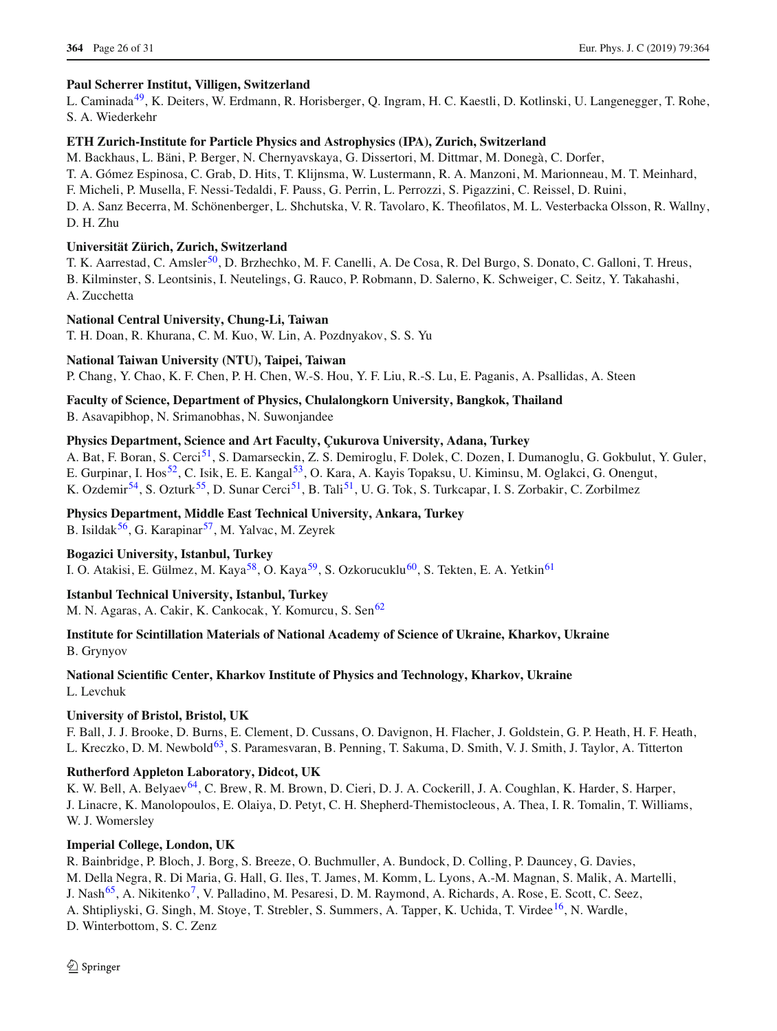**Paul Scherrer Institut, Villigen, Switzerland**

L. Caminada[49], K. Deiters, W. Erdmann, R. Horisberger, Q. Ingram, H. C. Kaestli, D. Kotlinski, U. Langenegger, T. Rohe, S. A. Wiederkehr

**ETH Zurich-Institute for Particle Physics and Astrophysics (IPA), Zurich, Switzerland**

M. Backhaus, L. Bäni, P. Berger, N. Chernyavskaya, G. Dissertori, M. Dittmar, M. Donegà, C. Dorfer, T. A. Gómez Espinosa, C. Grab, D. Hits, T. Klijnsma, W. Lustermann, R. A. Manzoni, M. Marionneau, M. T. Meinhard, F. Micheli, P. Musella, F. Nessi-Tedaldi, F. Pauss, G. Perrin, L. Perrozzi, S. Pigazzini, C. Reissel, D. Ruini, D. A. Sanz Becerra, M. Schönenberger, L. Shchutska, V. R. Tavolaro, K. Theofilatos, M. L. Vesterbacka Olsson, R. Wallny, D. H. Zhu

**Universität Zürich, Zurich, Switzerland**

T. K. Aarrestad, C. Amsler[50], D. Brzhechko, M. F. Canelli, A. De Cosa, R. Del Burgo, S. Donato, C. Galloni, T. Hreus, B. Kilminster, S. Leontsinis, I. Neutelings, G. Rauco, P. Robmann, D. Salerno, K. Schweiger, C. Seitz, Y. Takahashi, A. Zucchetta

**National Central University, Chung-Li, Taiwan**

T. H. Doan, R. Khurana, C. M. Kuo, W. Lin, A. Pozdnyakov, S. S. Yu

**National Taiwan University (NTU), Taipei, Taiwan**

P. Chang, Y. Chao, K. F. Chen, P. H. Chen, W.-S. Hou, Y. F. Liu, R.-S. Lu, E. Paganis, A. Psallidas, A. Steen

**Faculty of Science, Department of Physics, Chulalongkorn University, Bangkok, Thailand**

B. Asavapibhop, N. Srimanobhas, N. Suwonjandee

**Physics Department, Science and Art Faculty, Çukurova University, Adana, Turkey**

A. Bat, F. Boran, S. Cerci[51], S. Damarseckin, Z. S. Demiroglu, F. Dolek, C. Dozen, I. Dumanoglu, G. Gokbulut, Y. Guler, E. Gurpinar, I. Hos[52], C. Isik, E. E. Kangal[53], O. Kara, A. Kayis Topaksu, U. Kiminsu, M. Oglakci, G. Onengut, K. Ozdemir[54], S. Ozturk[55], D. Sunar Cerci[51], B. Tali[51], U. G. Tok, S. Turkcapar, I. S. Zorbakir, C. Zorbilmez

**Physics Department, Middle East Technical University, Ankara, Turkey**

B. Isildak[56], G. Karapinar[57], M. Yalvac, M. Zeyrek

**Bogazici University, Istanbul, Turkey**

I. O. Atakisi, E. Gülmez, M. Kaya[58], O. Kaya[59], S. Ozkorucuklu[60], S. Tekten, E. A. Yetkin[61]

**Istanbul Technical University, Istanbul, Turkey**

M. N. Agaras, A. Cakir, K. Cankocak, Y. Komurcu, S. Sen[62]

**Institute for Scintillation Materials of National Academy of Science of Ukraine, Kharkov, Ukraine**

B. Grynyov

**National Scientific Center, Kharkov Institute of Physics and Technology, Kharkov, Ukraine**

L. Levchuk

**University of Bristol, Bristol, UK**

F. Ball, J. J. Brooke, D. Burns, E. Clement, D. Cussans, O. Davignon, H. Flacher, J. Goldstein, G. P. Heath, H. F. Heath, L. Kreczko, D. M. Newbold[63], S. Paramesvaran, B. Penning, T. Sakuma, D. Smith, V. J. Smith, J. Taylor, A. Titterton

**Rutherford Appleton Laboratory, Didcot, UK**

K. W. Bell, A. Belyaev[64], C. Brew, R. M. Brown, D. Cieri, D. J. A. Cockerill, J. A. Coughlan, K. Harder, S. Harper, J. Linacre, K. Manolopoulos, E. Olaiya, D. Petyt, C. H. Shepherd-Themistocleous, A. Thea, I. R. Tomalin, T. Williams, W. J. Womersley

**Imperial College, London, UK**

R. Bainbridge, P. Bloch, J. Borg, S. Breeze, O. Buchmuller, A. Bundock, D. Colling, P. Dauncey, G. Davies, M. Della Negra, R. Di Maria, G. Hall, G. Iles, T. James, M. Komm, L. Lyons, A.-M. Magnan, S. Malik, A. Martelli, J. Nash[65], A. Nikitenko[7], V. Palladino, M. Pesaresi, D. M. Raymond, A. Richards, A. Rose, E. Scott, C. Seez, A. Shtipliyski, G. Singh, M. Stoye, T. Strebler, S. Summers, A. Tapper, K. Uchida, T. Virdee[16], N. Wardle, D. Winterbottom, S. C. Zenz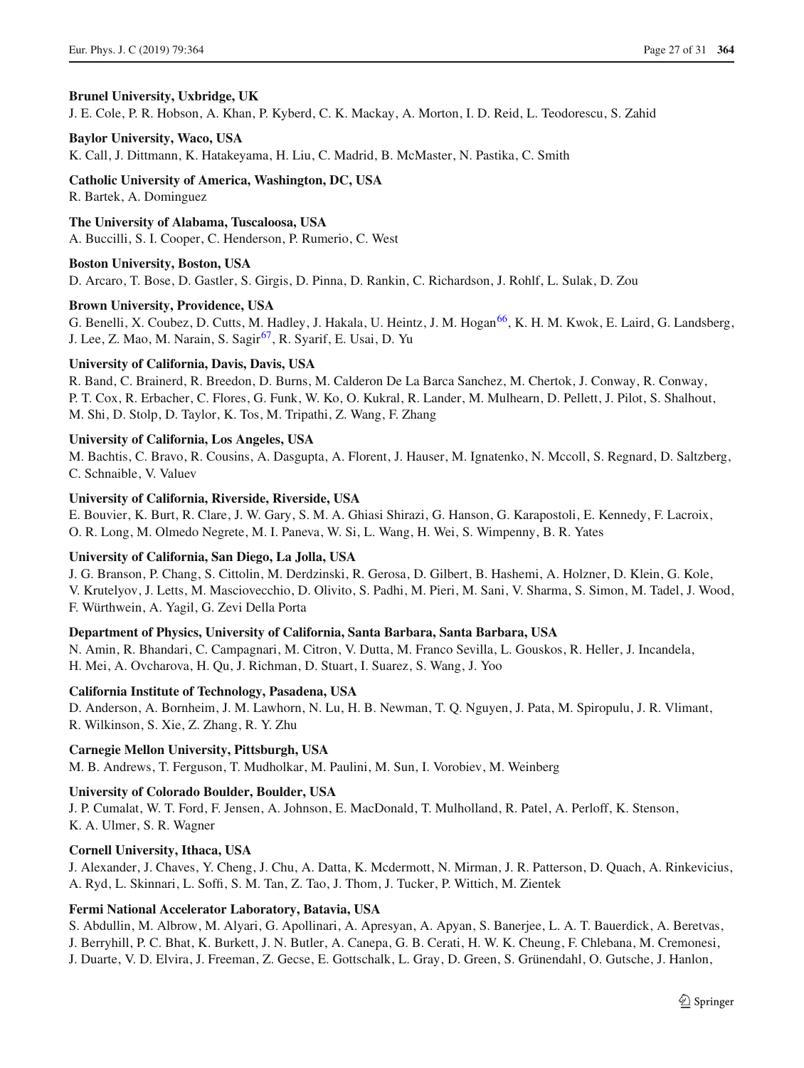**Brunel University, Uxbridge, UK**
J. E. Cole, P. R. Hobson, A. Khan, P. Kyberd, C. K. Mackay, A. Morton, I. D. Reid, L. Teodorescu, S. Zahid

**Baylor University, Waco, USA**
K. Call, J. Dittmann, K. Hatakeyama, H. Liu, C. Madrid, B. McMaster, N. Pastika, C. Smith

**Catholic University of America, Washington, DC, USA**
R. Bartek, A. Dominguez

**The University of Alabama, Tuscaloosa, USA**
A. Buccilli, S. I. Cooper, C. Henderson, P. Rumerio, C. West

**Boston University, Boston, USA**
D. Arcaro, T. Bose, D. Gastler, S. Girgis, D. Pinna, D. Rankin, C. Richardson, J. Rohlf, L. Sulak, D. Zou

**Brown University, Providence, USA**
G. Benelli, X. Coubez, D. Cutts, M. Hadley, J. Hakala, U. Heintz, J. M. Hogan[66], K. H. M. Kwok, E. Laird, G. Landsberg, J. Lee, Z. Mao, M. Narain, S. Sagir[67], R. Syarif, E. Usai, D. Yu

**University of California, Davis, Davis, USA**
R. Band, C. Brainerd, R. Breedon, D. Burns, M. Calderon De La Barca Sanchez, M. Chertok, J. Conway, R. Conway, P. T. Cox, R. Erbacher, C. Flores, G. Funk, W. Ko, O. Kukral, R. Lander, M. Mulhearn, D. Pellett, J. Pilot, S. Shalhout, M. Shi, D. Stolp, D. Taylor, K. Tos, M. Tripathi, Z. Wang, F. Zhang

**University of California, Los Angeles, USA**
M. Bachtis, C. Bravo, R. Cousins, A. Dasgupta, A. Florent, J. Hauser, M. Ignatenko, N. Mccoll, S. Regnard, D. Saltzberg, C. Schnaible, V. Valuev

**University of California, Riverside, Riverside, USA**
E. Bouvier, K. Burt, R. Clare, J. W. Gary, S. M. A. Ghiasi Shirazi, G. Hanson, G. Karapostoli, E. Kennedy, F. Lacroix, O. R. Long, M. Olmedo Negrete, M. I. Paneva, W. Si, L. Wang, H. Wei, S. Wimpenny, B. R. Yates

**University of California, San Diego, La Jolla, USA**
J. G. Branson, P. Chang, S. Cittolin, M. Derdzinski, R. Gerosa, D. Gilbert, B. Hashemi, A. Holzner, D. Klein, G. Kole, V. Krutelyov, J. Letts, M. Masciovecchio, D. Olivito, S. Padhi, M. Pieri, M. Sani, V. Sharma, S. Simon, M. Tadel, J. Wood, F. Würthwein, A. Yagil, G. Zevi Della Porta

**Department of Physics, University of California, Santa Barbara, Santa Barbara, USA**
N. Amin, R. Bhandari, C. Campagnari, M. Citron, V. Dutta, M. Franco Sevilla, L. Gouskos, R. Heller, J. Incandela, H. Mei, A. Ovcharova, H. Qu, J. Richman, D. Stuart, I. Suarez, S. Wang, J. Yoo

**California Institute of Technology, Pasadena, USA**
D. Anderson, A. Bornheim, J. M. Lawhorn, N. Lu, H. B. Newman, T. Q. Nguyen, J. Pata, M. Spiropulu, J. R. Vlimant, R. Wilkinson, S. Xie, Z. Zhang, R. Y. Zhu

**Carnegie Mellon University, Pittsburgh, USA**
M. B. Andrews, T. Ferguson, T. Mudholkar, M. Paulini, M. Sun, I. Vorobiev, M. Weinberg

**University of Colorado Boulder, Boulder, USA**
J. P. Cumalat, W. T. Ford, F. Jensen, A. Johnson, E. MacDonald, T. Mulholland, R. Patel, A. Perloff, K. Stenson, K. A. Ulmer, S. R. Wagner

**Cornell University, Ithaca, USA**
J. Alexander, J. Chaves, Y. Cheng, J. Chu, A. Datta, K. Mcdermott, N. Mirman, J. R. Patterson, D. Quach, A. Rinkevicius, A. Ryd, L. Skinnari, L. Soffi, S. M. Tan, Z. Tao, J. Thom, J. Tucker, P. Wittich, M. Zientek

**Fermi National Accelerator Laboratory, Batavia, USA**
S. Abdullin, M. Albrow, M. Alyari, G. Apollinari, A. Apresyan, A. Apyan, S. Banerjee, L. A. T. Bauerdick, A. Beretvas, J. Berryhill, P. C. Bhat, K. Burkett, J. N. Butler, A. Canepa, G. B. Cerati, H. W. K. Cheung, F. Chlebana, M. Cremonesi, J. Duarte, V. D. Elvira, J. Freeman, Z. Gecse, E. Gottschalk, L. Gray, D. Green, S. Grünendahl, O. Gutsche, J. Hanlon,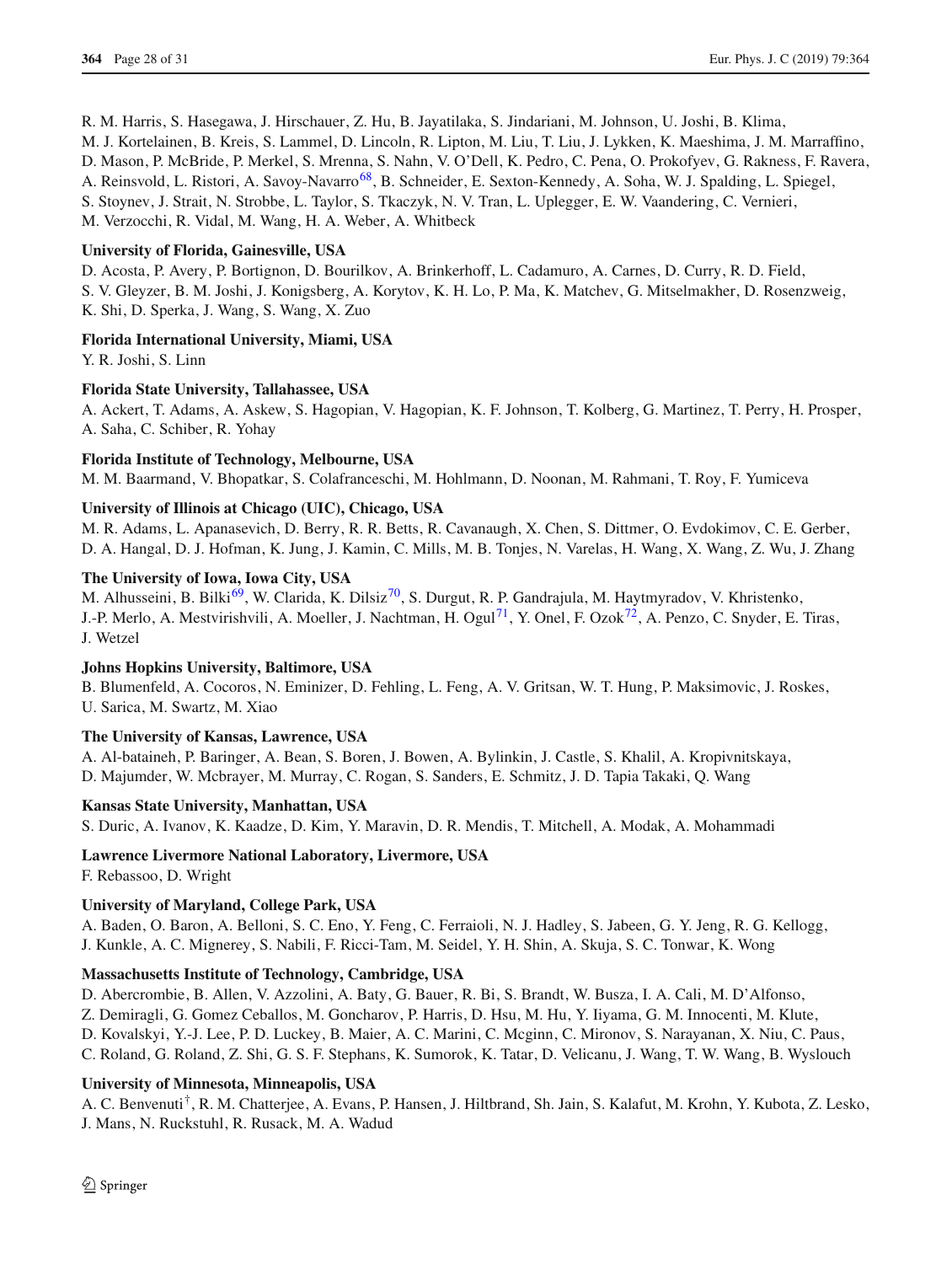R. M. Harris, S. Hasegawa, J. Hirschauer, Z. Hu, B. Jayatilaka, S. Jindariani, M. Johnson, U. Joshi, B. Klima, M. J. Kortelainen, B. Kreis, S. Lammel, D. Lincoln, R. Lipton, M. Liu, T. Liu, J. Lykken, K. Maeshima, J. M. Marraffino, D. Mason, P. McBride, P. Merkel, S. Mrenna, S. Nahn, V. O'Dell, K. Pedro, C. Pena, O. Prokofyev, G. Rakness, F. Ravera, A. Reinsvold, L. Ristori, A. Savoy-Navarro[68], B. Schneider, E. Sexton-Kennedy, A. Soha, W. J. Spalding, L. Spiegel, S. Stoynev, J. Strait, N. Strobbe, L. Taylor, S. Tkaczyk, N. V. Tran, L. Uplegger, E. W. Vaandering, C. Vernieri, M. Verzocchi, R. Vidal, M. Wang, H. A. Weber, A. Whitbeck

**University of Florida, Gainesville, USA**

D. Acosta, P. Avery, P. Bortignon, D. Bourilkov, A. Brinkerhoff, L. Cadamuro, A. Carnes, D. Curry, R. D. Field, S. V. Gleyzer, B. M. Joshi, J. Konigsberg, A. Korytov, K. H. Lo, P. Ma, K. Matchev, G. Mitselmakher, D. Rosenzweig, K. Shi, D. Sperka, J. Wang, S. Wang, X. Zuo

**Florida International University, Miami, USA**

Y. R. Joshi, S. Linn

**Florida State University, Tallahassee, USA**

A. Ackert, T. Adams, A. Askew, S. Hagopian, V. Hagopian, K. F. Johnson, T. Kolberg, G. Martinez, T. Perry, H. Prosper, A. Saha, C. Schiber, R. Yohay

**Florida Institute of Technology, Melbourne, USA**

M. M. Baarmand, V. Bhopatkar, S. Colafranceschi, M. Hohlmann, D. Noonan, M. Rahmani, T. Roy, F. Yumiceva

**University of Illinois at Chicago (UIC), Chicago, USA**

M. R. Adams, L. Apanasevich, D. Berry, R. R. Betts, R. Cavanaugh, X. Chen, S. Dittmer, O. Evdokimov, C. E. Gerber, D. A. Hangal, D. J. Hofman, K. Jung, J. Kamin, C. Mills, M. B. Tonjes, N. Varelas, H. Wang, X. Wang, Z. Wu, J. Zhang

**The University of Iowa, Iowa City, USA**

M. Alhusseini, B. Bilki[69], W. Clarida, K. Dilsiz[70], S. Durgut, R. P. Gandrajula, M. Haytmyradov, V. Khristenko, J.-P. Merlo, A. Mestvirishvili, A. Moeller, J. Nachtman, H. Ogul[71], Y. Onel, F. Ozok[72], A. Penzo, C. Snyder, E. Tiras, J. Wetzel

**Johns Hopkins University, Baltimore, USA**

B. Blumenfeld, A. Cocoros, N. Eminizer, D. Fehling, L. Feng, A. V. Gritsan, W. T. Hung, P. Maksimovic, J. Roskes, U. Sarica, M. Swartz, M. Xiao

**The University of Kansas, Lawrence, USA**

A. Al-bataineh, P. Baringer, A. Bean, S. Boren, J. Bowen, A. Bylinkin, J. Castle, S. Khalil, A. Kropivnitskaya, D. Majumder, W. Mcbrayer, M. Murray, C. Rogan, S. Sanders, E. Schmitz, J. D. Tapia Takaki, Q. Wang

**Kansas State University, Manhattan, USA**

S. Duric, A. Ivanov, K. Kaadze, D. Kim, Y. Maravin, D. R. Mendis, T. Mitchell, A. Modak, A. Mohammadi

**Lawrence Livermore National Laboratory, Livermore, USA**

F. Rebassoo, D. Wright

**University of Maryland, College Park, USA**

A. Baden, O. Baron, A. Belloni, S. C. Eno, Y. Feng, C. Ferraioli, N. J. Hadley, S. Jabeen, G. Y. Jeng, R. G. Kellogg, J. Kunkle, A. C. Mignerey, S. Nabili, F. Ricci-Tam, M. Seidel, Y. H. Shin, A. Skuja, S. C. Tonwar, K. Wong

**Massachusetts Institute of Technology, Cambridge, USA**

D. Abercrombie, B. Allen, V. Azzolini, A. Baty, G. Bauer, R. Bi, S. Brandt, W. Busza, I. A. Cali, M. D'Alfonso, Z. Demiragli, G. Gomez Ceballos, M. Goncharov, P. Harris, D. Hsu, M. Hu, Y. Iiyama, G. M. Innocenti, M. Klute, D. Kovalskyi, Y.-J. Lee, P. D. Luckey, B. Maier, A. C. Marini, C. Mcginn, C. Mironov, S. Narayanan, X. Niu, C. Paus, C. Roland, G. Roland, Z. Shi, G. S. F. Stephans, K. Sumorok, K. Tatar, D. Velicanu, J. Wang, T. W. Wang, B. Wyslouch

**University of Minnesota, Minneapolis, USA**

A. C. Benvenuti[†], R. M. Chatterjee, A. Evans, P. Hansen, J. Hiltbrand, Sh. Jain, S. Kalafut, M. Krohn, Y. Kubota, Z. Lesko, J. Mans, N. Ruckstuhl, R. Rusack, M. A. Wadud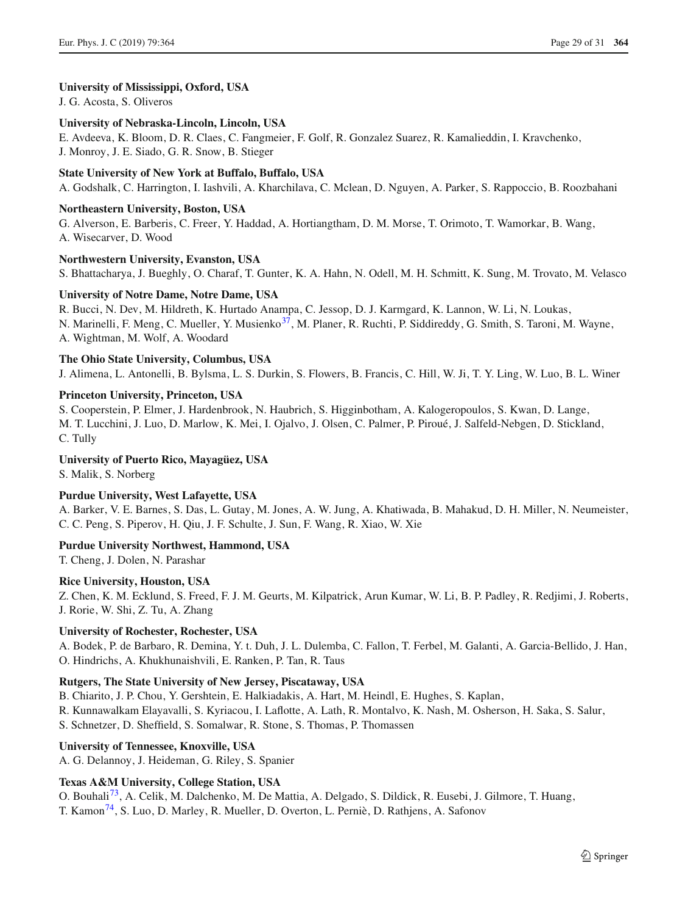**University of Mississippi, Oxford, USA**
J. G. Acosta, S. Oliveros

**University of Nebraska-Lincoln, Lincoln, USA**
E. Avdeeva, K. Bloom, D. R. Claes, C. Fangmeier, F. Golf, R. Gonzalez Suarez, R. Kamalieddin, I. Kravchenko, J. Monroy, J. E. Siado, G. R. Snow, B. Stieger

**State University of New York at Buffalo, Buffalo, USA**
A. Godshalk, C. Harrington, I. Iashvili, A. Kharchilava, C. Mclean, D. Nguyen, A. Parker, S. Rappoccio, B. Roozbahani

**Northeastern University, Boston, USA**
G. Alverson, E. Barberis, C. Freer, Y. Haddad, A. Hortiangtham, D. M. Morse, T. Orimoto, T. Wamorkar, B. Wang, A. Wisecarver, D. Wood

**Northwestern University, Evanston, USA**
S. Bhattacharya, J. Bueghly, O. Charaf, T. Gunter, K. A. Hahn, N. Odell, M. H. Schmitt, K. Sung, M. Trovato, M. Velasco

**University of Notre Dame, Notre Dame, USA**
R. Bucci, N. Dev, M. Hildreth, K. Hurtado Anampa, C. Jessop, D. J. Karmgard, K. Lannon, W. Li, N. Loukas, N. Marinelli, F. Meng, C. Mueller, Y. Musienko[37], M. Planer, R. Ruchti, P. Siddireddy, G. Smith, S. Taroni, M. Wayne, A. Wightman, M. Wolf, A. Woodard

**The Ohio State University, Columbus, USA**
J. Alimena, L. Antonelli, B. Bylsma, L. S. Durkin, S. Flowers, B. Francis, C. Hill, W. Ji, T. Y. Ling, W. Luo, B. L. Winer

**Princeton University, Princeton, USA**
S. Cooperstein, P. Elmer, J. Hardenbrook, N. Haubrich, S. Higginbotham, A. Kalogeropoulos, S. Kwan, D. Lange, M. T. Lucchini, J. Luo, D. Marlow, K. Mei, I. Ojalvo, J. Olsen, C. Palmer, P. Piroué, J. Salfeld-Nebgen, D. Stickland, C. Tully

**University of Puerto Rico, Mayagüez, USA**
S. Malik, S. Norberg

**Purdue University, West Lafayette, USA**
A. Barker, V. E. Barnes, S. Das, L. Gutay, M. Jones, A. W. Jung, A. Khatiwada, B. Mahakud, D. H. Miller, N. Neumeister, C. C. Peng, S. Piperov, H. Qiu, J. F. Schulte, J. Sun, F. Wang, R. Xiao, W. Xie

**Purdue University Northwest, Hammond, USA**
T. Cheng, J. Dolen, N. Parashar

**Rice University, Houston, USA**
Z. Chen, K. M. Ecklund, S. Freed, F. J. M. Geurts, M. Kilpatrick, Arun Kumar, W. Li, B. P. Padley, R. Redjimi, J. Roberts, J. Rorie, W. Shi, Z. Tu, A. Zhang

**University of Rochester, Rochester, USA**
A. Bodek, P. de Barbaro, R. Demina, Y. t. Duh, J. L. Dulemba, C. Fallon, T. Ferbel, M. Galanti, A. Garcia-Bellido, J. Han, O. Hindrichs, A. Khukhunaishvili, E. Ranken, P. Tan, R. Taus

**Rutgers, The State University of New Jersey, Piscataway, USA**
B. Chiarito, J. P. Chou, Y. Gershtein, E. Halkiadakis, A. Hart, M. Heindl, E. Hughes, S. Kaplan, R. Kunnawalkam Elayavalli, S. Kyriacou, I. Laflotte, A. Lath, R. Montalvo, K. Nash, M. Osherson, H. Saka, S. Salur, S. Schnetzer, D. Sheffield, S. Somalwar, R. Stone, S. Thomas, P. Thomassen

**University of Tennessee, Knoxville, USA**
A. G. Delannoy, J. Heideman, G. Riley, S. Spanier

**Texas A&M University, College Station, USA**
O. Bouhali[73], A. Celik, M. Dalchenko, M. De Mattia, A. Delgado, S. Dildick, R. Eusebi, J. Gilmore, T. Huang, T. Kamon[74], S. Luo, D. Marley, R. Mueller, D. Overton, L. Perniè, D. Rathjens, A. Safonov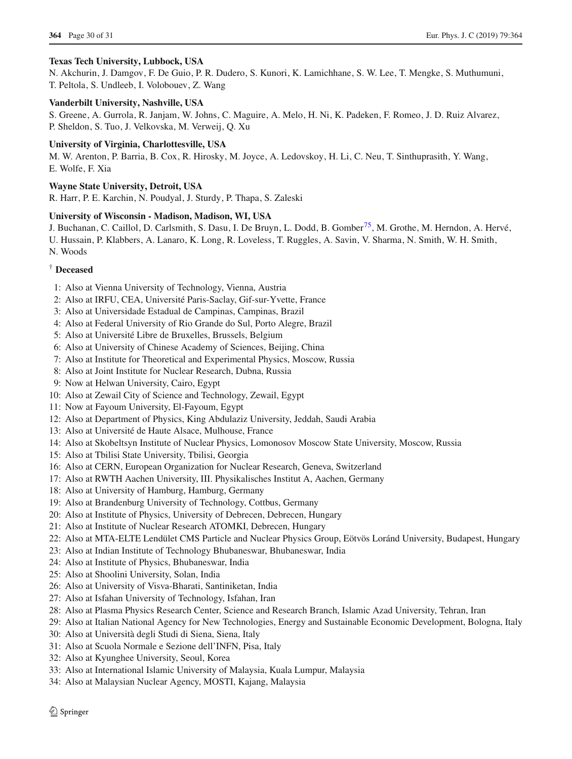**Texas Tech University, Lubbock, USA**
N. Akchurin, J. Damgov, F. De Guio, P. R. Dudero, S. Kunori, K. Lamichhane, S. W. Lee, T. Mengke, S. Muthumuni, T. Peltola, S. Undleeb, I. Volobouev, Z. Wang

**Vanderbilt University, Nashville, USA**
S. Greene, A. Gurrola, R. Janjam, W. Johns, C. Maguire, A. Melo, H. Ni, K. Padeken, F. Romeo, J. D. Ruiz Alvarez, P. Sheldon, S. Tuo, J. Velkovska, M. Verweij, Q. Xu

**University of Virginia, Charlottesville, USA**
M. W. Arenton, P. Barria, B. Cox, R. Hirosky, M. Joyce, A. Ledovskoy, H. Li, C. Neu, T. Sinthuprasith, Y. Wang, E. Wolfe, F. Xia

**Wayne State University, Detroit, USA**
R. Harr, P. E. Karchin, N. Poudyal, J. Sturdy, P. Thapa, S. Zaleski

**University of Wisconsin - Madison, Madison, WI, USA**
J. Buchanan, C. Caillol, D. Carlsmith, S. Dasu, I. De Bruyn, L. Dodd, B. Gomber[75], M. Grothe, M. Herndon, A. Hervé, U. Hussain, P. Klabbers, A. Lanaro, K. Long, R. Loveless, T. Ruggles, A. Savin, V. Sharma, N. Smith, W. H. Smith, N. Woods

† **Deceased**

1: Also at Vienna University of Technology, Vienna, Austria
2: Also at IRFU, CEA, Université Paris-Saclay, Gif-sur-Yvette, France
3: Also at Universidade Estadual de Campinas, Campinas, Brazil
4: Also at Federal University of Rio Grande do Sul, Porto Alegre, Brazil
5: Also at Université Libre de Bruxelles, Brussels, Belgium
6: Also at University of Chinese Academy of Sciences, Beijing, China
7: Also at Institute for Theoretical and Experimental Physics, Moscow, Russia
8: Also at Joint Institute for Nuclear Research, Dubna, Russia
9: Now at Helwan University, Cairo, Egypt
10: Also at Zewail City of Science and Technology, Zewail, Egypt
11: Now at Fayoum University, El-Fayoum, Egypt
12: Also at Department of Physics, King Abdulaziz University, Jeddah, Saudi Arabia
13: Also at Université de Haute Alsace, Mulhouse, France
14: Also at Skobeltsyn Institute of Nuclear Physics, Lomonosov Moscow State University, Moscow, Russia
15: Also at Tbilisi State University, Tbilisi, Georgia
16: Also at CERN, European Organization for Nuclear Research, Geneva, Switzerland
17: Also at RWTH Aachen University, III. Physikalisches Institut A, Aachen, Germany
18: Also at University of Hamburg, Hamburg, Germany
19: Also at Brandenburg University of Technology, Cottbus, Germany
20: Also at Institute of Physics, University of Debrecen, Debrecen, Hungary
21: Also at Institute of Nuclear Research ATOMKI, Debrecen, Hungary
22: Also at MTA-ELTE Lendület CMS Particle and Nuclear Physics Group, Eötvös Loránd University, Budapest, Hungary
23: Also at Indian Institute of Technology Bhubaneswar, Bhubaneswar, India
24: Also at Institute of Physics, Bhubaneswar, India
25: Also at Shoolini University, Solan, India
26: Also at University of Visva-Bharati, Santiniketan, India
27: Also at Isfahan University of Technology, Isfahan, Iran
28: Also at Plasma Physics Research Center, Science and Research Branch, Islamic Azad University, Tehran, Iran
29: Also at Italian National Agency for New Technologies, Energy and Sustainable Economic Development, Bologna, Italy
30: Also at Università degli Studi di Siena, Siena, Italy
31: Also at Scuola Normale e Sezione dell'INFN, Pisa, Italy
32: Also at Kyunghee University, Seoul, Korea
33: Also at International Islamic University of Malaysia, Kuala Lumpur, Malaysia
34: Also at Malaysian Nuclear Agency, MOSTI, Kajang, Malaysia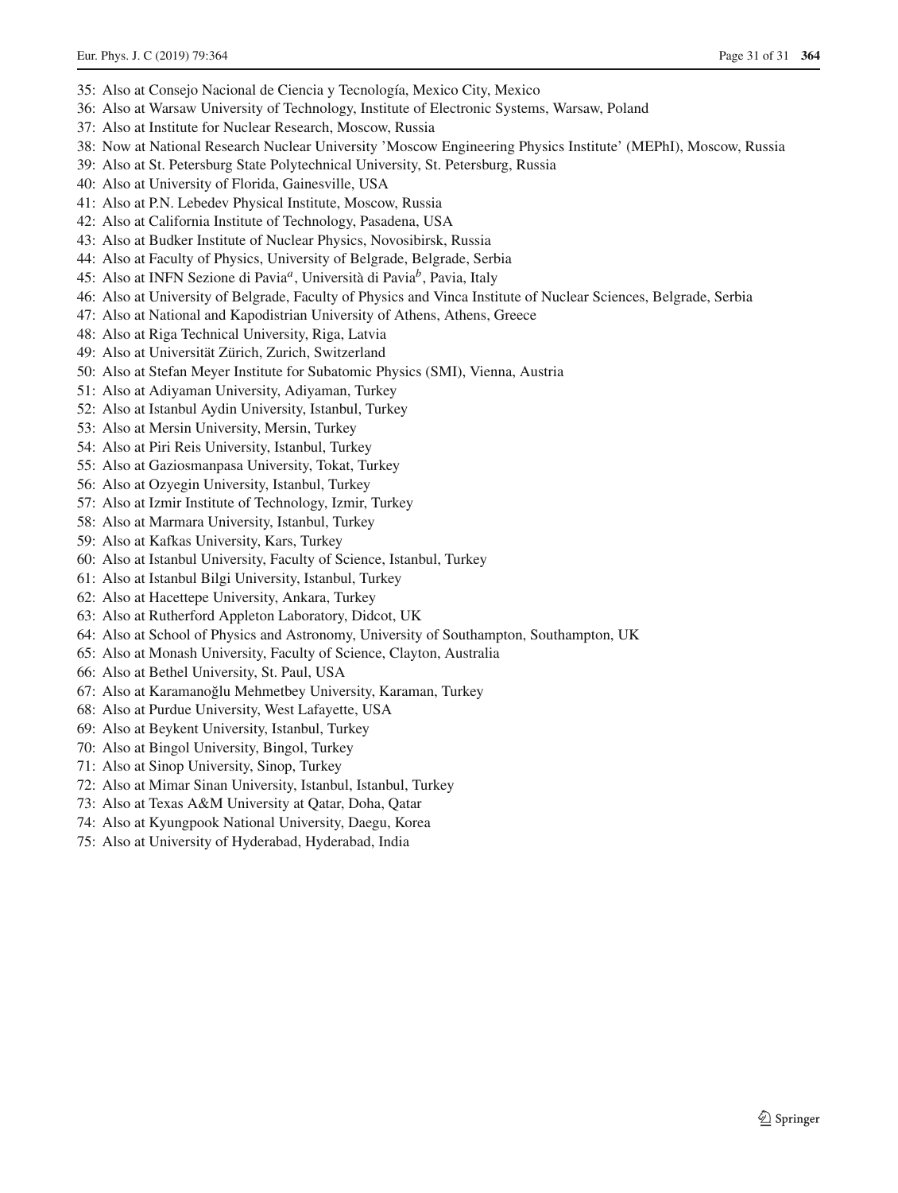35: Also at Consejo Nacional de Ciencia y Tecnología, Mexico City, Mexico
36: Also at Warsaw University of Technology, Institute of Electronic Systems, Warsaw, Poland
37: Also at Institute for Nuclear Research, Moscow, Russia
38: Now at National Research Nuclear University 'Moscow Engineering Physics Institute' (MEPhI), Moscow, Russia
39: Also at St. Petersburg State Polytechnical University, St. Petersburg, Russia
40: Also at University of Florida, Gainesville, USA
41: Also at P.N. Lebedev Physical Institute, Moscow, Russia
42: Also at California Institute of Technology, Pasadena, USA
43: Also at Budker Institute of Nuclear Physics, Novosibirsk, Russia
44: Also at Faculty of Physics, University of Belgrade, Belgrade, Serbia
45: Also at INFN Sezione di Pavia[a], Università di Pavia[b], Pavia, Italy
46: Also at University of Belgrade, Faculty of Physics and Vinca Institute of Nuclear Sciences, Belgrade, Serbia
47: Also at National and Kapodistrian University of Athens, Athens, Greece
48: Also at Riga Technical University, Riga, Latvia
49: Also at Universität Zürich, Zurich, Switzerland
50: Also at Stefan Meyer Institute for Subatomic Physics (SMI), Vienna, Austria
51: Also at Adiyaman University, Adiyaman, Turkey
52: Also at Istanbul Aydin University, Istanbul, Turkey
53: Also at Mersin University, Mersin, Turkey
54: Also at Piri Reis University, Istanbul, Turkey
55: Also at Gaziosmanpasa University, Tokat, Turkey
56: Also at Ozyegin University, Istanbul, Turkey
57: Also at Izmir Institute of Technology, Izmir, Turkey
58: Also at Marmara University, Istanbul, Turkey
59: Also at Kafkas University, Kars, Turkey
60: Also at Istanbul University, Faculty of Science, Istanbul, Turkey
61: Also at Istanbul Bilgi University, Istanbul, Turkey
62: Also at Hacettepe University, Ankara, Turkey
63: Also at Rutherford Appleton Laboratory, Didcot, UK
64: Also at School of Physics and Astronomy, University of Southampton, Southampton, UK
65: Also at Monash University, Faculty of Science, Clayton, Australia
66: Also at Bethel University, St. Paul, USA
67: Also at Karamanoğlu Mehmetbey University, Karaman, Turkey
68: Also at Purdue University, West Lafayette, USA
69: Also at Beykent University, Istanbul, Turkey
70: Also at Bingol University, Bingol, Turkey
71: Also at Sinop University, Sinop, Turkey
72: Also at Mimar Sinan University, Istanbul, Istanbul, Turkey
73: Also at Texas A&M University at Qatar, Doha, Qatar
74: Also at Kyungpook National University, Daegu, Korea
75: Also at University of Hyderabad, Hyderabad, India